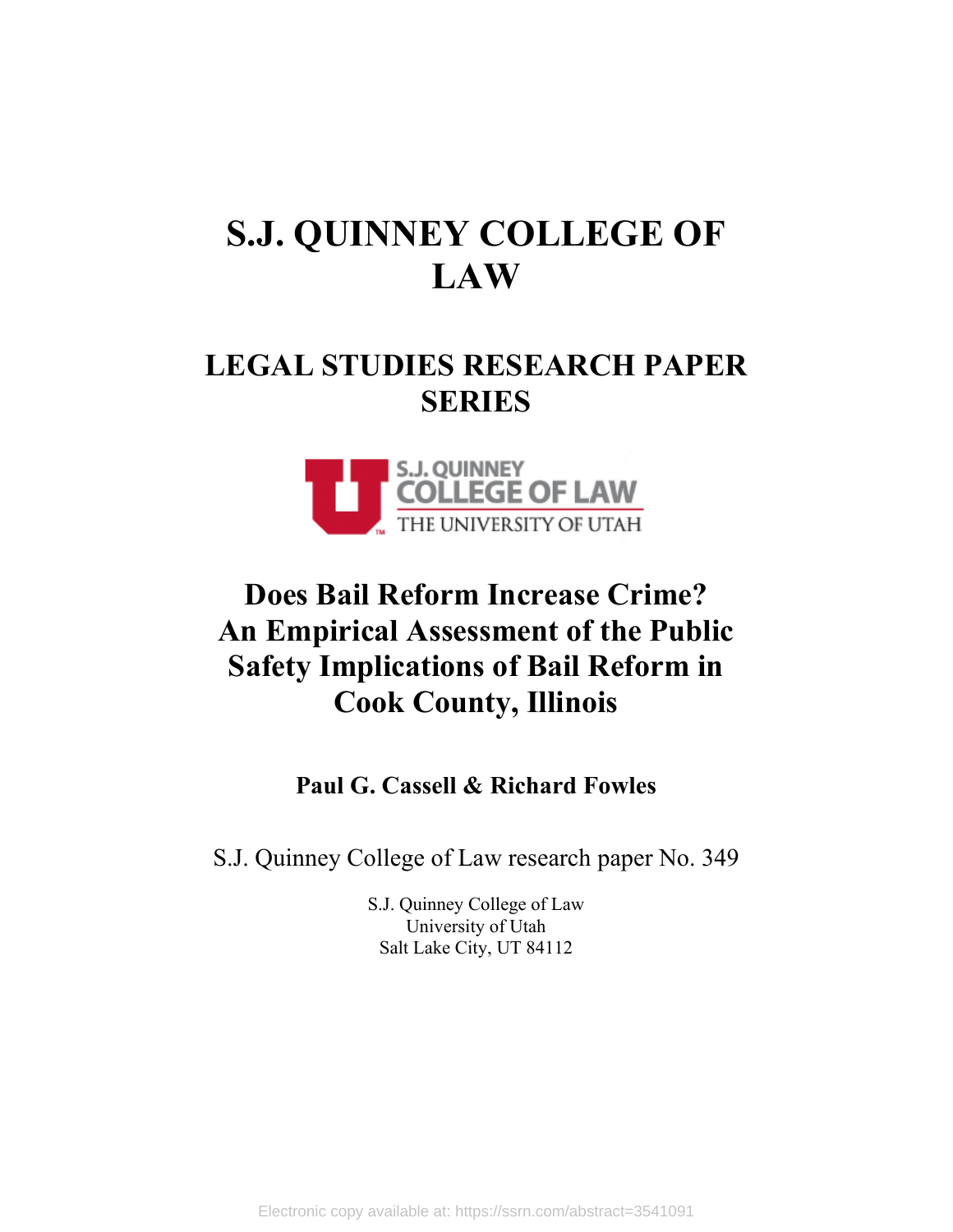# S.J. QUINNEY COLLEGE OF LAW

## LEGAL STUDIES RESEARCH PAPER SERIES

S.J. QUINNEY
COLLEGE OF LAW
THE UNIVERSITY OF UTAH

# Does Bail Reform Increase Crime? An Empirical Assessment of the Public Safety Implications of Bail Reform in Cook County, Illinois

**Paul G. Cassell & Richard Fowles**

S.J. Quinney College of Law research paper No. 349

S.J. Quinney College of Law
University of Utah
Salt Lake City, UT 84112

Electronic copy available at: https://ssrn.com/abstract=3541091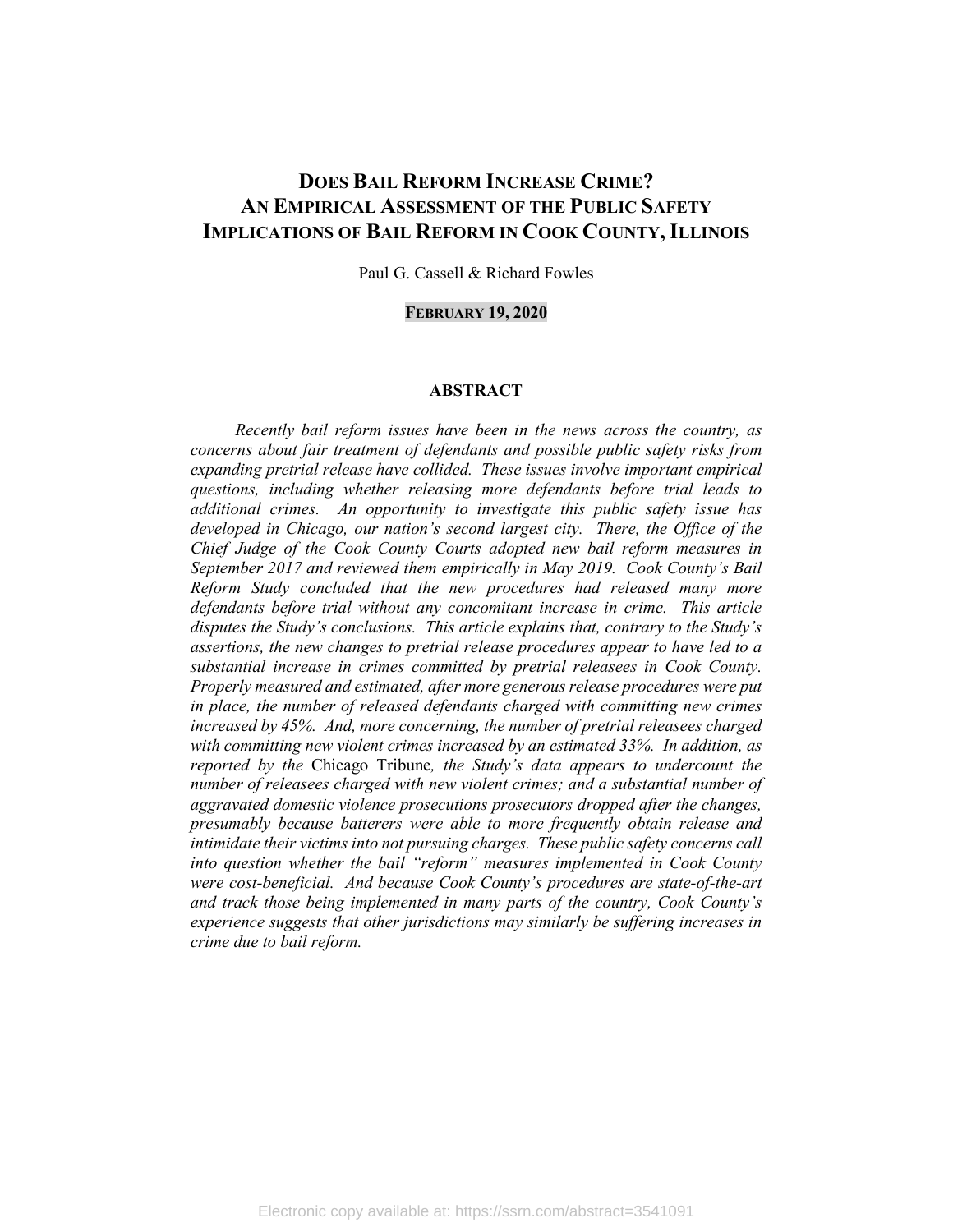# DOES BAIL REFORM INCREASE CRIME? AN EMPIRICAL ASSESSMENT OF THE PUBLIC SAFETY IMPLICATIONS OF BAIL REFORM IN COOK COUNTY, ILLINOIS

Paul G. Cassell & Richard Fowles

**FEBRUARY 19, 2020**

## ABSTRACT

*Recently bail reform issues have been in the news across the country, as concerns about fair treatment of defendants and possible public safety risks from expanding pretrial release have collided. These issues involve important empirical questions, including whether releasing more defendants before trial leads to additional crimes. An opportunity to investigate this public safety issue has developed in Chicago, our nation's second largest city. There, the Office of the Chief Judge of the Cook County Courts adopted new bail reform measures in September 2017 and reviewed them empirically in May 2019. Cook County's Bail Reform Study concluded that the new procedures had released many more defendants before trial without any concomitant increase in crime. This article disputes the Study's conclusions. This article explains that, contrary to the Study's assertions, the new changes to pretrial release procedures appear to have led to a substantial increase in crimes committed by pretrial releasees in Cook County. Properly measured and estimated, after more generous release procedures were put in place, the number of released defendants charged with committing new crimes increased by 45%. And, more concerning, the number of pretrial releasees charged with committing new violent crimes increased by an estimated 33%. In addition, as reported by the* Chicago Tribune*, the Study's data appears to undercount the number of releasees charged with new violent crimes; and a substantial number of aggravated domestic violence prosecutions prosecutors dropped after the changes, presumably because batterers were able to more frequently obtain release and intimidate their victims into not pursuing charges. These public safety concerns call into question whether the bail "reform" measures implemented in Cook County were cost-beneficial. And because Cook County's procedures are state-of-the-art and track those being implemented in many parts of the country, Cook County's experience suggests that other jurisdictions may similarly be suffering increases in crime due to bail reform.*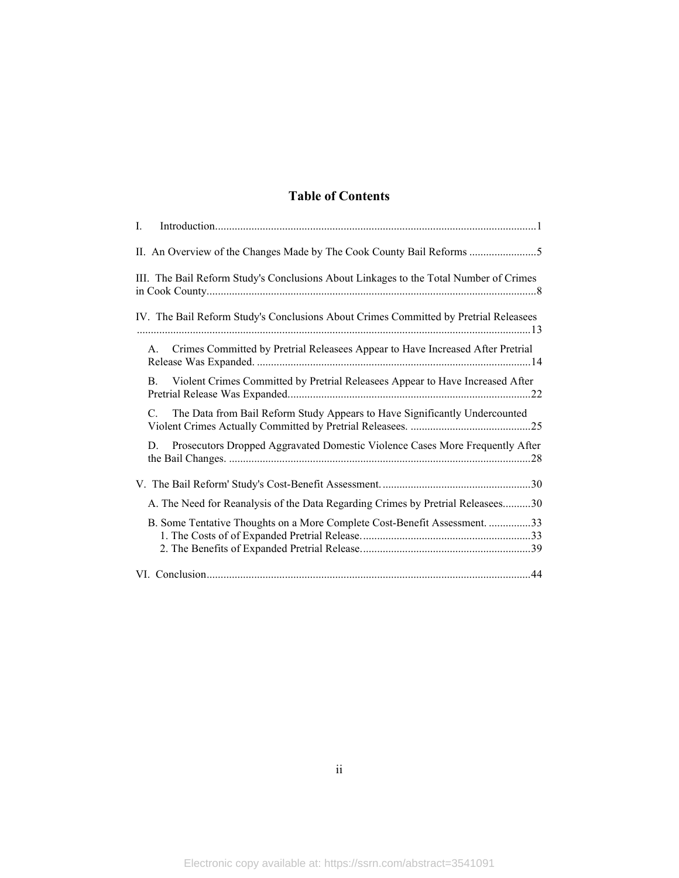# Table of Contents

I. Introduction.................................................................................................................1

II. An Overview of the Changes Made by The Cook County Bail Reforms ........................5

III. The Bail Reform Study's Conclusions About Linkages to the Total Number of Crimes in Cook County....................................................................................................................8

IV. The Bail Reform Study's Conclusions About Crimes Committed by Pretrial Releasees ...........................................................................................................................................13

- A. Crimes Committed by Pretrial Releasees Appear to Have Increased After Pretrial Release Was Expanded. .................................................................................................14
- B. Violent Crimes Committed by Pretrial Releasees Appear to Have Increased After Pretrial Release Was Expanded.....................................................................................22
- C. The Data from Bail Reform Study Appears to Have Significantly Undercounted Violent Crimes Actually Committed by Pretrial Releasees. ..........................................25
- D. Prosecutors Dropped Aggravated Domestic Violence Cases More Frequently After the Bail Changes. ..........................................................................................................28

V. The Bail Reform' Study's Cost-Benefit Assessment. ....................................................30

- A. The Need for Reanalysis of the Data Regarding Crimes by Pretrial Releasees..........30
- B. Some Tentative Thoughts on a More Complete Cost-Benefit Assessment. ...............33
  - 1. The Costs of of Expanded Pretrial Release. ..........................................................33
  - 2. The Benefits of Expanded Pretrial Release............................................................39

VI. Conclusion..................................................................................................................44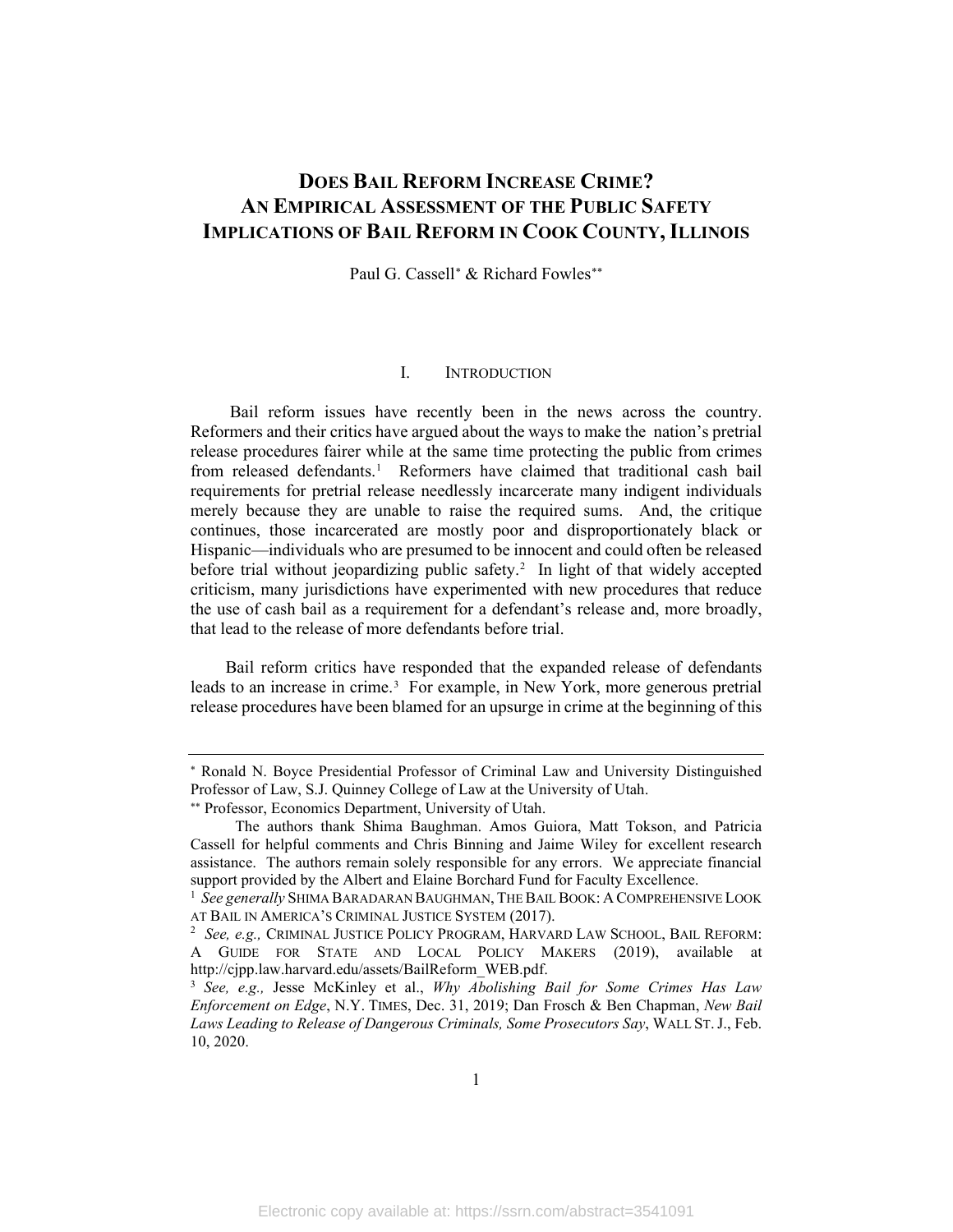# DOES BAIL REFORM INCREASE CRIME? AN EMPIRICAL ASSESSMENT OF THE PUBLIC SAFETY IMPLICATIONS OF BAIL REFORM IN COOK COUNTY, ILLINOIS

Paul G. Cassell* & Richard Fowles**

## I. INTRODUCTION

Bail reform issues have recently been in the news across the country. Reformers and their critics have argued about the ways to make the nation's pretrial release procedures fairer while at the same time protecting the public from crimes from released defendants.[1] Reformers have claimed that traditional cash bail requirements for pretrial release needlessly incarcerate many indigent individuals merely because they are unable to raise the required sums. And, the critique continues, those incarcerated are mostly poor and disproportionately black or Hispanic—individuals who are presumed to be innocent and could often be released before trial without jeopardizing public safety.[2] In light of that widely accepted criticism, many jurisdictions have experimented with new procedures that reduce the use of cash bail as a requirement for a defendant's release and, more broadly, that lead to the release of more defendants before trial.

Bail reform critics have responded that the expanded release of defendants leads to an increase in crime.[3] For example, in New York, more generous pretrial release procedures have been blamed for an upsurge in crime at the beginning of this

---

* Ronald N. Boyce Presidential Professor of Criminal Law and University Distinguished Professor of Law, S.J. Quinney College of Law at the University of Utah.

** Professor, Economics Department, University of Utah.

The authors thank Shima Baughman. Amos Guiora, Matt Tokson, and Patricia Cassell for helpful comments and Chris Binning and Jaime Wiley for excellent research assistance. The authors remain solely responsible for any errors. We appreciate financial support provided by the Albert and Elaine Borchard Fund for Faculty Excellence.

[1] *See generally* SHIMA BARADARAN BAUGHMAN, THE BAIL BOOK: A COMPREHENSIVE LOOK AT BAIL IN AMERICA'S CRIMINAL JUSTICE SYSTEM (2017).

[2] *See, e.g.,* CRIMINAL JUSTICE POLICY PROGRAM, HARVARD LAW SCHOOL, BAIL REFORM: A GUIDE FOR STATE AND LOCAL POLICY MAKERS (2019), available at http://cjpp.law.harvard.edu/assets/BailReform_WEB.pdf.

[3] *See, e.g.,* Jesse McKinley et al., *Why Abolishing Bail for Some Crimes Has Law Enforcement on Edge*, N.Y. TIMES, Dec. 31, 2019; Dan Frosch & Ben Chapman, *New Bail Laws Leading to Release of Dangerous Criminals, Some Prosecutors Say*, WALL ST. J., Feb. 10, 2020.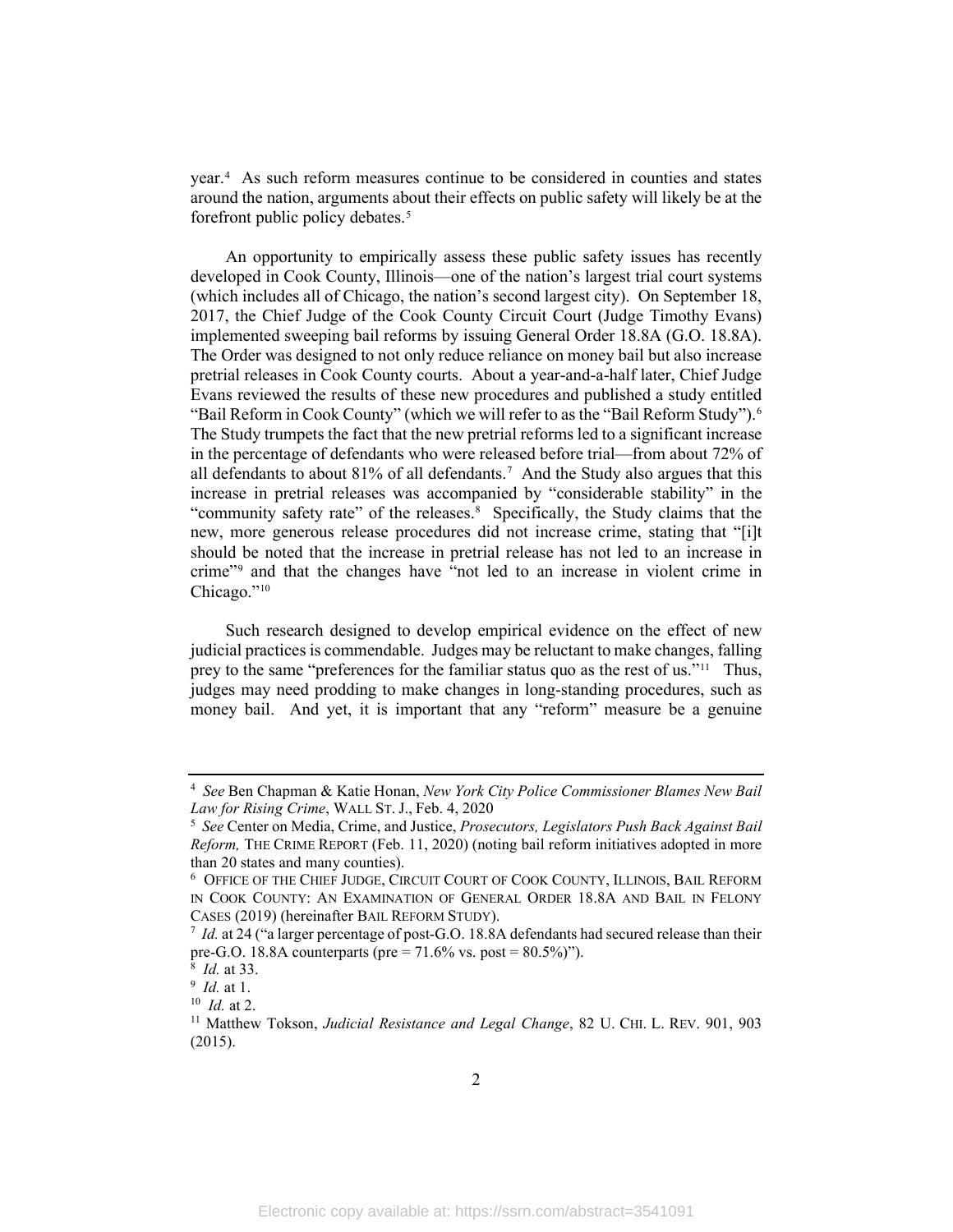year.[4] As such reform measures continue to be considered in counties and states around the nation, arguments about their effects on public safety will likely be at the forefront public policy debates.[5]

An opportunity to empirically assess these public safety issues has recently developed in Cook County, Illinois—one of the nation's largest trial court systems (which includes all of Chicago, the nation's second largest city). On September 18, 2017, the Chief Judge of the Cook County Circuit Court (Judge Timothy Evans) implemented sweeping bail reforms by issuing General Order 18.8A (G.O. 18.8A). The Order was designed to not only reduce reliance on money bail but also increase pretrial releases in Cook County courts. About a year-and-a-half later, Chief Judge Evans reviewed the results of these new procedures and published a study entitled "Bail Reform in Cook County" (which we will refer to as the "Bail Reform Study").[6] The Study trumpets the fact that the new pretrial reforms led to a significant increase in the percentage of defendants who were released before trial—from about 72% of all defendants to about 81% of all defendants.[7] And the Study also argues that this increase in pretrial releases was accompanied by "considerable stability" in the "community safety rate" of the releases.[8] Specifically, the Study claims that the new, more generous release procedures did not increase crime, stating that "[i]t should be noted that the increase in pretrial release has not led to an increase in crime"[9] and that the changes have "not led to an increase in violent crime in Chicago."[10]

Such research designed to develop empirical evidence on the effect of new judicial practices is commendable. Judges may be reluctant to make changes, falling prey to the same "preferences for the familiar status quo as the rest of us."[11] Thus, judges may need prodding to make changes in long-standing procedures, such as money bail. And yet, it is important that any "reform" measure be a genuine

---

[4] *See* Ben Chapman & Katie Honan, *New York City Police Commissioner Blames New Bail Law for Rising Crime*, WALL ST. J., Feb. 4, 2020

[5] *See* Center on Media, Crime, and Justice, *Prosecutors, Legislators Push Back Against Bail Reform,* THE CRIME REPORT (Feb. 11, 2020) (noting bail reform initiatives adopted in more than 20 states and many counties).

[6] OFFICE OF THE CHIEF JUDGE, CIRCUIT COURT OF COOK COUNTY, ILLINOIS, BAIL REFORM IN COOK COUNTY: AN EXAMINATION OF GENERAL ORDER 18.8A AND BAIL IN FELONY CASES (2019) (hereinafter BAIL REFORM STUDY).

[7] *Id.* at 24 ("a larger percentage of post-G.O. 18.8A defendants had secured release than their pre-G.O. 18.8A counterparts (pre = 71.6% vs. post = 80.5%)").

[8] *Id.* at 33.

[9] *Id.* at 1.

[10] *Id.* at 2.

[11] Matthew Tokson, *Judicial Resistance and Legal Change*, 82 U. CHI. L. REV. 901, 903 (2015).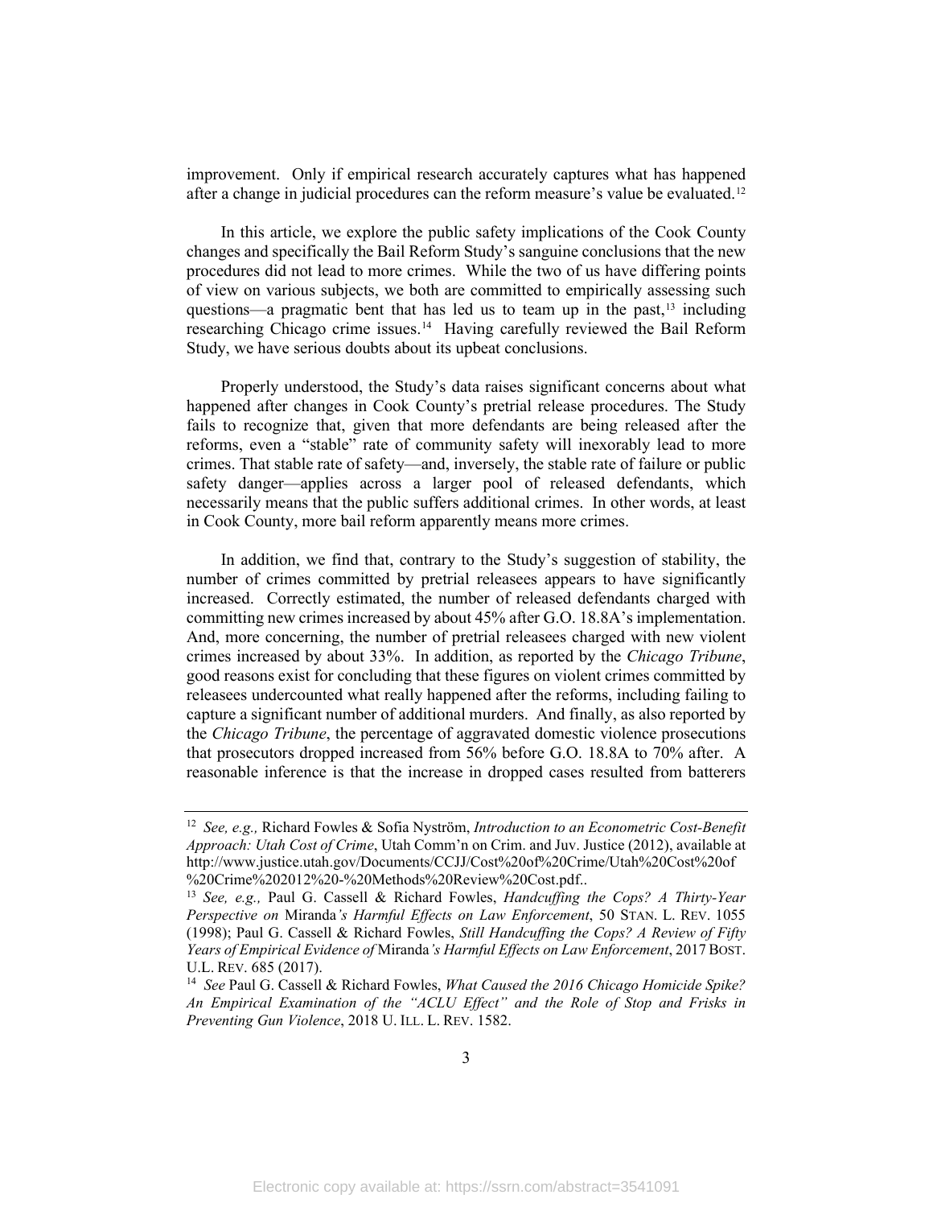improvement. Only if empirical research accurately captures what has happened after a change in judicial procedures can the reform measure's value be evaluated.[12]

In this article, we explore the public safety implications of the Cook County changes and specifically the Bail Reform Study's sanguine conclusions that the new procedures did not lead to more crimes. While the two of us have differing points of view on various subjects, we both are committed to empirically assessing such questions—a pragmatic bent that has led us to team up in the past,[13] including researching Chicago crime issues.[14] Having carefully reviewed the Bail Reform Study, we have serious doubts about its upbeat conclusions.

Properly understood, the Study's data raises significant concerns about what happened after changes in Cook County's pretrial release procedures. The Study fails to recognize that, given that more defendants are being released after the reforms, even a "stable" rate of community safety will inexorably lead to more crimes. That stable rate of safety—and, inversely, the stable rate of failure or public safety danger—applies across a larger pool of released defendants, which necessarily means that the public suffers additional crimes. In other words, at least in Cook County, more bail reform apparently means more crimes.

In addition, we find that, contrary to the Study's suggestion of stability, the number of crimes committed by pretrial releasees appears to have significantly increased. Correctly estimated, the number of released defendants charged with committing new crimes increased by about 45% after G.O. 18.8A's implementation. And, more concerning, the number of pretrial releasees charged with new violent crimes increased by about 33%. In addition, as reported by the *Chicago Tribune*, good reasons exist for concluding that these figures on violent crimes committed by releasees undercounted what really happened after the reforms, including failing to capture a significant number of additional murders. And finally, as also reported by the *Chicago Tribune*, the percentage of aggravated domestic violence prosecutions that prosecutors dropped increased from 56% before G.O. 18.8A to 70% after. A reasonable inference is that the increase in dropped cases resulted from batterers

---

[12] *See, e.g.,* Richard Fowles & Sofia Nyström, *Introduction to an Econometric Cost-Benefit Approach: Utah Cost of Crime*, Utah Comm'n on Crim. and Juv. Justice (2012), available at http://www.justice.utah.gov/Documents/CCJJ/Cost%20of%20Crime/Utah%20Cost%20of%20Crime%202012%20-%20Methods%20Review%20Cost.pdf..

[13] *See, e.g.,* Paul G. Cassell & Richard Fowles, *Handcuffing the Cops? A Thirty-Year Perspective on* Miranda*'s Harmful Effects on Law Enforcement*, 50 STAN. L. REV. 1055 (1998); Paul G. Cassell & Richard Fowles, *Still Handcuffing the Cops? A Review of Fifty Years of Empirical Evidence of* Miranda*'s Harmful Effects on Law Enforcement*, 2017 BOST. U.L. REV. 685 (2017).

[14] *See* Paul G. Cassell & Richard Fowles, *What Caused the 2016 Chicago Homicide Spike? An Empirical Examination of the "ACLU Effect" and the Role of Stop and Frisks in Preventing Gun Violence*, 2018 U. ILL. L. REV. 1582.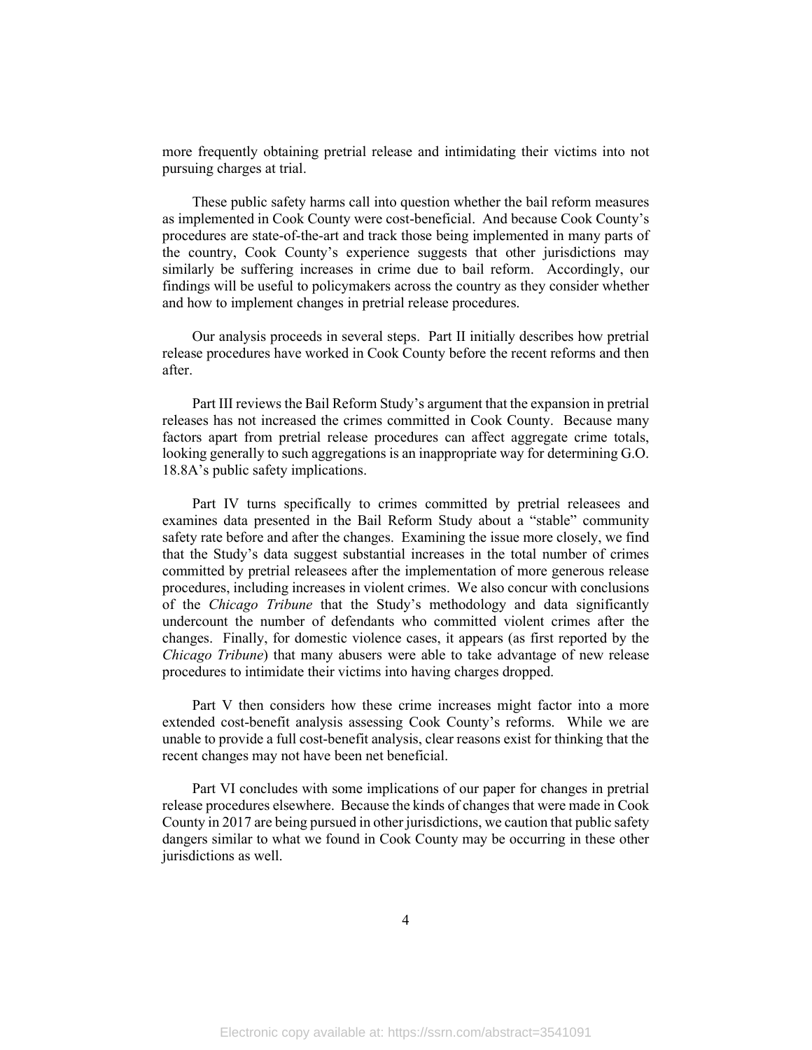more frequently obtaining pretrial release and intimidating their victims into not pursuing charges at trial.

These public safety harms call into question whether the bail reform measures as implemented in Cook County were cost-beneficial. And because Cook County's procedures are state-of-the-art and track those being implemented in many parts of the country, Cook County's experience suggests that other jurisdictions may similarly be suffering increases in crime due to bail reform. Accordingly, our findings will be useful to policymakers across the country as they consider whether and how to implement changes in pretrial release procedures.

Our analysis proceeds in several steps. Part II initially describes how pretrial release procedures have worked in Cook County before the recent reforms and then after.

Part III reviews the Bail Reform Study's argument that the expansion in pretrial releases has not increased the crimes committed in Cook County. Because many factors apart from pretrial release procedures can affect aggregate crime totals, looking generally to such aggregations is an inappropriate way for determining G.O. 18.8A's public safety implications.

Part IV turns specifically to crimes committed by pretrial releasees and examines data presented in the Bail Reform Study about a "stable" community safety rate before and after the changes. Examining the issue more closely, we find that the Study's data suggest substantial increases in the total number of crimes committed by pretrial releasees after the implementation of more generous release procedures, including increases in violent crimes. We also concur with conclusions of the *Chicago Tribune* that the Study's methodology and data significantly undercount the number of defendants who committed violent crimes after the changes. Finally, for domestic violence cases, it appears (as first reported by the *Chicago Tribune*) that many abusers were able to take advantage of new release procedures to intimidate their victims into having charges dropped.

Part V then considers how these crime increases might factor into a more extended cost-benefit analysis assessing Cook County's reforms. While we are unable to provide a full cost-benefit analysis, clear reasons exist for thinking that the recent changes may not have been net beneficial.

Part VI concludes with some implications of our paper for changes in pretrial release procedures elsewhere. Because the kinds of changes that were made in Cook County in 2017 are being pursued in other jurisdictions, we caution that public safety dangers similar to what we found in Cook County may be occurring in these other jurisdictions as well.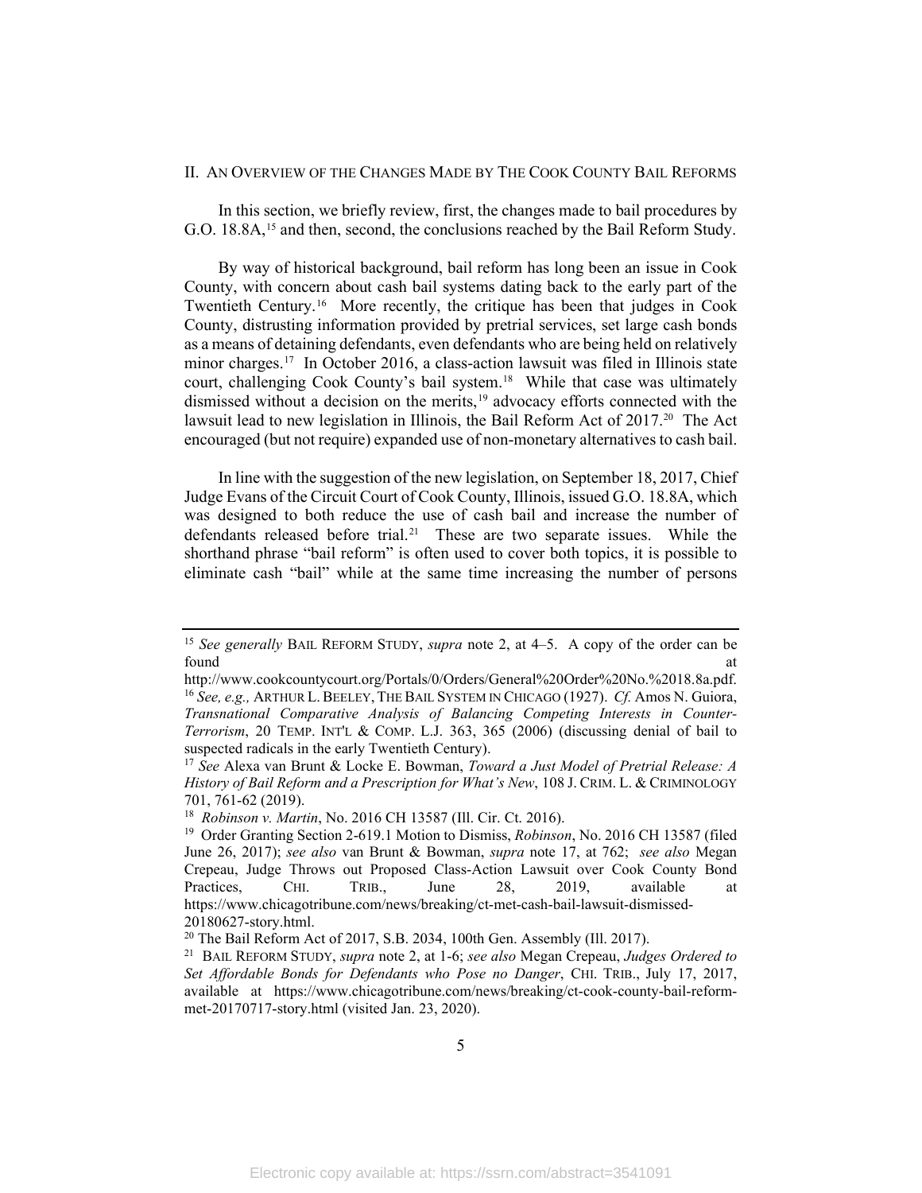## II. An Overview of the Changes Made by The Cook County Bail Reforms

In this section, we briefly review, first, the changes made to bail procedures by G.O. 18.8A,[15] and then, second, the conclusions reached by the Bail Reform Study.

By way of historical background, bail reform has long been an issue in Cook County, with concern about cash bail systems dating back to the early part of the Twentieth Century.[16] More recently, the critique has been that judges in Cook County, distrusting information provided by pretrial services, set large cash bonds as a means of detaining defendants, even defendants who are being held on relatively minor charges.[17] In October 2016, a class-action lawsuit was filed in Illinois state court, challenging Cook County's bail system.[18] While that case was ultimately dismissed without a decision on the merits,[19] advocacy efforts connected with the lawsuit lead to new legislation in Illinois, the Bail Reform Act of 2017.[20] The Act encouraged (but not require) expanded use of non-monetary alternatives to cash bail.

In line with the suggestion of the new legislation, on September 18, 2017, Chief Judge Evans of the Circuit Court of Cook County, Illinois, issued G.O. 18.8A, which was designed to both reduce the use of cash bail and increase the number of defendants released before trial.[21] These are two separate issues. While the shorthand phrase "bail reform" is often used to cover both topics, it is possible to eliminate cash "bail" while at the same time increasing the number of persons

---

[15] *See generally* BAIL REFORM STUDY, *supra* note 2, at 4–5. A copy of the order can be found at http://www.cookcountycourt.org/Portals/0/Orders/General%20Order%20No.%2018.8a.pdf.

[16] *See, e.g.,* ARTHUR L. BEELEY, THE BAIL SYSTEM IN CHICAGO (1927). *Cf.* Amos N. Guiora, *Transnational Comparative Analysis of Balancing Competing Interests in Counter-Terrorism*, 20 TEMP. INT'L & COMP. L.J. 363, 365 (2006) (discussing denial of bail to suspected radicals in the early Twentieth Century).

[17] *See* Alexa van Brunt & Locke E. Bowman, *Toward a Just Model of Pretrial Release: A History of Bail Reform and a Prescription for What's New*, 108 J. CRIM. L. & CRIMINOLOGY 701, 761-62 (2019).

[18] *Robinson v. Martin*, No. 2016 CH 13587 (Ill. Cir. Ct. 2016).

[19] Order Granting Section 2-619.1 Motion to Dismiss, *Robinson*, No. 2016 CH 13587 (filed June 26, 2017); *see also* van Brunt & Bowman, *supra* note 17, at 762; *see also* Megan Crepeau, Judge Throws out Proposed Class-Action Lawsuit over Cook County Bond Practices, CHI. TRIB., June 28, 2019, available at https://www.chicagotribune.com/news/breaking/ct-met-cash-bail-lawsuit-dismissed-20180627-story.html.

[20] The Bail Reform Act of 2017, S.B. 2034, 100th Gen. Assembly (Ill. 2017).

[21] BAIL REFORM STUDY, *supra* note 2, at 1-6; *see also* Megan Crepeau, *Judges Ordered to Set Affordable Bonds for Defendants who Pose no Danger*, CHI. TRIB., July 17, 2017, available at https://www.chicagotribune.com/news/breaking/ct-cook-county-bail-reform-met-20170717-story.html (visited Jan. 23, 2020).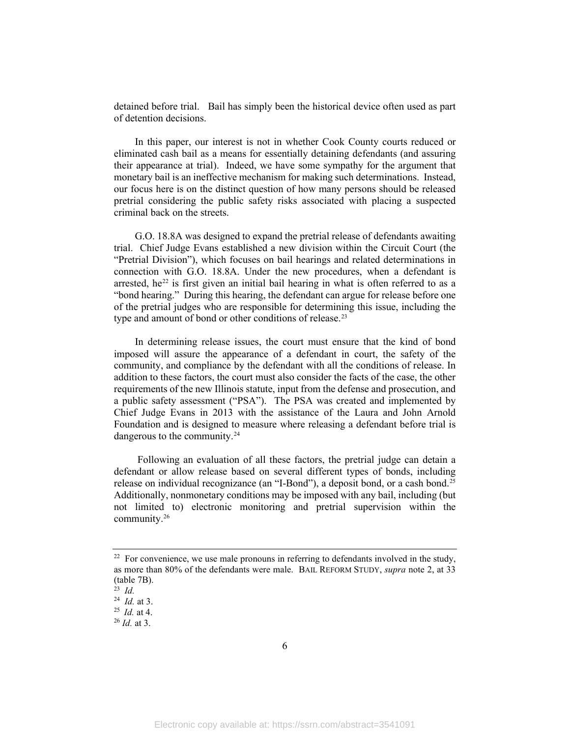detained before trial. Bail has simply been the historical device often used as part of detention decisions.

In this paper, our interest is not in whether Cook County courts reduced or eliminated cash bail as a means for essentially detaining defendants (and assuring their appearance at trial). Indeed, we have some sympathy for the argument that monetary bail is an ineffective mechanism for making such determinations. Instead, our focus here is on the distinct question of how many persons should be released pretrial considering the public safety risks associated with placing a suspected criminal back on the streets.

G.O. 18.8A was designed to expand the pretrial release of defendants awaiting trial. Chief Judge Evans established a new division within the Circuit Court (the "Pretrial Division"), which focuses on bail hearings and related determinations in connection with G.O. 18.8A. Under the new procedures, when a defendant is arrested, he[22] is first given an initial bail hearing in what is often referred to as a "bond hearing." During this hearing, the defendant can argue for release before one of the pretrial judges who are responsible for determining this issue, including the type and amount of bond or other conditions of release.[23]

In determining release issues, the court must ensure that the kind of bond imposed will assure the appearance of a defendant in court, the safety of the community, and compliance by the defendant with all the conditions of release. In addition to these factors, the court must also consider the facts of the case, the other requirements of the new Illinois statute, input from the defense and prosecution, and a public safety assessment ("PSA"). The PSA was created and implemented by Chief Judge Evans in 2013 with the assistance of the Laura and John Arnold Foundation and is designed to measure where releasing a defendant before trial is dangerous to the community.[24]

Following an evaluation of all these factors, the pretrial judge can detain a defendant or allow release based on several different types of bonds, including release on individual recognizance (an "I-Bond"), a deposit bond, or a cash bond.[25] Additionally, nonmonetary conditions may be imposed with any bail, including (but not limited to) electronic monitoring and pretrial supervision within the community.[26]

---

[22] For convenience, we use male pronouns in referring to defendants involved in the study, as more than 80% of the defendants were male. BAIL REFORM STUDY, *supra* note 2, at 33 (table 7B).

[23] *Id.*

[24] *Id.* at 3.

[25] *Id.* at 4.

[26] *Id.* at 3.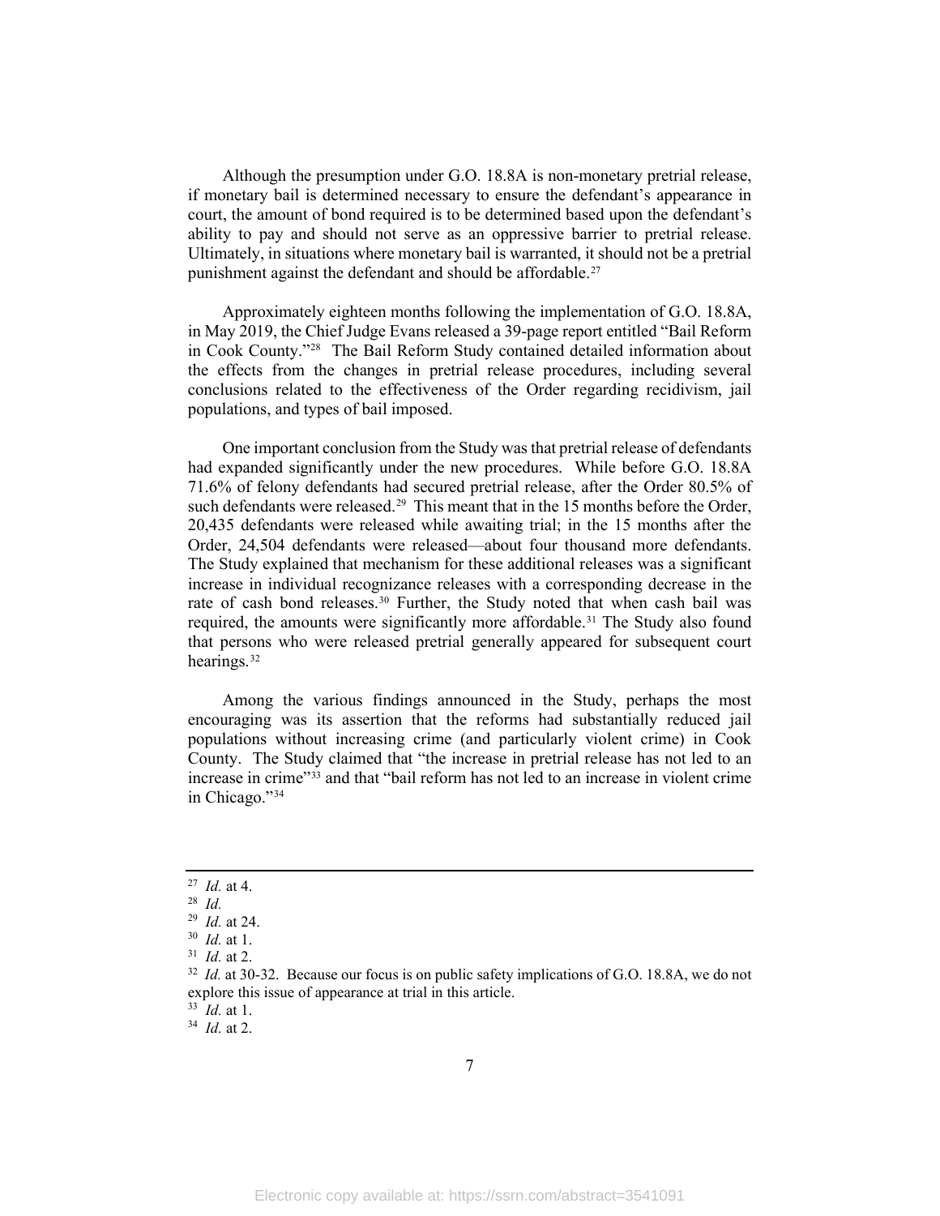Although the presumption under G.O. 18.8A is non-monetary pretrial release, if monetary bail is determined necessary to ensure the defendant's appearance in court, the amount of bond required is to be determined based upon the defendant's ability to pay and should not serve as an oppressive barrier to pretrial release. Ultimately, in situations where monetary bail is warranted, it should not be a pretrial punishment against the defendant and should be affordable.[27]

Approximately eighteen months following the implementation of G.O. 18.8A, in May 2019, the Chief Judge Evans released a 39-page report entitled "Bail Reform in Cook County."[28] The Bail Reform Study contained detailed information about the effects from the changes in pretrial release procedures, including several conclusions related to the effectiveness of the Order regarding recidivism, jail populations, and types of bail imposed.

One important conclusion from the Study was that pretrial release of defendants had expanded significantly under the new procedures. While before G.O. 18.8A 71.6% of felony defendants had secured pretrial release, after the Order 80.5% of such defendants were released.[29] This meant that in the 15 months before the Order, 20,435 defendants were released while awaiting trial; in the 15 months after the Order, 24,504 defendants were released—about four thousand more defendants. The Study explained that mechanism for these additional releases was a significant increase in individual recognizance releases with a corresponding decrease in the rate of cash bond releases.[30] Further, the Study noted that when cash bail was required, the amounts were significantly more affordable.[31] The Study also found that persons who were released pretrial generally appeared for subsequent court hearings.[32]

Among the various findings announced in the Study, perhaps the most encouraging was its assertion that the reforms had substantially reduced jail populations without increasing crime (and particularly violent crime) in Cook County. The Study claimed that "the increase in pretrial release has not led to an increase in crime"[33] and that "bail reform has not led to an increase in violent crime in Chicago."[34]

---

[27] *Id.* at 4.

[28] *Id.*

[29] *Id.* at 24.

[30] *Id.* at 1.

[31] *Id.* at 2.

[32] *Id.* at 30-32. Because our focus is on public safety implications of G.O. 18.8A, we do not explore this issue of appearance at trial in this article.

[33] *Id.* at 1.

[34] *Id.* at 2.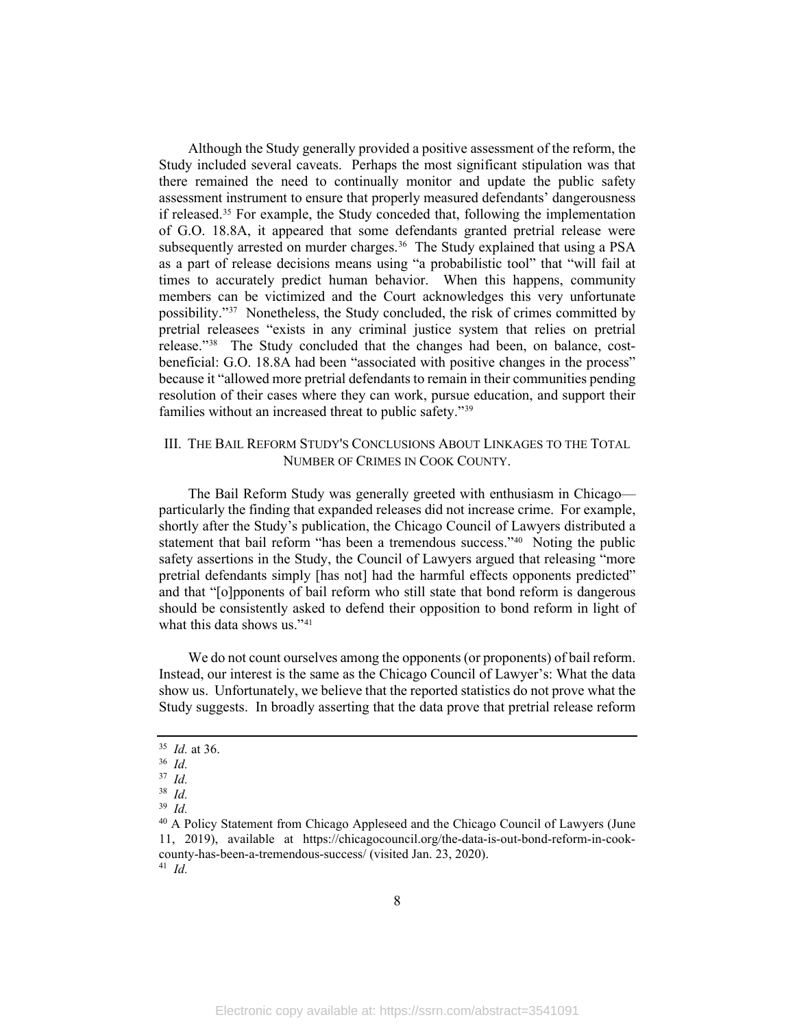Although the Study generally provided a positive assessment of the reform, the Study included several caveats. Perhaps the most significant stipulation was that there remained the need to continually monitor and update the public safety assessment instrument to ensure that properly measured defendants' dangerousness if released.[35] For example, the Study conceded that, following the implementation of G.O. 18.8A, it appeared that some defendants granted pretrial release were subsequently arrested on murder charges.[36] The Study explained that using a PSA as a part of release decisions means using "a probabilistic tool" that "will fail at times to accurately predict human behavior. When this happens, community members can be victimized and the Court acknowledges this very unfortunate possibility."[37] Nonetheless, the Study concluded, the risk of crimes committed by pretrial releasees "exists in any criminal justice system that relies on pretrial release."[38] The Study concluded that the changes had been, on balance, cost-beneficial: G.O. 18.8A had been "associated with positive changes in the process" because it "allowed more pretrial defendants to remain in their communities pending resolution of their cases where they can work, pursue education, and support their families without an increased threat to public safety."[39]

## III. The Bail Reform Study's Conclusions About Linkages to the Total Number of Crimes in Cook County.

The Bail Reform Study was generally greeted with enthusiasm in Chicago—particularly the finding that expanded releases did not increase crime. For example, shortly after the Study's publication, the Chicago Council of Lawyers distributed a statement that bail reform "has been a tremendous success."[40] Noting the public safety assertions in the Study, the Council of Lawyers argued that releasing "more pretrial defendants simply [has not] had the harmful effects opponents predicted" and that "[o]pponents of bail reform who still state that bond reform is dangerous should be consistently asked to defend their opposition to bond reform in light of what this data shows us."[41]

We do not count ourselves among the opponents (or proponents) of bail reform. Instead, our interest is the same as the Chicago Council of Lawyer's: What the data show us. Unfortunately, we believe that the reported statistics do not prove what the Study suggests. In broadly asserting that the data prove that pretrial release reform

---

[35] *Id.* at 36.

[36] *Id.*

[37] *Id.*

[38] *Id.*

[39] *Id.*

[40] A Policy Statement from Chicago Appleseed and the Chicago Council of Lawyers (June 11, 2019), available at https://chicagocouncil.org/the-data-is-out-bond-reform-in-cook-county-has-been-a-tremendous-success/ (visited Jan. 23, 2020).

[41] *Id.*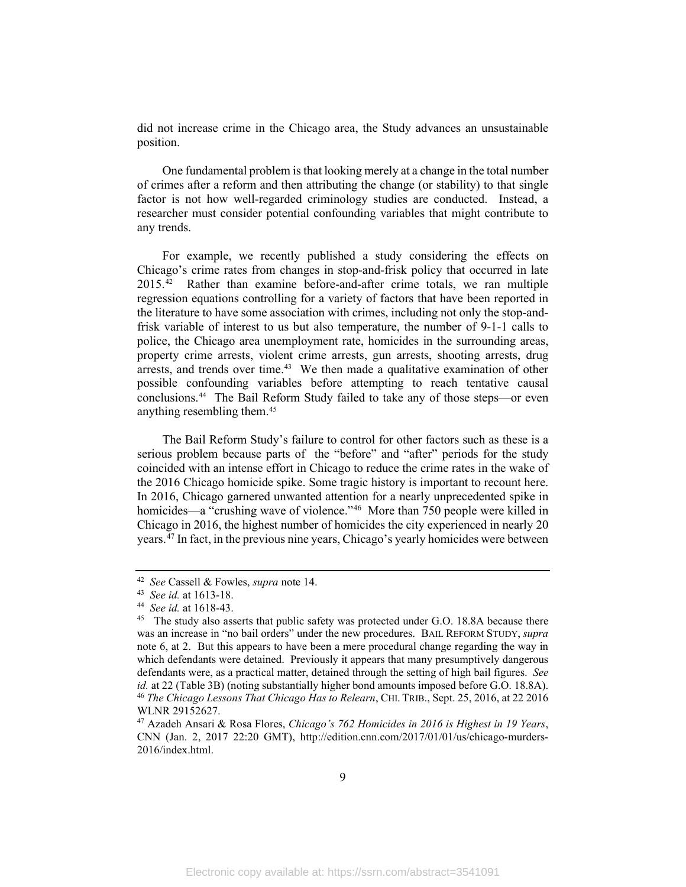did not increase crime in the Chicago area, the Study advances an unsustainable position.

One fundamental problem is that looking merely at a change in the total number of crimes after a reform and then attributing the change (or stability) to that single factor is not how well-regarded criminology studies are conducted. Instead, a researcher must consider potential confounding variables that might contribute to any trends.

For example, we recently published a study considering the effects on Chicago's crime rates from changes in stop-and-frisk policy that occurred in late 2015.[42] Rather than examine before-and-after crime totals, we ran multiple regression equations controlling for a variety of factors that have been reported in the literature to have some association with crimes, including not only the stop-and-frisk variable of interest to us but also temperature, the number of 9-1-1 calls to police, the Chicago area unemployment rate, homicides in the surrounding areas, property crime arrests, violent crime arrests, gun arrests, shooting arrests, drug arrests, and trends over time.[43] We then made a qualitative examination of other possible confounding variables before attempting to reach tentative causal conclusions.[44] The Bail Reform Study failed to take any of those steps—or even anything resembling them.[45]

The Bail Reform Study's failure to control for other factors such as these is a serious problem because parts of the "before" and "after" periods for the study coincided with an intense effort in Chicago to reduce the crime rates in the wake of the 2016 Chicago homicide spike. Some tragic history is important to recount here. In 2016, Chicago garnered unwanted attention for a nearly unprecedented spike in homicides—a "crushing wave of violence."[46] More than 750 people were killed in Chicago in 2016, the highest number of homicides the city experienced in nearly 20 years.[47] In fact, in the previous nine years, Chicago's yearly homicides were between

---

[42] *See* Cassell & Fowles, *supra* note 14.

[43] *See id.* at 1613-18.

[44] *See id.* at 1618-43.

[45] The study also asserts that public safety was protected under G.O. 18.8A because there was an increase in "no bail orders" under the new procedures. BAIL REFORM STUDY, *supra* note 6, at 2. But this appears to have been a mere procedural change regarding the way in which defendants were detained. Previously it appears that many presumptively dangerous defendants were, as a practical matter, detained through the setting of high bail figures. *See id.* at 22 (Table 3B) (noting substantially higher bond amounts imposed before G.O. 18.8A).

[46] *The Chicago Lessons That Chicago Has to Relearn*, CHI. TRIB., Sept. 25, 2016, at 22 2016 WLNR 29152627.

[47] Azadeh Ansari & Rosa Flores, *Chicago's 762 Homicides in 2016 is Highest in 19 Years*, CNN (Jan. 2, 2017 22:20 GMT), http://edition.cnn.com/2017/01/01/us/chicago-murders-2016/index.html.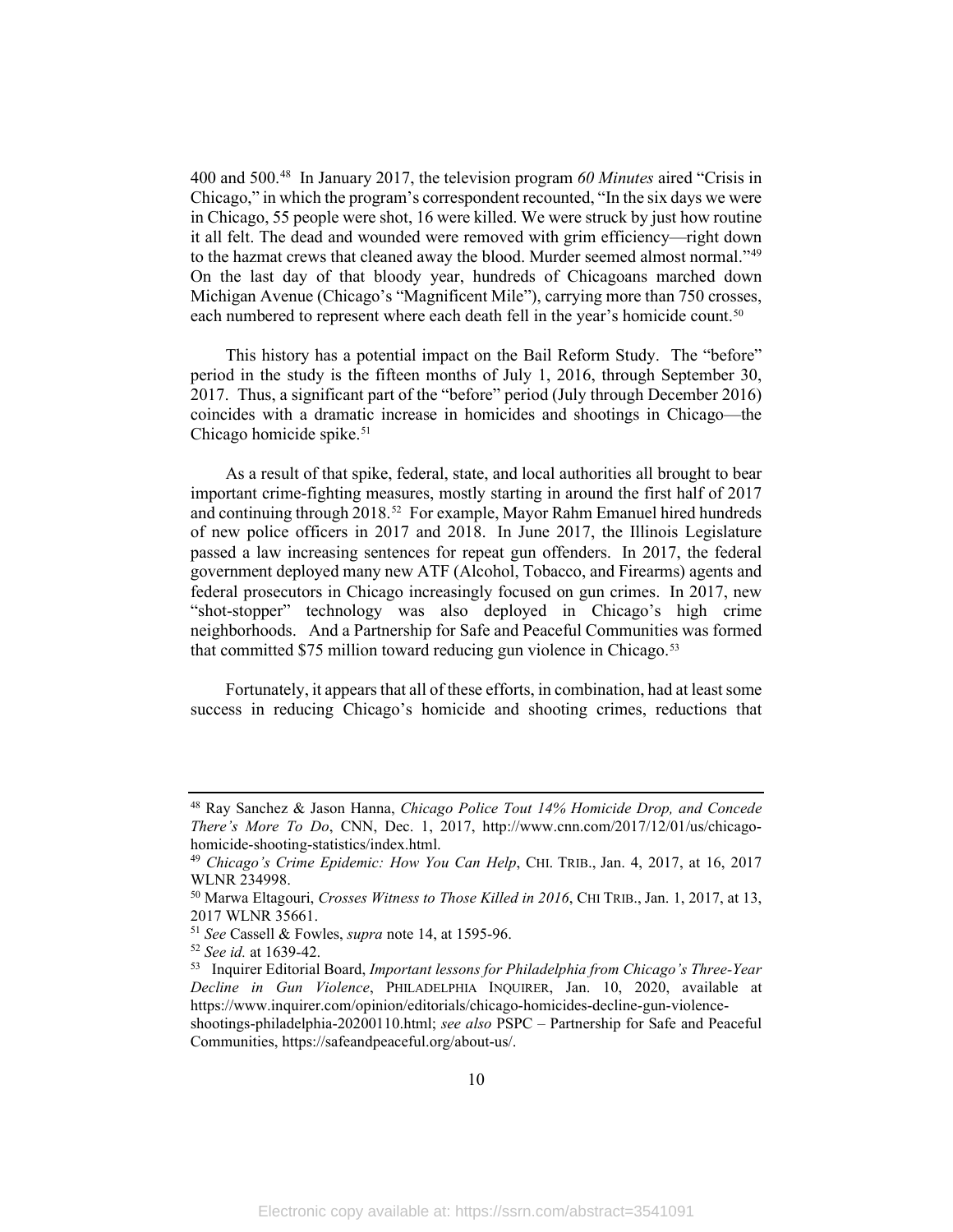400 and 500.[48] In January 2017, the television program *60 Minutes* aired "Crisis in Chicago," in which the program's correspondent recounted, "In the six days we were in Chicago, 55 people were shot, 16 were killed. We were struck by just how routine it all felt. The dead and wounded were removed with grim efficiency—right down to the hazmat crews that cleaned away the blood. Murder seemed almost normal."[49] On the last day of that bloody year, hundreds of Chicagoans marched down Michigan Avenue (Chicago's "Magnificent Mile"), carrying more than 750 crosses, each numbered to represent where each death fell in the year's homicide count.[50]

This history has a potential impact on the Bail Reform Study. The "before" period in the study is the fifteen months of July 1, 2016, through September 30, 2017. Thus, a significant part of the "before" period (July through December 2016) coincides with a dramatic increase in homicides and shootings in Chicago—the Chicago homicide spike.[51]

As a result of that spike, federal, state, and local authorities all brought to bear important crime-fighting measures, mostly starting in around the first half of 2017 and continuing through 2018.[52] For example, Mayor Rahm Emanuel hired hundreds of new police officers in 2017 and 2018. In June 2017, the Illinois Legislature passed a law increasing sentences for repeat gun offenders. In 2017, the federal government deployed many new ATF (Alcohol, Tobacco, and Firearms) agents and federal prosecutors in Chicago increasingly focused on gun crimes. In 2017, new "shot-stopper" technology was also deployed in Chicago's high crime neighborhoods. And a Partnership for Safe and Peaceful Communities was formed that committed $75 million toward reducing gun violence in Chicago.[53]

Fortunately, it appears that all of these efforts, in combination, had at least some success in reducing Chicago's homicide and shooting crimes, reductions that

---

[48] Ray Sanchez & Jason Hanna, *Chicago Police Tout 14% Homicide Drop, and Concede There's More To Do*, CNN, Dec. 1, 2017, http://www.cnn.com/2017/12/01/us/chicago-homicide-shooting-statistics/index.html.

[49] *Chicago's Crime Epidemic: How You Can Help*, CHI. TRIB., Jan. 4, 2017, at 16, 2017 WLNR 234998.

[50] Marwa Eltagouri, *Crosses Witness to Those Killed in 2016*, CHI TRIB., Jan. 1, 2017, at 13, 2017 WLNR 35661.

[51] *See* Cassell & Fowles, *supra* note 14, at 1595-96.

[52] *See id.* at 1639-42.

[53] Inquirer Editorial Board, *Important lessons for Philadelphia from Chicago's Three-Year Decline in Gun Violence*, PHILADELPHIA INQUIRER, Jan. 10, 2020, available at https://www.inquirer.com/opinion/editorials/chicago-homicides-decline-gun-violence-shootings-philadelphia-20200110.html; *see also* PSPC – Partnership for Safe and Peaceful Communities, https://safeandpeaceful.org/about-us/.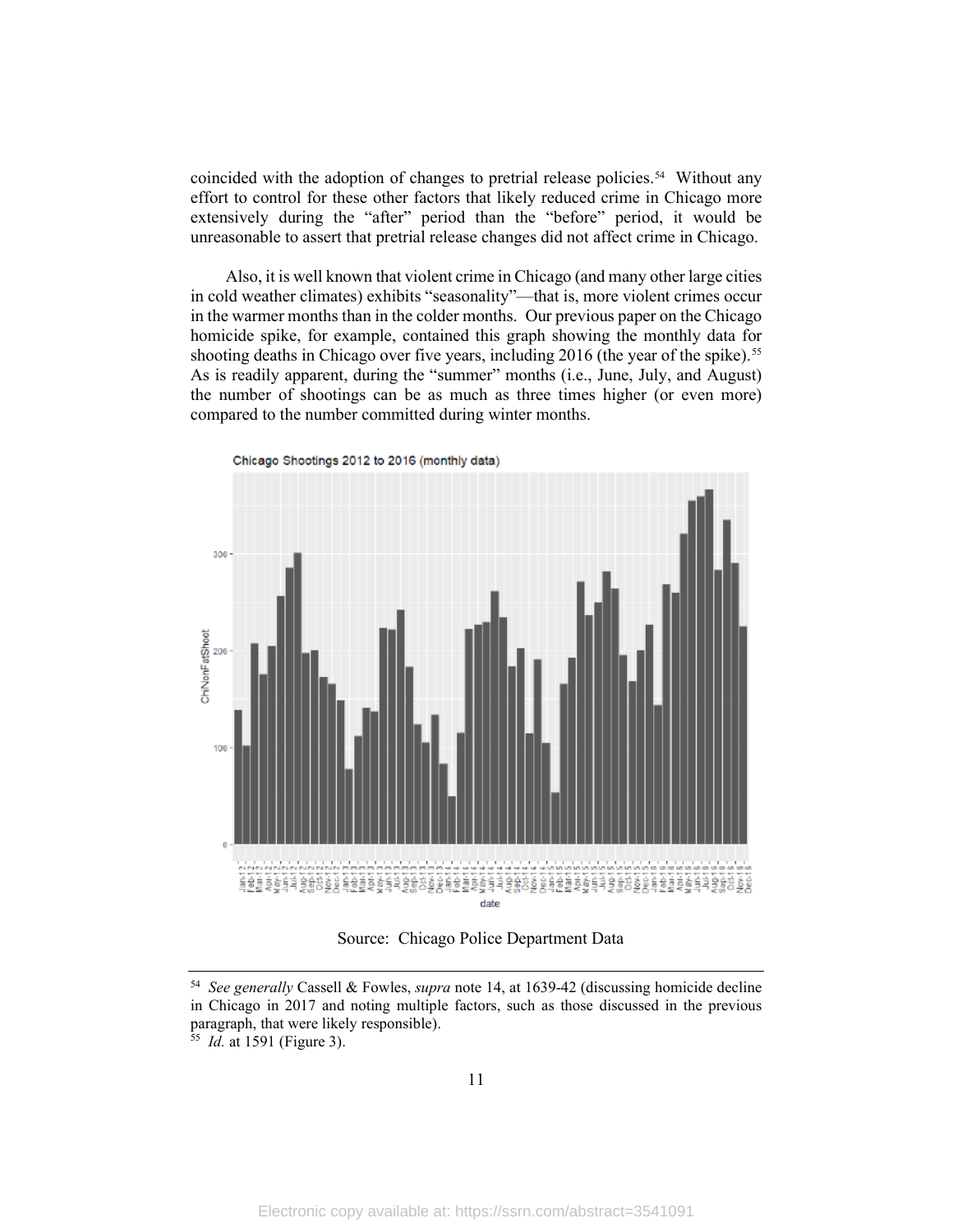coincided with the adoption of changes to pretrial release policies.[54] Without any effort to control for these other factors that likely reduced crime in Chicago more extensively during the "after" period than the "before" period, it would be unreasonable to assert that pretrial release changes did not affect crime in Chicago.

Also, it is well known that violent crime in Chicago (and many other large cities in cold weather climates) exhibits "seasonality"—that is, more violent crimes occur in the warmer months than in the colder months. Our previous paper on the Chicago homicide spike, for example, contained this graph showing the monthly data for shooting deaths in Chicago over five years, including 2016 (the year of the spike).[55] As is readily apparent, during the "summer" months (i.e., June, July, and August) the number of shootings can be as much as three times higher (or even more) compared to the number committed during winter months.

Chicago Shootings 2012 to 2016 (monthly data)

Source: Chicago Police Department Data

---

[54] *See generally* Cassell & Fowles, *supra* note 14, at 1639-42 (discussing homicide decline in Chicago in 2017 and noting multiple factors, such as those discussed in the previous paragraph, that were likely responsible).

[55] *Id.* at 1591 (Figure 3).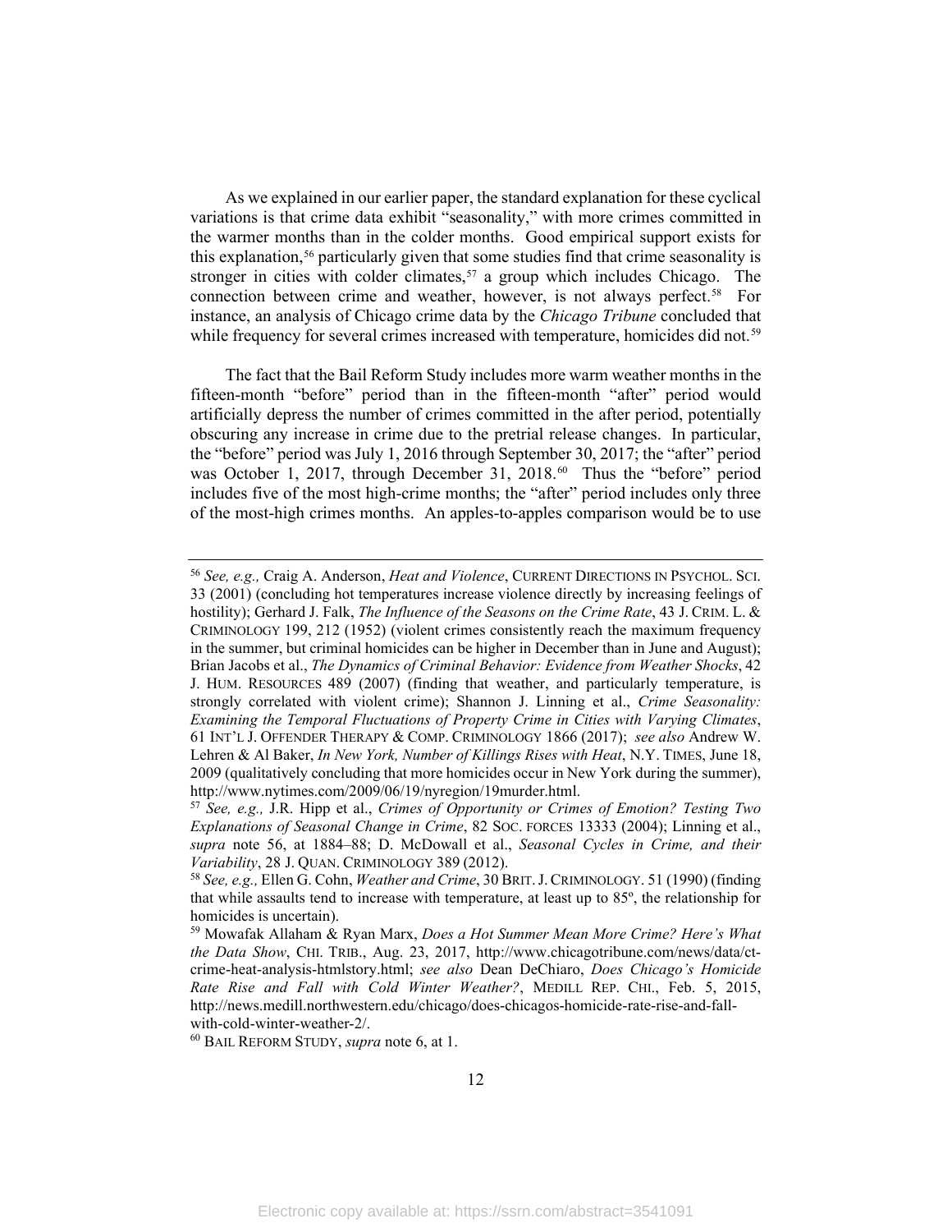As we explained in our earlier paper, the standard explanation for these cyclical variations is that crime data exhibit "seasonality," with more crimes committed in the warmer months than in the colder months. Good empirical support exists for this explanation,[56] particularly given that some studies find that crime seasonality is stronger in cities with colder climates,[57] a group which includes Chicago. The connection between crime and weather, however, is not always perfect.[58] For instance, an analysis of Chicago crime data by the *Chicago Tribune* concluded that while frequency for several crimes increased with temperature, homicides did not.[59]

The fact that the Bail Reform Study includes more warm weather months in the fifteen-month "before" period than in the fifteen-month "after" period would artificially depress the number of crimes committed in the after period, potentially obscuring any increase in crime due to the pretrial release changes. In particular, the "before" period was July 1, 2016 through September 30, 2017; the "after" period was October 1, 2017, through December 31, 2018.[60] Thus the "before" period includes five of the most high-crime months; the "after" period includes only three of the most-high crimes months. An apples-to-apples comparison would be to use

---

[56] *See, e.g.,* Craig A. Anderson, *Heat and Violence*, CURRENT DIRECTIONS IN PSYCHOL. SCI. 33 (2001) (concluding hot temperatures increase violence directly by increasing feelings of hostility); Gerhard J. Falk, *The Influence of the Seasons on the Crime Rate*, 43 J. CRIM. L. & CRIMINOLOGY 199, 212 (1952) (violent crimes consistently reach the maximum frequency in the summer, but criminal homicides can be higher in December than in June and August); Brian Jacobs et al., *The Dynamics of Criminal Behavior: Evidence from Weather Shocks*, 42 J. HUM. RESOURCES 489 (2007) (finding that weather, and particularly temperature, is strongly correlated with violent crime); Shannon J. Linning et al., *Crime Seasonality: Examining the Temporal Fluctuations of Property Crime in Cities with Varying Climates*, 61 INT'L J. OFFENDER THERAPY & COMP. CRIMINOLOGY 1866 (2017); *see also* Andrew W. Lehren & Al Baker, *In New York, Number of Killings Rises with Heat*, N.Y. TIMES, June 18, 2009 (qualitatively concluding that more homicides occur in New York during the summer), http://www.nytimes.com/2009/06/19/nyregion/19murder.html.

[57] *See, e.g.,* J.R. Hipp et al., *Crimes of Opportunity or Crimes of Emotion? Testing Two Explanations of Seasonal Change in Crime*, 82 SOC. FORCES 13333 (2004); Linning et al., *supra* note 56, at 1884–88; D. McDowall et al., *Seasonal Cycles in Crime, and their Variability*, 28 J. QUAN. CRIMINOLOGY 389 (2012).

[58] *See, e.g.,* Ellen G. Cohn, *Weather and Crime*, 30 BRIT. J. CRIMINOLOGY. 51 (1990) (finding that while assaults tend to increase with temperature, at least up to 85º, the relationship for homicides is uncertain).

[59] Mowafak Allaham & Ryan Marx, *Does a Hot Summer Mean More Crime? Here's What the Data Show*, CHI. TRIB., Aug. 23, 2017, http://www.chicagotribune.com/news/data/ct-crime-heat-analysis-htmlstory.html; *see also* Dean DeChiaro, *Does Chicago's Homicide Rate Rise and Fall with Cold Winter Weather?*, MEDILL REP. CHI., Feb. 5, 2015, http://news.medill.northwestern.edu/chicago/does-chicagos-homicide-rate-rise-and-fall-with-cold-winter-weather-2/.

[60] BAIL REFORM STUDY, *supra* note 6, at 1.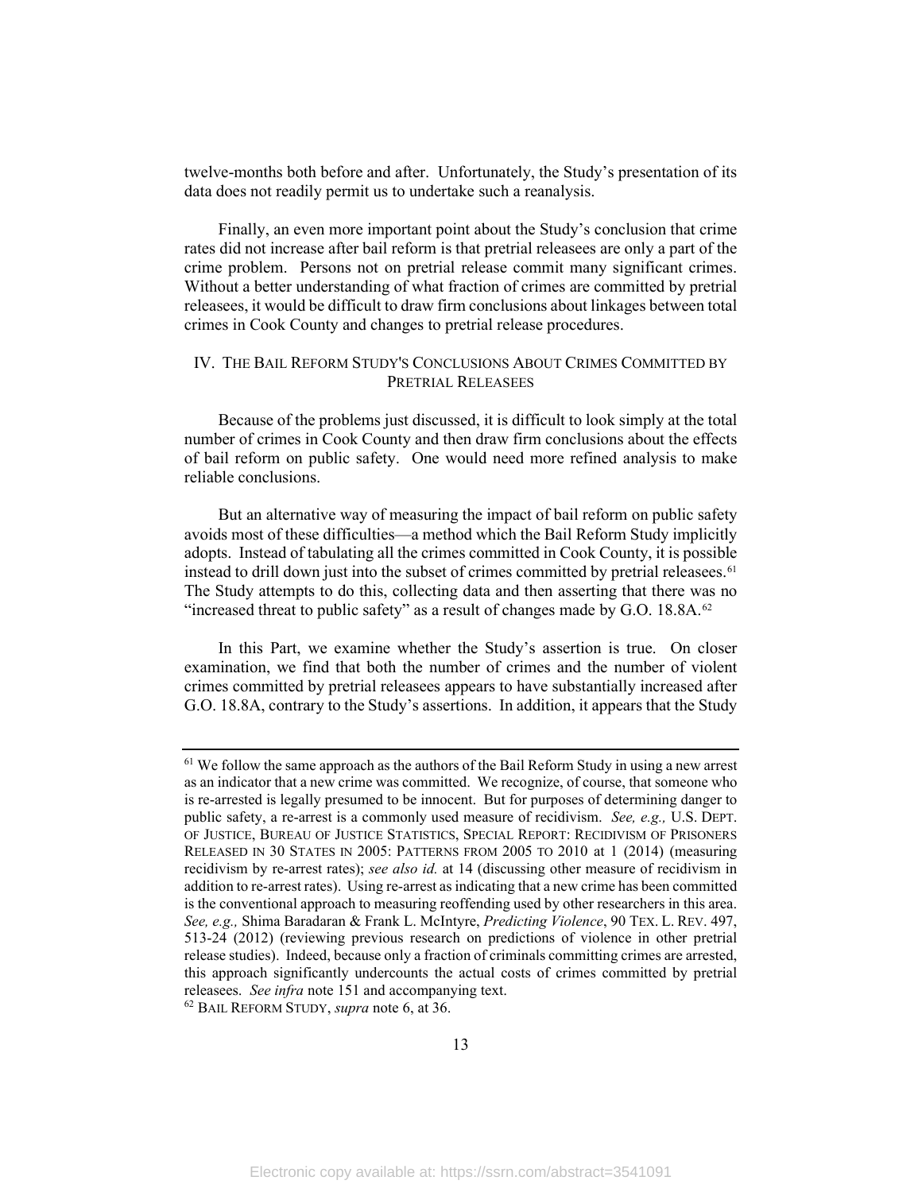twelve-months both before and after. Unfortunately, the Study's presentation of its data does not readily permit us to undertake such a reanalysis.

Finally, an even more important point about the Study's conclusion that crime rates did not increase after bail reform is that pretrial releasees are only a part of the crime problem. Persons not on pretrial release commit many significant crimes. Without a better understanding of what fraction of crimes are committed by pretrial releasees, it would be difficult to draw firm conclusions about linkages between total crimes in Cook County and changes to pretrial release procedures.

## IV. The Bail Reform Study's Conclusions About Crimes Committed by Pretrial Releasees

Because of the problems just discussed, it is difficult to look simply at the total number of crimes in Cook County and then draw firm conclusions about the effects of bail reform on public safety. One would need more refined analysis to make reliable conclusions.

But an alternative way of measuring the impact of bail reform on public safety avoids most of these difficulties—a method which the Bail Reform Study implicitly adopts. Instead of tabulating all the crimes committed in Cook County, it is possible instead to drill down just into the subset of crimes committed by pretrial releasees.[61] The Study attempts to do this, collecting data and then asserting that there was no "increased threat to public safety" as a result of changes made by G.O. 18.8A.[62]

In this Part, we examine whether the Study's assertion is true. On closer examination, we find that both the number of crimes and the number of violent crimes committed by pretrial releasees appears to have substantially increased after G.O. 18.8A, contrary to the Study's assertions. In addition, it appears that the Study

---

[61] We follow the same approach as the authors of the Bail Reform Study in using a new arrest as an indicator that a new crime was committed. We recognize, of course, that someone who is re-arrested is legally presumed to be innocent. But for purposes of determining danger to public safety, a re-arrest is a commonly used measure of recidivism. *See, e.g.,* U.S. Dept. of Justice, Bureau of Justice Statistics, Special Report: Recidivism of Prisoners Released in 30 States in 2005: Patterns from 2005 to 2010 at 1 (2014) (measuring recidivism by re-arrest rates); *see also id.* at 14 (discussing other measure of recidivism in addition to re-arrest rates). Using re-arrest as indicating that a new crime has been committed is the conventional approach to measuring reoffending used by other researchers in this area. *See, e.g.,* Shima Baradaran & Frank L. McIntyre, *Predicting Violence*, 90 Tex. L. Rev. 497, 513-24 (2012) (reviewing previous research on predictions of violence in other pretrial release studies). Indeed, because only a fraction of criminals committing crimes are arrested, this approach significantly undercounts the actual costs of crimes committed by pretrial releasees. *See infra* note 151 and accompanying text.

[62] Bail Reform Study, *supra* note 6, at 36.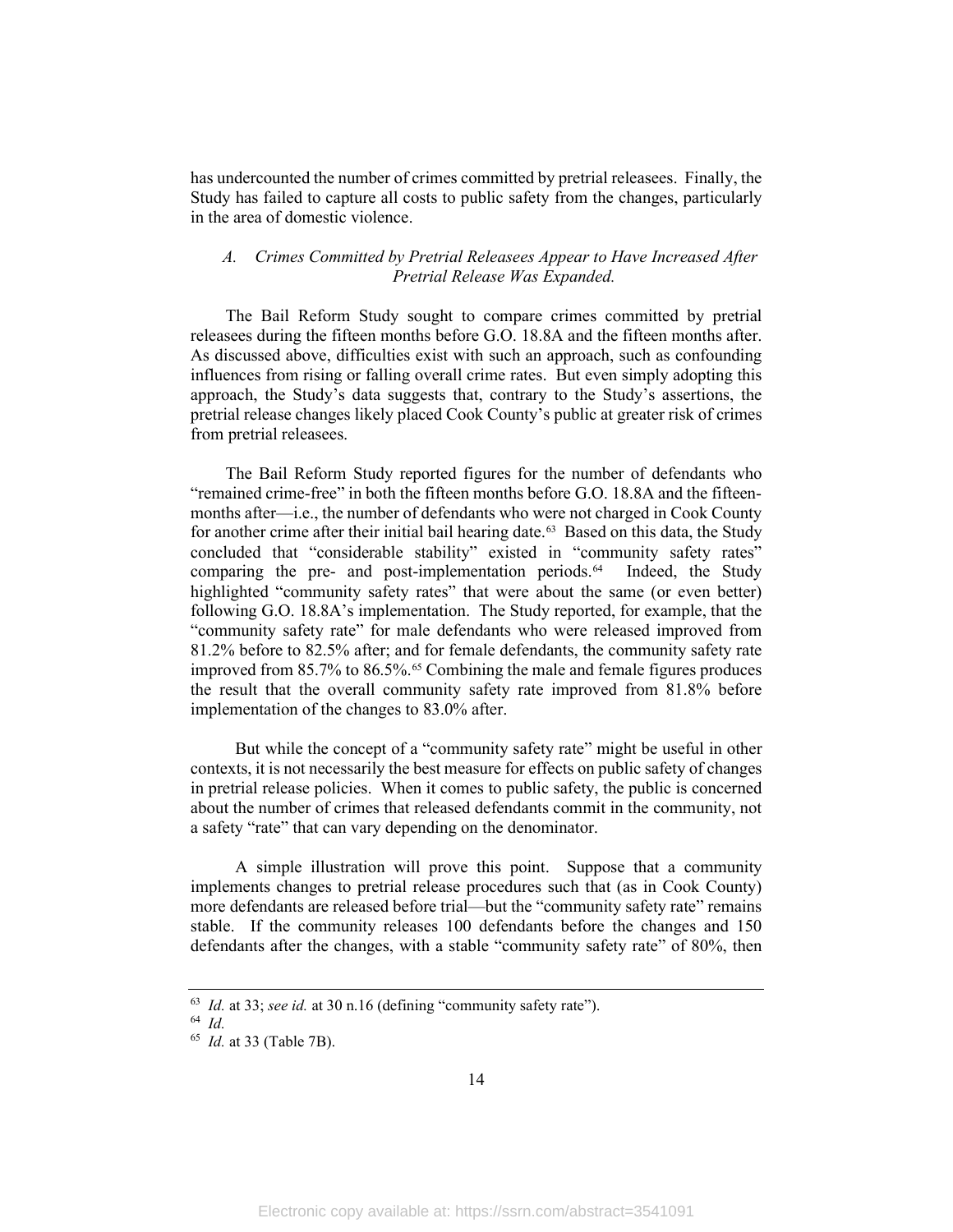has undercounted the number of crimes committed by pretrial releasees. Finally, the Study has failed to capture all costs to public safety from the changes, particularly in the area of domestic violence.

### *A. Crimes Committed by Pretrial Releasees Appear to Have Increased After Pretrial Release Was Expanded.*

The Bail Reform Study sought to compare crimes committed by pretrial releasees during the fifteen months before G.O. 18.8A and the fifteen months after. As discussed above, difficulties exist with such an approach, such as confounding influences from rising or falling overall crime rates. But even simply adopting this approach, the Study's data suggests that, contrary to the Study's assertions, the pretrial release changes likely placed Cook County's public at greater risk of crimes from pretrial releasees.

The Bail Reform Study reported figures for the number of defendants who "remained crime-free" in both the fifteen months before G.O. 18.8A and the fifteen-months after—i.e., the number of defendants who were not charged in Cook County for another crime after their initial bail hearing date.[63] Based on this data, the Study concluded that "considerable stability" existed in "community safety rates" comparing the pre- and post-implementation periods.[64] Indeed, the Study highlighted "community safety rates" that were about the same (or even better) following G.O. 18.8A's implementation. The Study reported, for example, that the "community safety rate" for male defendants who were released improved from 81.2% before to 82.5% after; and for female defendants, the community safety rate improved from 85.7% to 86.5%.[65] Combining the male and female figures produces the result that the overall community safety rate improved from 81.8% before implementation of the changes to 83.0% after.

But while the concept of a "community safety rate" might be useful in other contexts, it is not necessarily the best measure for effects on public safety of changes in pretrial release policies. When it comes to public safety, the public is concerned about the number of crimes that released defendants commit in the community, not a safety "rate" that can vary depending on the denominator.

A simple illustration will prove this point. Suppose that a community implements changes to pretrial release procedures such that (as in Cook County) more defendants are released before trial—but the "community safety rate" remains stable. If the community releases 100 defendants before the changes and 150 defendants after the changes, with a stable "community safety rate" of 80%, then

---

[63] *Id.* at 33; *see id.* at 30 n.16 (defining "community safety rate").

[64] *Id.*

[65] *Id.* at 33 (Table 7B).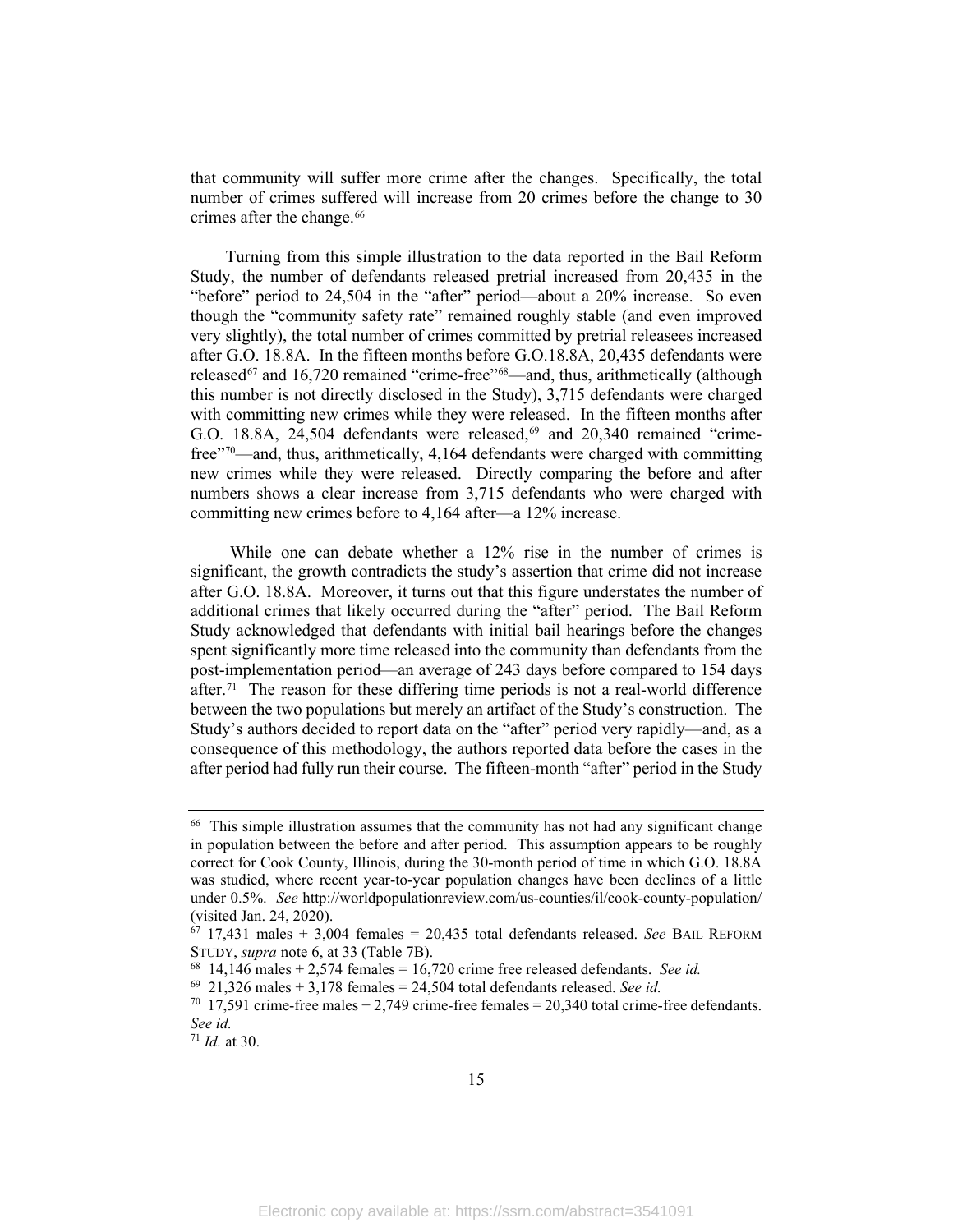that community will suffer more crime after the changes. Specifically, the total number of crimes suffered will increase from 20 crimes before the change to 30 crimes after the change.[66]

Turning from this simple illustration to the data reported in the Bail Reform Study, the number of defendants released pretrial increased from 20,435 in the "before" period to 24,504 in the "after" period—about a 20% increase. So even though the "community safety rate" remained roughly stable (and even improved very slightly), the total number of crimes committed by pretrial releasees increased after G.O. 18.8A. In the fifteen months before G.O.18.8A, 20,435 defendants were released[67] and 16,720 remained "crime-free"[68]—and, thus, arithmetically (although this number is not directly disclosed in the Study), 3,715 defendants were charged with committing new crimes while they were released. In the fifteen months after G.O. 18.8A, 24,504 defendants were released,[69] and 20,340 remained "crime-free"[70]—and, thus, arithmetically, 4,164 defendants were charged with committing new crimes while they were released. Directly comparing the before and after numbers shows a clear increase from 3,715 defendants who were charged with committing new crimes before to 4,164 after—a 12% increase.

While one can debate whether a 12% rise in the number of crimes is significant, the growth contradicts the study's assertion that crime did not increase after G.O. 18.8A. Moreover, it turns out that this figure understates the number of additional crimes that likely occurred during the "after" period. The Bail Reform Study acknowledged that defendants with initial bail hearings before the changes spent significantly more time released into the community than defendants from the post-implementation period—an average of 243 days before compared to 154 days after.[71] The reason for these differing time periods is not a real-world difference between the two populations but merely an artifact of the Study's construction. The Study's authors decided to report data on the "after" period very rapidly—and, as a consequence of this methodology, the authors reported data before the cases in the after period had fully run their course. The fifteen-month "after" period in the Study

---

[66] This simple illustration assumes that the community has not had any significant change in population between the before and after period. This assumption appears to be roughly correct for Cook County, Illinois, during the 30-month period of time in which G.O. 18.8A was studied, where recent year-to-year population changes have been declines of a little under 0.5%. *See* http://worldpopulationreview.com/us-counties/il/cook-county-population/ (visited Jan. 24, 2020).

[67] 17,431 males + 3,004 females = 20,435 total defendants released. *See* BAIL REFORM STUDY, *supra* note 6, at 33 (Table 7B).

[68] 14,146 males + 2,574 females = 16,720 crime free released defendants. *See id.*

[69] 21,326 males + 3,178 females = 24,504 total defendants released. *See id.*

[70] 17,591 crime-free males + 2,749 crime-free females = 20,340 total crime-free defendants. *See id.*

[71] *Id.* at 30.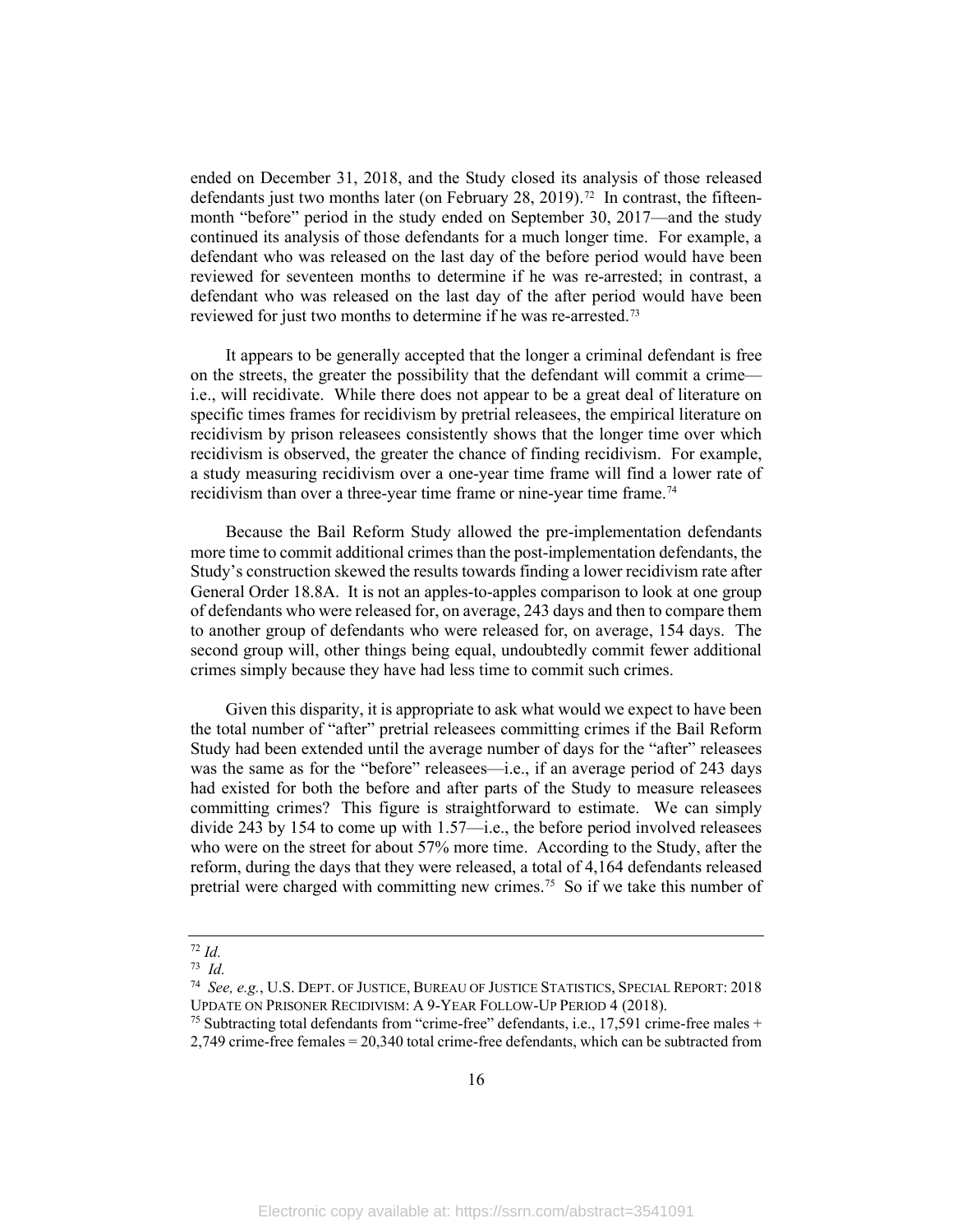ended on December 31, 2018, and the Study closed its analysis of those released defendants just two months later (on February 28, 2019).[72] In contrast, the fifteen-month "before" period in the study ended on September 30, 2017—and the study continued its analysis of those defendants for a much longer time. For example, a defendant who was released on the last day of the before period would have been reviewed for seventeen months to determine if he was re-arrested; in contrast, a defendant who was released on the last day of the after period would have been reviewed for just two months to determine if he was re-arrested.[73]

It appears to be generally accepted that the longer a criminal defendant is free on the streets, the greater the possibility that the defendant will commit a crime—i.e., will recidivate. While there does not appear to be a great deal of literature on specific times frames for recidivism by pretrial releasees, the empirical literature on recidivism by prison releasees consistently shows that the longer time over which recidivism is observed, the greater the chance of finding recidivism. For example, a study measuring recidivism over a one-year time frame will find a lower rate of recidivism than over a three-year time frame or nine-year time frame.[74]

Because the Bail Reform Study allowed the pre-implementation defendants more time to commit additional crimes than the post-implementation defendants, the Study's construction skewed the results towards finding a lower recidivism rate after General Order 18.8A. It is not an apples-to-apples comparison to look at one group of defendants who were released for, on average, 243 days and then to compare them to another group of defendants who were released for, on average, 154 days. The second group will, other things being equal, undoubtedly commit fewer additional crimes simply because they have had less time to commit such crimes.

Given this disparity, it is appropriate to ask what would we expect to have been the total number of "after" pretrial releasees committing crimes if the Bail Reform Study had been extended until the average number of days for the "after" releasees was the same as for the "before" releasees—i.e., if an average period of 243 days had existed for both the before and after parts of the Study to measure releasees committing crimes? This figure is straightforward to estimate. We can simply divide 243 by 154 to come up with 1.57—i.e., the before period involved releasees who were on the street for about 57% more time. According to the Study, after the reform, during the days that they were released, a total of 4,164 defendants released pretrial were charged with committing new crimes.[75] So if we take this number of

---

[72] *Id.*

[73] *Id.*

[74] *See, e.g.*, U.S. DEPT. OF JUSTICE, BUREAU OF JUSTICE STATISTICS, SPECIAL REPORT: 2018 UPDATE ON PRISONER RECIDIVISM: A 9-YEAR FOLLOW-UP PERIOD 4 (2018).

[75] Subtracting total defendants from "crime-free" defendants, i.e., 17,591 crime-free males + 2,749 crime-free females = 20,340 total crime-free defendants, which can be subtracted from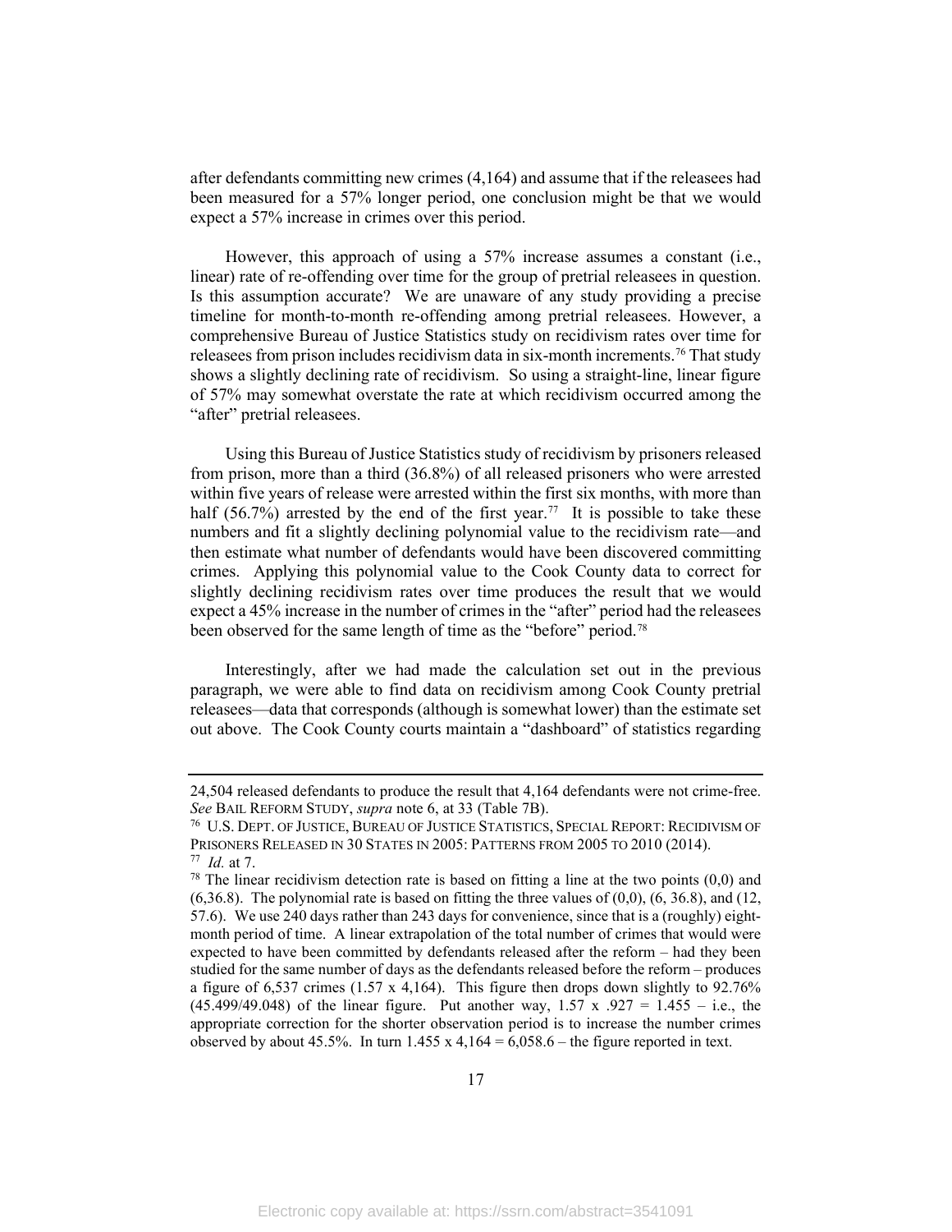after defendants committing new crimes (4,164) and assume that if the releasees had been measured for a 57% longer period, one conclusion might be that we would expect a 57% increase in crimes over this period.

However, this approach of using a 57% increase assumes a constant (i.e., linear) rate of re-offending over time for the group of pretrial releasees in question. Is this assumption accurate? We are unaware of any study providing a precise timeline for month-to-month re-offending among pretrial releasees. However, a comprehensive Bureau of Justice Statistics study on recidivism rates over time for releasees from prison includes recidivism data in six-month increments.[76] That study shows a slightly declining rate of recidivism. So using a straight-line, linear figure of 57% may somewhat overstate the rate at which recidivism occurred among the "after" pretrial releasees.

Using this Bureau of Justice Statistics study of recidivism by prisoners released from prison, more than a third (36.8%) of all released prisoners who were arrested within five years of release were arrested within the first six months, with more than half (56.7%) arrested by the end of the first year.[77] It is possible to take these numbers and fit a slightly declining polynomial value to the recidivism rate—and then estimate what number of defendants would have been discovered committing crimes. Applying this polynomial value to the Cook County data to correct for slightly declining recidivism rates over time produces the result that we would expect a 45% increase in the number of crimes in the "after" period had the releasees been observed for the same length of time as the "before" period.[78]

Interestingly, after we had made the calculation set out in the previous paragraph, we were able to find data on recidivism among Cook County pretrial releasees—data that corresponds (although is somewhat lower) than the estimate set out above. The Cook County courts maintain a "dashboard" of statistics regarding

---

24,504 released defendants to produce the result that 4,164 defendants were not crime-free. *See* BAIL REFORM STUDY, *supra* note 6, at 33 (Table 7B).

[76] U.S. DEPT. OF JUSTICE, BUREAU OF JUSTICE STATISTICS, SPECIAL REPORT: RECIDIVISM OF PRISONERS RELEASED IN 30 STATES IN 2005: PATTERNS FROM 2005 TO 2010 (2014).

[77] *Id.* at 7.

[78] The linear recidivism detection rate is based on fitting a line at the two points (0,0) and (6,36.8). The polynomial rate is based on fitting the three values of (0,0), (6, 36.8), and (12, 57.6). We use 240 days rather than 243 days for convenience, since that is a (roughly) eight-month period of time. A linear extrapolation of the total number of crimes that would were expected to have been committed by defendants released after the reform – had they been studied for the same number of days as the defendants released before the reform – produces a figure of 6,537 crimes (1.57 x 4,164). This figure then drops down slightly to 92.76% (45.499/49.048) of the linear figure. Put another way, 1.57 x .927 = 1.455 – i.e., the appropriate correction for the shorter observation period is to increase the number crimes observed by about 45.5%. In turn 1.455 x 4,164 = 6,058.6 – the figure reported in text.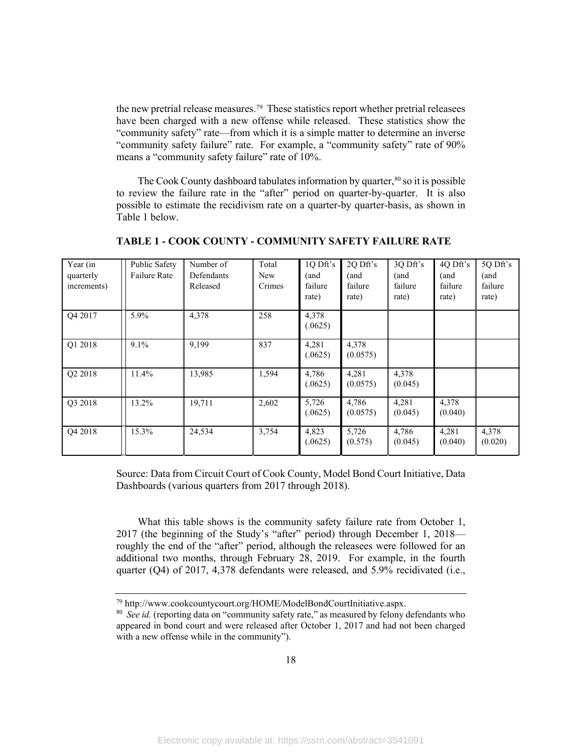the new pretrial release measures.[79] These statistics report whether pretrial releasees have been charged with a new offense while released. These statistics show the "community safety" rate—from which it is a simple matter to determine an inverse "community safety failure" rate. For example, a "community safety" rate of 90% means a "community safety failure" rate of 10%.

The Cook County dashboard tabulates information by quarter,[80] so it is possible to review the failure rate in the "after" period on quarter-by-quarter. It is also possible to estimate the recidivism rate on a quarter-by quarter-basis, as shown in Table 1 below.

**TABLE 1 - COOK COUNTY - COMMUNITY SAFETY FAILURE RATE**

| Year (in quarterly increments) | Public Safety Failure Rate | Number of Defendants Released | Total New Crimes | 1Q Dft's (and failure rate) | 2Q Dft's (and failure rate) | 3Q Dft's (and failure rate) | 4Q Dft's (and failure rate) | 5Q Dft's (and failure rate) |
|---|---|---|---|---|---|---|---|---|
| Q4 2017 | 5.9% | 4,378 | 258 | 4,378 (.0625) | | | | |
| Q1 2018 | 9.1% | 9,199 | 837 | 4,281 (.0625) | 4,378 (0.0575) | | | |
| Q2 2018 | 11.4% | 13,985 | 1,594 | 4,786 (.0625) | 4,281 (0.0575) | 4,378 (0.045) | | |
| Q3 2018 | 13.2% | 19,711 | 2,602 | 5,726 (.0625) | 4,786 (0.0575) | 4,281 (0.045) | 4,378 (0.040) | |
| Q4 2018 | 15.3% | 24,534 | 3,754 | 4,823 (.0625) | 5,726 (0.575) | 4,786 (0.045) | 4,281 (0.040) | 4,378 (0.020) |

Source: Data from Circuit Court of Cook County, Model Bond Court Initiative, Data Dashboards (various quarters from 2017 through 2018).

What this table shows is the community safety failure rate from October 1, 2017 (the beginning of the Study's "after" period) through December 1, 2018—roughly the end of the "after" period, although the releasees were followed for an additional two months, through February 28, 2019. For example, in the fourth quarter (Q4) of 2017, 4,378 defendants were released, and 5.9% recidivated (i.e.,

---

[79] http://www.cookcountycourt.org/HOME/ModelBondCourtInitiative.aspx.

[80] *See id.* (reporting data on "community safety rate," as measured by felony defendants who appeared in bond court and were released after October 1, 2017 and had not been charged with a new offense while in the community").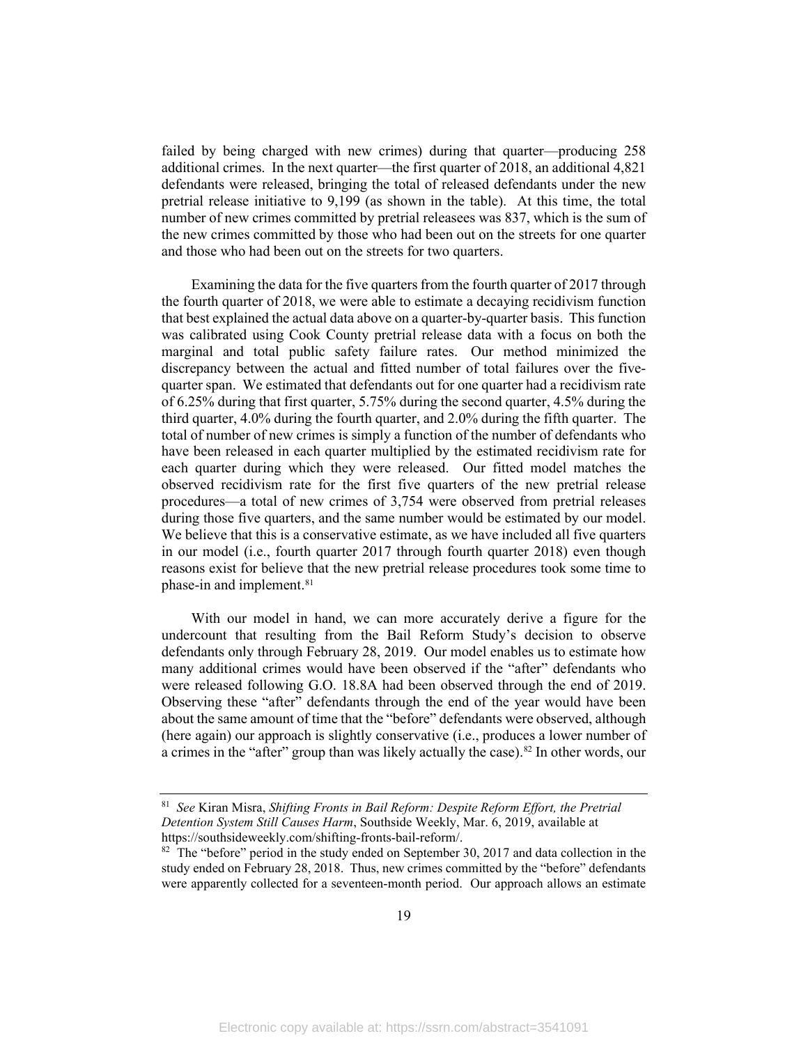failed by being charged with new crimes) during that quarter—producing 258 additional crimes. In the next quarter—the first quarter of 2018, an additional 4,821 defendants were released, bringing the total of released defendants under the new pretrial release initiative to 9,199 (as shown in the table). At this time, the total number of new crimes committed by pretrial releasees was 837, which is the sum of the new crimes committed by those who had been out on the streets for one quarter and those who had been out on the streets for two quarters.

Examining the data for the five quarters from the fourth quarter of 2017 through the fourth quarter of 2018, we were able to estimate a decaying recidivism function that best explained the actual data above on a quarter-by-quarter basis. This function was calibrated using Cook County pretrial release data with a focus on both the marginal and total public safety failure rates. Our method minimized the discrepancy between the actual and fitted number of total failures over the five-quarter span. We estimated that defendants out for one quarter had a recidivism rate of 6.25% during that first quarter, 5.75% during the second quarter, 4.5% during the third quarter, 4.0% during the fourth quarter, and 2.0% during the fifth quarter. The total of number of new crimes is simply a function of the number of defendants who have been released in each quarter multiplied by the estimated recidivism rate for each quarter during which they were released. Our fitted model matches the observed recidivism rate for the first five quarters of the new pretrial release procedures—a total of new crimes of 3,754 were observed from pretrial releases during those five quarters, and the same number would be estimated by our model. We believe that this is a conservative estimate, as we have included all five quarters in our model (i.e., fourth quarter 2017 through fourth quarter 2018) even though reasons exist for believe that the new pretrial release procedures took some time to phase-in and implement.[81]

With our model in hand, we can more accurately derive a figure for the undercount that resulting from the Bail Reform Study's decision to observe defendants only through February 28, 2019. Our model enables us to estimate how many additional crimes would have been observed if the "after" defendants who were released following G.O. 18.8A had been observed through the end of 2019. Observing these "after" defendants through the end of the year would have been about the same amount of time that the "before" defendants were observed, although (here again) our approach is slightly conservative (i.e., produces a lower number of a crimes in the "after" group than was likely actually the case).[82] In other words, our

---

[81] *See* Kiran Misra, *Shifting Fronts in Bail Reform: Despite Reform Effort, the Pretrial Detention System Still Causes Harm*, Southside Weekly, Mar. 6, 2019, available at https://southsideweekly.com/shifting-fronts-bail-reform/.

[82] The "before" period in the study ended on September 30, 2017 and data collection in the study ended on February 28, 2018. Thus, new crimes committed by the "before" defendants were apparently collected for a seventeen-month period. Our approach allows an estimate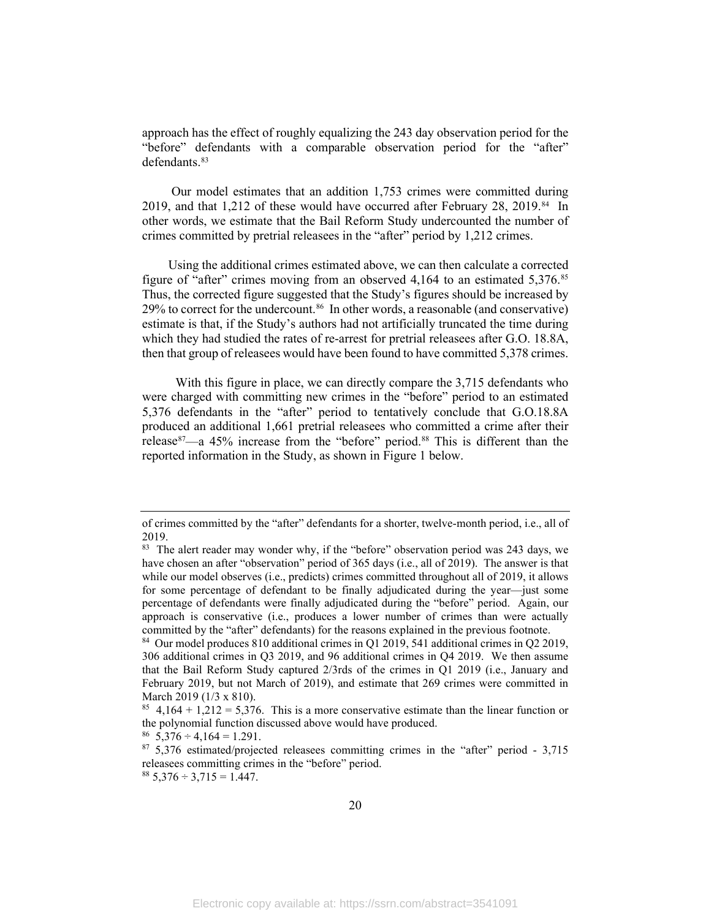approach has the effect of roughly equalizing the 243 day observation period for the "before" defendants with a comparable observation period for the "after" defendants.[83]

Our model estimates that an addition 1,753 crimes were committed during 2019, and that 1,212 of these would have occurred after February 28, 2019.[84] In other words, we estimate that the Bail Reform Study undercounted the number of crimes committed by pretrial releasees in the "after" period by 1,212 crimes.

Using the additional crimes estimated above, we can then calculate a corrected figure of "after" crimes moving from an observed 4,164 to an estimated 5,376.[85] Thus, the corrected figure suggested that the Study's figures should be increased by 29% to correct for the undercount.[86] In other words, a reasonable (and conservative) estimate is that, if the Study's authors had not artificially truncated the time during which they had studied the rates of re-arrest for pretrial releasees after G.O. 18.8A, then that group of releasees would have been found to have committed 5,378 crimes.

With this figure in place, we can directly compare the 3,715 defendants who were charged with committing new crimes in the "before" period to an estimated 5,376 defendants in the "after" period to tentatively conclude that G.O.18.8A produced an additional 1,661 pretrial releasees who committed a crime after their release[87]—a 45% increase from the "before" period.[88] This is different than the reported information in the Study, as shown in Figure 1 below.

---

of crimes committed by the "after" defendants for a shorter, twelve-month period, i.e., all of 2019.

[83] The alert reader may wonder why, if the "before" observation period was 243 days, we have chosen an after "observation" period of 365 days (i.e., all of 2019). The answer is that while our model observes (i.e., predicts) crimes committed throughout all of 2019, it allows for some percentage of defendant to be finally adjudicated during the year—just some percentage of defendants were finally adjudicated during the "before" period. Again, our approach is conservative (i.e., produces a lower number of crimes than were actually committed by the "after" defendants) for the reasons explained in the previous footnote.

[84] Our model produces 810 additional crimes in Q1 2019, 541 additional crimes in Q2 2019, 306 additional crimes in Q3 2019, and 96 additional crimes in Q4 2019. We then assume that the Bail Reform Study captured 2/3rds of the crimes in Q1 2019 (i.e., January and February 2019, but not March of 2019), and estimate that 269 crimes were committed in March 2019 (1/3 x 810).

[85] 4,164 + 1,212 = 5,376. This is a more conservative estimate than the linear function or the polynomial function discussed above would have produced.

[86] 5,376 ÷ 4,164 = 1.291.

[87] 5,376 estimated/projected releasees committing crimes in the "after" period - 3,715 releasees committing crimes in the "before" period.

[88] 5,376 ÷ 3,715 = 1.447.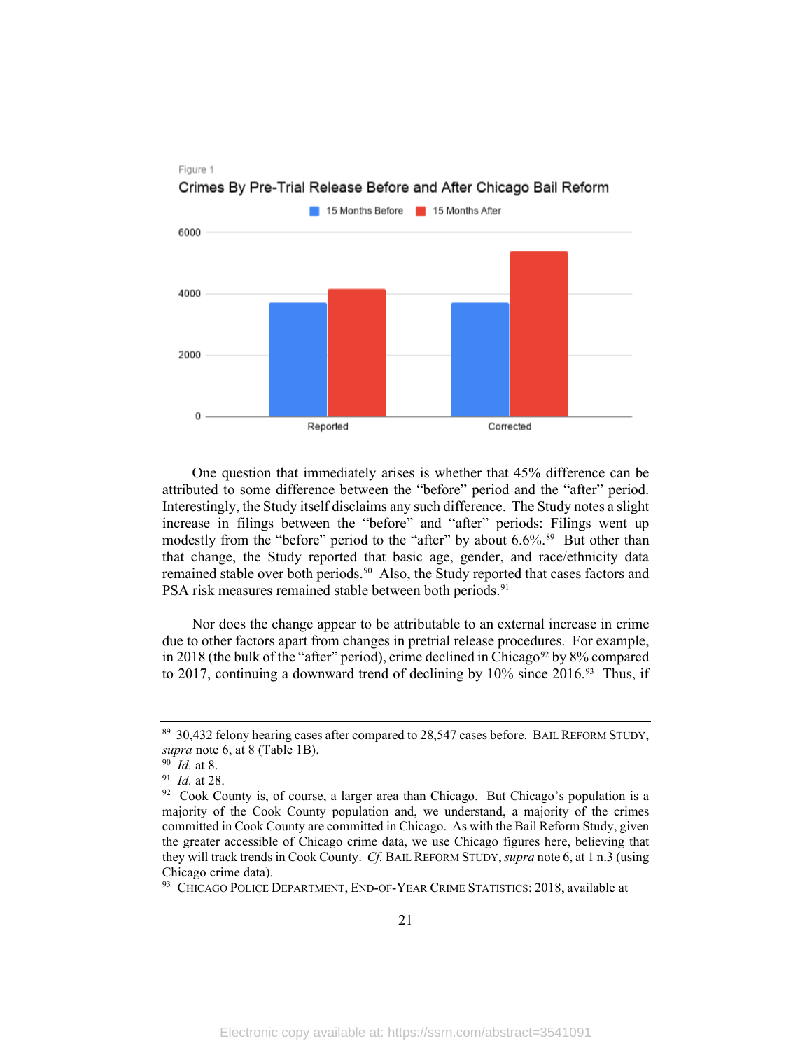Figure 1

Crimes By Pre-Trial Release Before and After Chicago Bail Reform

One question that immediately arises is whether that 45% difference can be attributed to some difference between the "before" period and the "after" period. Interestingly, the Study itself disclaims any such difference. The Study notes a slight increase in filings between the "before" and "after" periods: Filings went up modestly from the "before" period to the "after" by about 6.6%.[89] But other than that change, the Study reported that basic age, gender, and race/ethnicity data remained stable over both periods.[90] Also, the Study reported that cases factors and PSA risk measures remained stable between both periods.[91]

Nor does the change appear to be attributable to an external increase in crime due to other factors apart from changes in pretrial release procedures. For example, in 2018 (the bulk of the "after" period), crime declined in Chicago[92] by 8% compared to 2017, continuing a downward trend of declining by 10% since 2016.[93] Thus, if

---

[89] 30,432 felony hearing cases after compared to 28,547 cases before. BAIL REFORM STUDY, *supra* note 6, at 8 (Table 1B).

[90] *Id.* at 8.

[91] *Id.* at 28.

[92] Cook County is, of course, a larger area than Chicago. But Chicago's population is a majority of the Cook County population and, we understand, a majority of the crimes committed in Cook County are committed in Chicago. As with the Bail Reform Study, given the greater accessible of Chicago crime data, we use Chicago figures here, believing that they will track trends in Cook County. *Cf.* BAIL REFORM STUDY, *supra* note 6, at 1 n.3 (using Chicago crime data).

[93] CHICAGO POLICE DEPARTMENT, END-OF-YEAR CRIME STATISTICS: 2018, available at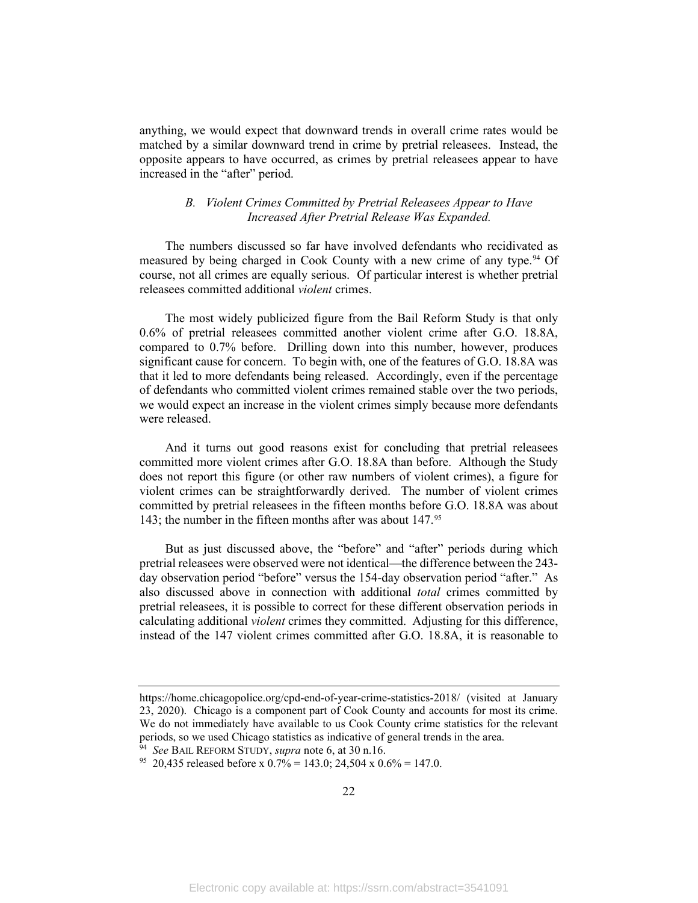anything, we would expect that downward trends in overall crime rates would be matched by a similar downward trend in crime by pretrial releasees. Instead, the opposite appears to have occurred, as crimes by pretrial releasees appear to have increased in the "after" period.

### *B. Violent Crimes Committed by Pretrial Releasees Appear to Have Increased After Pretrial Release Was Expanded.*

The numbers discussed so far have involved defendants who recidivated as measured by being charged in Cook County with a new crime of any type.[94] Of course, not all crimes are equally serious. Of particular interest is whether pretrial releasees committed additional *violent* crimes.

The most widely publicized figure from the Bail Reform Study is that only 0.6% of pretrial releasees committed another violent crime after G.O. 18.8A, compared to 0.7% before. Drilling down into this number, however, produces significant cause for concern. To begin with, one of the features of G.O. 18.8A was that it led to more defendants being released. Accordingly, even if the percentage of defendants who committed violent crimes remained stable over the two periods, we would expect an increase in the violent crimes simply because more defendants were released.

And it turns out good reasons exist for concluding that pretrial releasees committed more violent crimes after G.O. 18.8A than before. Although the Study does not report this figure (or other raw numbers of violent crimes), a figure for violent crimes can be straightforwardly derived. The number of violent crimes committed by pretrial releasees in the fifteen months before G.O. 18.8A was about 143; the number in the fifteen months after was about 147.[95]

But as just discussed above, the "before" and "after" periods during which pretrial releasees were observed were not identical—the difference between the 243-day observation period "before" versus the 154-day observation period "after." As also discussed above in connection with additional *total* crimes committed by pretrial releasees, it is possible to correct for these different observation periods in calculating additional *violent* crimes they committed. Adjusting for this difference, instead of the 147 violent crimes committed after G.O. 18.8A, it is reasonable to

---

https://home.chicagopolice.org/cpd-end-of-year-crime-statistics-2018/ (visited at January 23, 2020). Chicago is a component part of Cook County and accounts for most its crime. We do not immediately have available to us Cook County crime statistics for the relevant periods, so we used Chicago statistics as indicative of general trends in the area.

[94] *See* BAIL REFORM STUDY, *supra* note 6, at 30 n.16.

[95] 20,435 released before x 0.7% = 143.0; 24,504 x 0.6% = 147.0.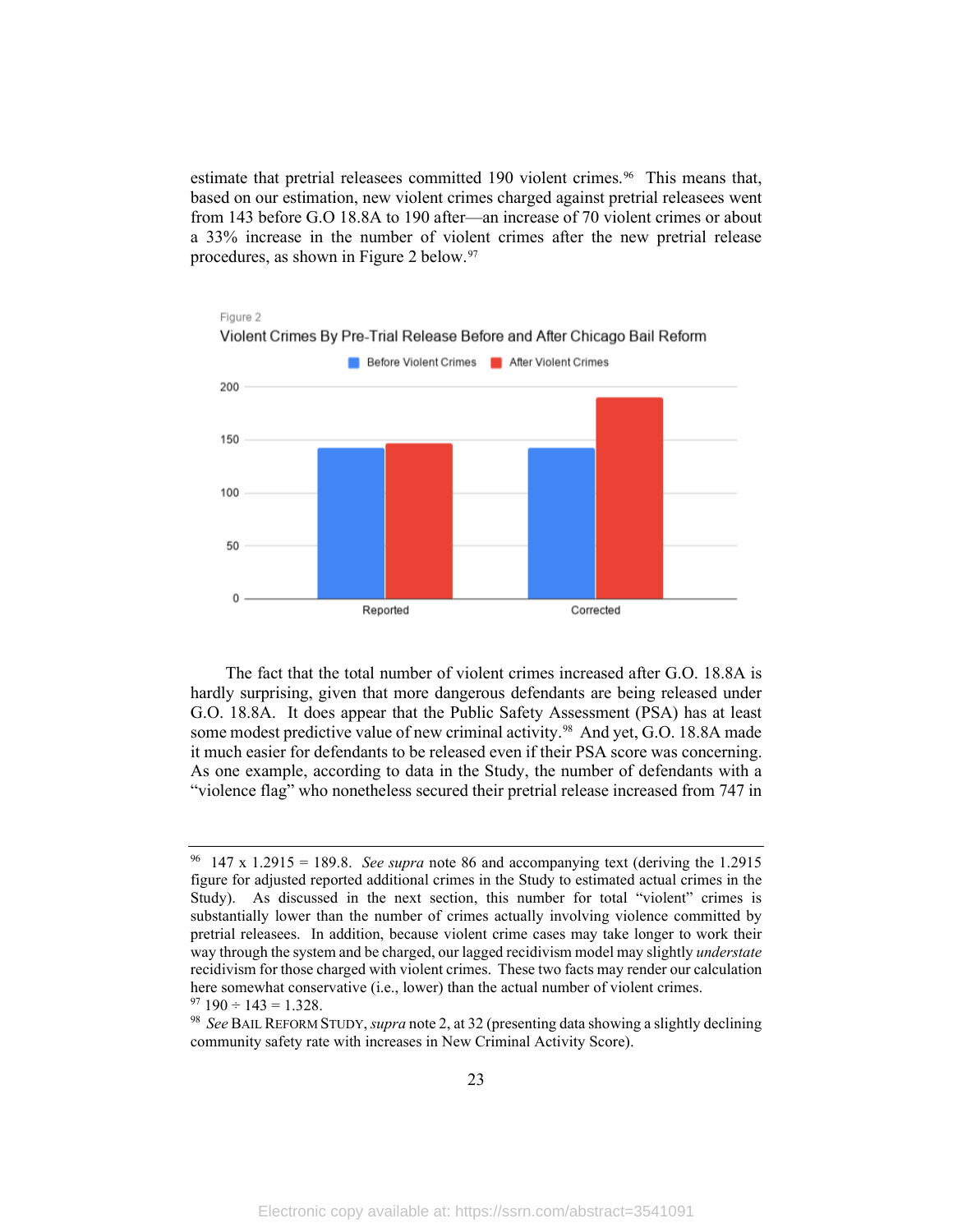estimate that pretrial releasees committed 190 violent crimes.[96] This means that, based on our estimation, new violent crimes charged against pretrial releasees went from 143 before G.O 18.8A to 190 after—an increase of 70 violent crimes or about a 33% increase in the number of violent crimes after the new pretrial release procedures, as shown in Figure 2 below.[97]

Figure 2

Violent Crimes By Pre-Trial Release Before and After Chicago Bail Reform

The fact that the total number of violent crimes increased after G.O. 18.8A is hardly surprising, given that more dangerous defendants are being released under G.O. 18.8A. It does appear that the Public Safety Assessment (PSA) has at least some modest predictive value of new criminal activity.[98] And yet, G.O. 18.8A made it much easier for defendants to be released even if their PSA score was concerning. As one example, according to data in the Study, the number of defendants with a "violence flag" who nonetheless secured their pretrial release increased from 747 in

---

[96] 147 x 1.2915 = 189.8. *See supra* note 86 and accompanying text (deriving the 1.2915 figure for adjusted reported additional crimes in the Study to estimated actual crimes in the Study). As discussed in the next section, this number for total "violent" crimes is substantially lower than the number of crimes actually involving violence committed by pretrial releasees. In addition, because violent crime cases may take longer to work their way through the system and be charged, our lagged recidivism model may slightly *understate* recidivism for those charged with violent crimes. These two facts may render our calculation here somewhat conservative (i.e., lower) than the actual number of violent crimes.

[97] 190 ÷ 143 = 1.328.

[98] *See* BAIL REFORM STUDY, *supra* note 2, at 32 (presenting data showing a slightly declining community safety rate with increases in New Criminal Activity Score).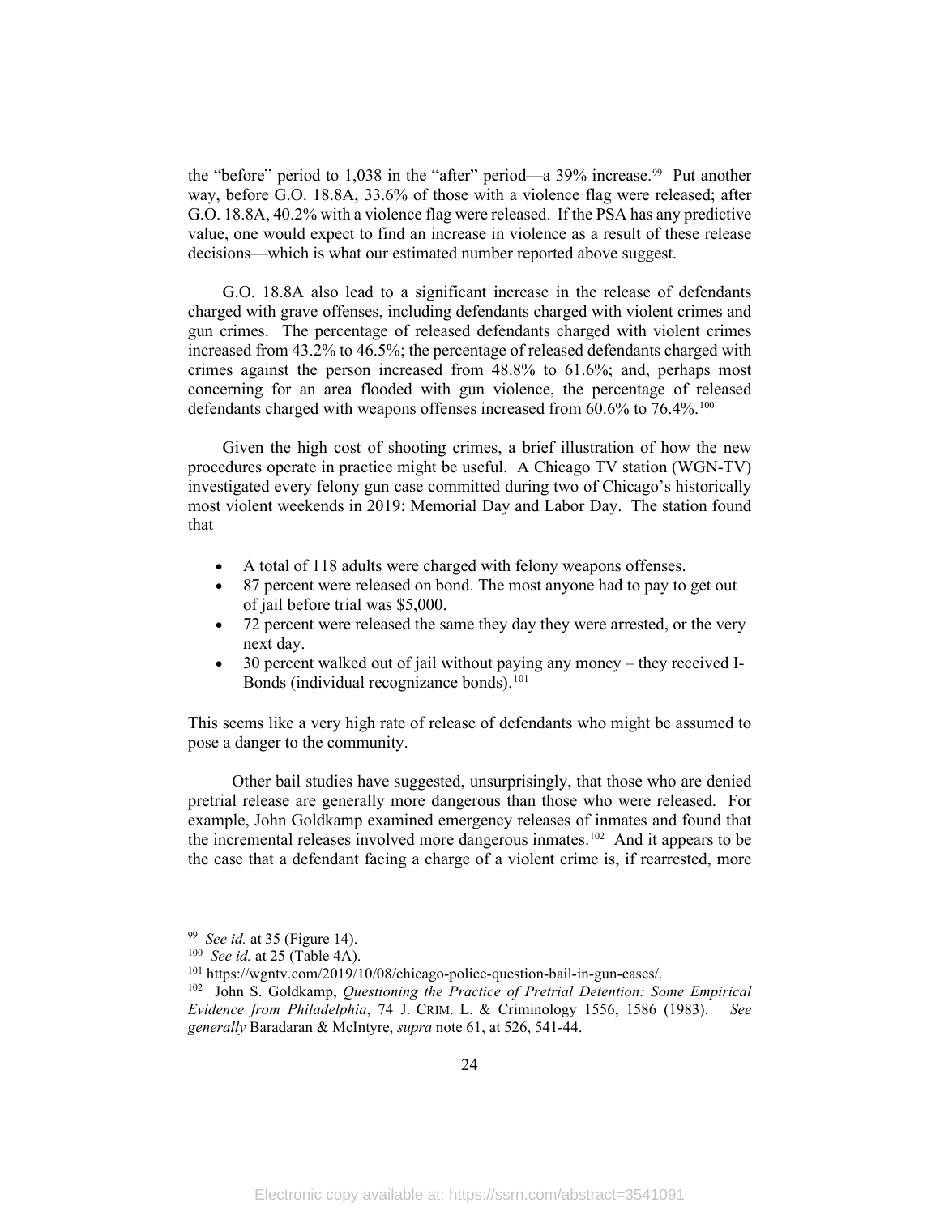the "before" period to 1,038 in the "after" period—a 39% increase.[99] Put another way, before G.O. 18.8A, 33.6% of those with a violence flag were released; after G.O. 18.8A, 40.2% with a violence flag were released. If the PSA has any predictive value, one would expect to find an increase in violence as a result of these release decisions—which is what our estimated number reported above suggest.

G.O. 18.8A also lead to a significant increase in the release of defendants charged with grave offenses, including defendants charged with violent crimes and gun crimes. The percentage of released defendants charged with violent crimes increased from 43.2% to 46.5%; the percentage of released defendants charged with crimes against the person increased from 48.8% to 61.6%; and, perhaps most concerning for an area flooded with gun violence, the percentage of released defendants charged with weapons offenses increased from 60.6% to 76.4%.[100]

Given the high cost of shooting crimes, a brief illustration of how the new procedures operate in practice might be useful. A Chicago TV station (WGN-TV) investigated every felony gun case committed during two of Chicago's historically most violent weekends in 2019: Memorial Day and Labor Day. The station found that

- A total of 118 adults were charged with felony weapons offenses.
- 87 percent were released on bond. The most anyone had to pay to get out of jail before trial was $5,000.
- 72 percent were released the same they day they were arrested, or the very next day.
- 30 percent walked out of jail without paying any money – they received I-Bonds (individual recognizance bonds).[101]

This seems like a very high rate of release of defendants who might be assumed to pose a danger to the community.

Other bail studies have suggested, unsurprisingly, that those who are denied pretrial release are generally more dangerous than those who were released. For example, John Goldkamp examined emergency releases of inmates and found that the incremental releases involved more dangerous inmates.[102] And it appears to be the case that a defendant facing a charge of a violent crime is, if rearrested, more

---

[99] *See id.* at 35 (Figure 14).

[100] *See id.* at 25 (Table 4A).

[101] https://wgntv.com/2019/10/08/chicago-police-question-bail-in-gun-cases/.

[102] John S. Goldkamp, *Questioning the Practice of Pretrial Detention: Some Empirical Evidence from Philadelphia*, 74 J. CRIM. L. & Criminology 1556, 1586 (1983). *See generally* Baradaran & McIntyre, *supra* note 61, at 526, 541-44.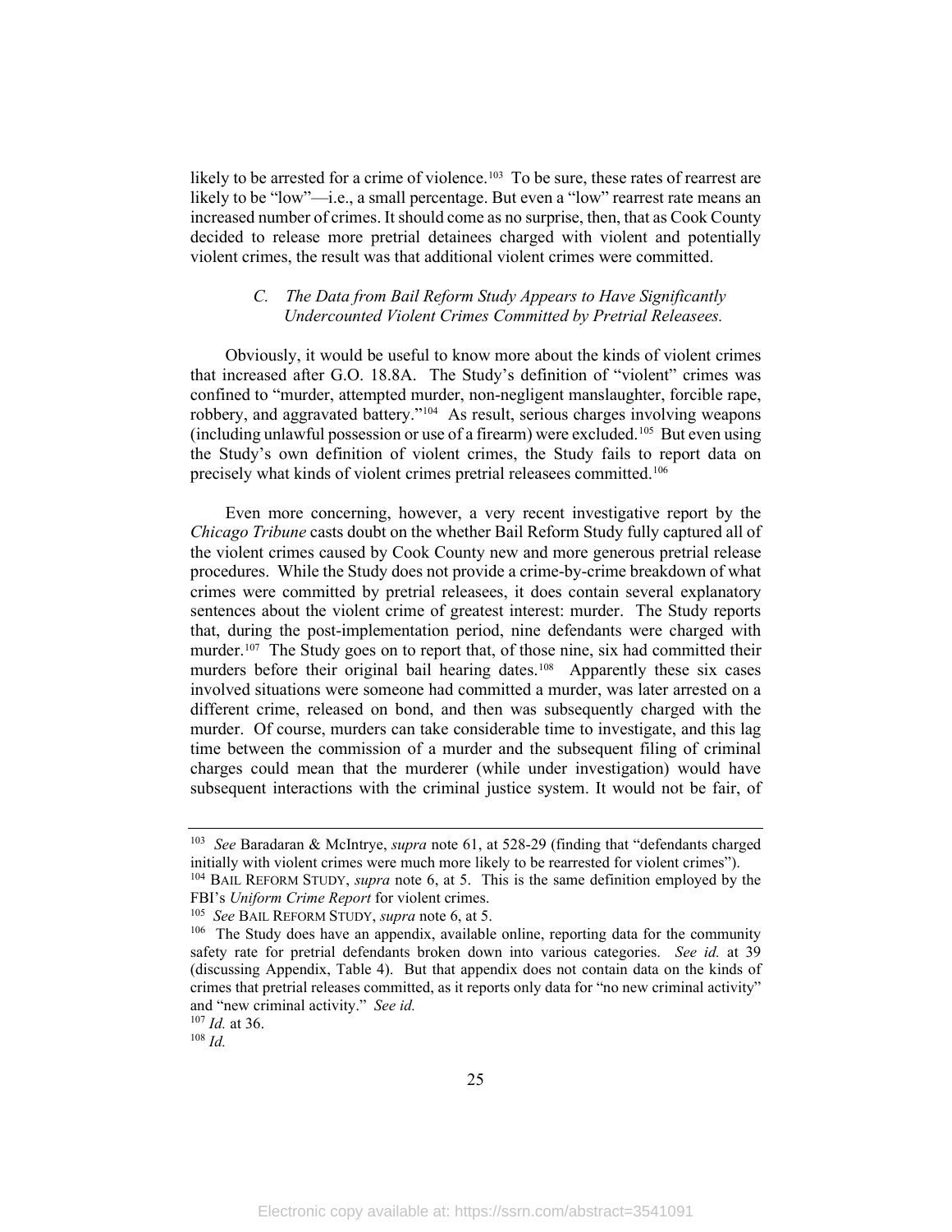likely to be arrested for a crime of violence.[103] To be sure, these rates of rearrest are likely to be "low"—i.e., a small percentage. But even a "low" rearrest rate means an increased number of crimes. It should come as no surprise, then, that as Cook County decided to release more pretrial detainees charged with violent and potentially violent crimes, the result was that additional violent crimes were committed.

### *C. The Data from Bail Reform Study Appears to Have Significantly Undercounted Violent Crimes Committed by Pretrial Releasees.*

Obviously, it would be useful to know more about the kinds of violent crimes that increased after G.O. 18.8A. The Study's definition of "violent" crimes was confined to "murder, attempted murder, non-negligent manslaughter, forcible rape, robbery, and aggravated battery."[104] As result, serious charges involving weapons (including unlawful possession or use of a firearm) were excluded.[105] But even using the Study's own definition of violent crimes, the Study fails to report data on precisely what kinds of violent crimes pretrial releasees committed.[106]

Even more concerning, however, a very recent investigative report by the *Chicago Tribune* casts doubt on the whether Bail Reform Study fully captured all of the violent crimes caused by Cook County new and more generous pretrial release procedures. While the Study does not provide a crime-by-crime breakdown of what crimes were committed by pretrial releasees, it does contain several explanatory sentences about the violent crime of greatest interest: murder. The Study reports that, during the post-implementation period, nine defendants were charged with murder.[107] The Study goes on to report that, of those nine, six had committed their murders before their original bail hearing dates.[108] Apparently these six cases involved situations were someone had committed a murder, was later arrested on a different crime, released on bond, and then was subsequently charged with the murder. Of course, murders can take considerable time to investigate, and this lag time between the commission of a murder and the subsequent filing of criminal charges could mean that the murderer (while under investigation) would have subsequent interactions with the criminal justice system. It would not be fair, of

---

[103] *See* Baradaran & McIntrye, *supra* note 61, at 528-29 (finding that "defendants charged initially with violent crimes were much more likely to be rearrested for violent crimes").

[104] BAIL REFORM STUDY, *supra* note 6, at 5. This is the same definition employed by the FBI's *Uniform Crime Report* for violent crimes.

[105] *See* BAIL REFORM STUDY, *supra* note 6, at 5.

[106] The Study does have an appendix, available online, reporting data for the community safety rate for pretrial defendants broken down into various categories. *See id.* at 39 (discussing Appendix, Table 4). But that appendix does not contain data on the kinds of crimes that pretrial releases committed, as it reports only data for "no new criminal activity" and "new criminal activity." *See id.*

[107] *Id.* at 36.

[108] *Id.*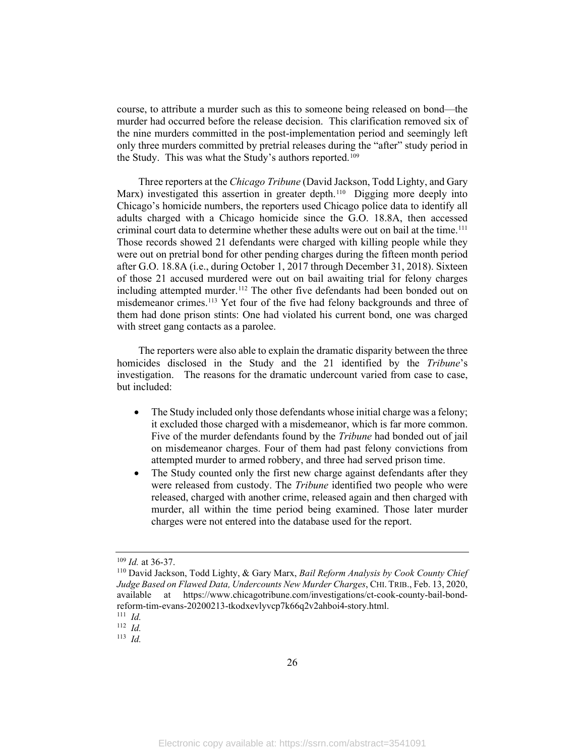course, to attribute a murder such as this to someone being released on bond—the murder had occurred before the release decision. This clarification removed six of the nine murders committed in the post-implementation period and seemingly left only three murders committed by pretrial releases during the "after" study period in the Study. This was what the Study's authors reported.[109]

Three reporters at the *Chicago Tribune* (David Jackson, Todd Lighty, and Gary Marx) investigated this assertion in greater depth.[110] Digging more deeply into Chicago's homicide numbers, the reporters used Chicago police data to identify all adults charged with a Chicago homicide since the G.O. 18.8A, then accessed criminal court data to determine whether these adults were out on bail at the time.[111] Those records showed 21 defendants were charged with killing people while they were out on pretrial bond for other pending charges during the fifteen month period after G.O. 18.8A (i.e., during October 1, 2017 through December 31, 2018). Sixteen of those 21 accused murdered were out on bail awaiting trial for felony charges including attempted murder.[112] The other five defendants had been bonded out on misdemeanor crimes.[113] Yet four of the five had felony backgrounds and three of them had done prison stints: One had violated his current bond, one was charged with street gang contacts as a parolee.

The reporters were also able to explain the dramatic disparity between the three homicides disclosed in the Study and the 21 identified by the *Tribune*'s investigation. The reasons for the dramatic undercount varied from case to case, but included:

- The Study included only those defendants whose initial charge was a felony; it excluded those charged with a misdemeanor, which is far more common. Five of the murder defendants found by the *Tribune* had bonded out of jail on misdemeanor charges. Four of them had past felony convictions from attempted murder to armed robbery, and three had served prison time.
- The Study counted only the first new charge against defendants after they were released from custody. The *Tribune* identified two people who were released, charged with another crime, released again and then charged with murder, all within the time period being examined. Those later murder charges were not entered into the database used for the report.

---

[109] *Id.* at 36-37.

[110] David Jackson, Todd Lighty, & Gary Marx, *Bail Reform Analysis by Cook County Chief Judge Based on Flawed Data, Undercounts New Murder Charges*, CHI. TRIB., Feb. 13, 2020, available at https://www.chicagotribune.com/investigations/ct-cook-county-bail-bond-reform-tim-evans-20200213-tkodxevlyvcp7k66q2v2ahboi4-story.html.

[111] *Id.*

[112] *Id.*

[113] *Id.*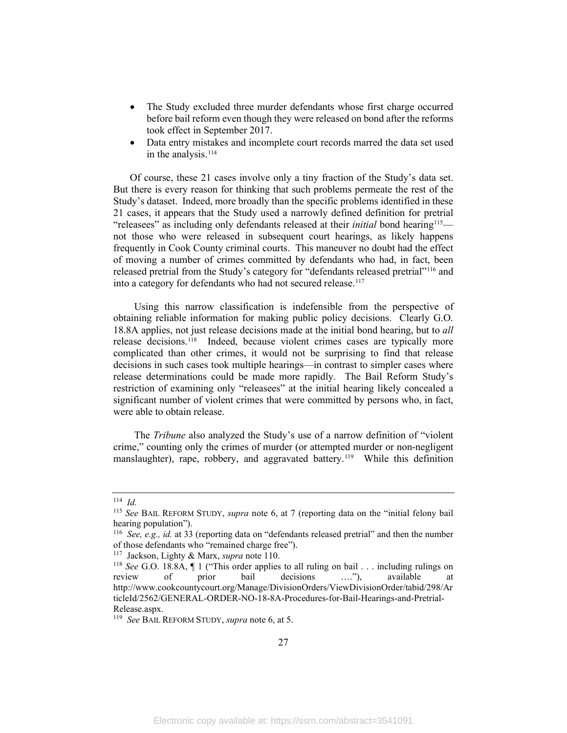- The Study excluded three murder defendants whose first charge occurred before bail reform even though they were released on bond after the reforms took effect in September 2017.
- Data entry mistakes and incomplete court records marred the data set used in the analysis.[114]

Of course, these 21 cases involve only a tiny fraction of the Study's data set. But there is every reason for thinking that such problems permeate the rest of the Study's dataset. Indeed, more broadly than the specific problems identified in these 21 cases, it appears that the Study used a narrowly defined definition for pretrial "releasees" as including only defendants released at their *initial* bond hearing[115]—not those who were released in subsequent court hearings, as likely happens frequently in Cook County criminal courts. This maneuver no doubt had the effect of moving a number of crimes committed by defendants who had, in fact, been released pretrial from the Study's category for "defendants released pretrial"[116] and into a category for defendants who had not secured release.[117]

Using this narrow classification is indefensible from the perspective of obtaining reliable information for making public policy decisions. Clearly G.O. 18.8A applies, not just release decisions made at the initial bond hearing, but to *all* release decisions.[118] Indeed, because violent crimes cases are typically more complicated than other crimes, it would not be surprising to find that release decisions in such cases took multiple hearings—in contrast to simpler cases where release determinations could be made more rapidly. The Bail Reform Study's restriction of examining only "releasees" at the initial hearing likely concealed a significant number of violent crimes that were committed by persons who, in fact, were able to obtain release.

The *Tribune* also analyzed the Study's use of a narrow definition of "violent crime," counting only the crimes of murder (or attempted murder or non-negligent manslaughter), rape, robbery, and aggravated battery.[119] While this definition

---

[114] *Id.*

[115] *See* BAIL REFORM STUDY, *supra* note 6, at 7 (reporting data on the "initial felony bail hearing population").

[116] *See, e.g., id.* at 33 (reporting data on "defendants released pretrial" and then the number of those defendants who "remained charge free").

[117] Jackson, Lighty & Marx, *supra* note 110.

[118] *See* G.O. 18.8A, ¶ 1 ("This order applies to all ruling on bail . . . including rulings on review of prior bail decisions …."), available at http://www.cookcountycourt.org/Manage/DivisionOrders/ViewDivisionOrder/tabid/298/ArticleId/2562/GENERAL-ORDER-NO-18-8A-Procedures-for-Bail-Hearings-and-Pretrial-Release.aspx.

[119] *See* BAIL REFORM STUDY, *supra* note 6, at 5.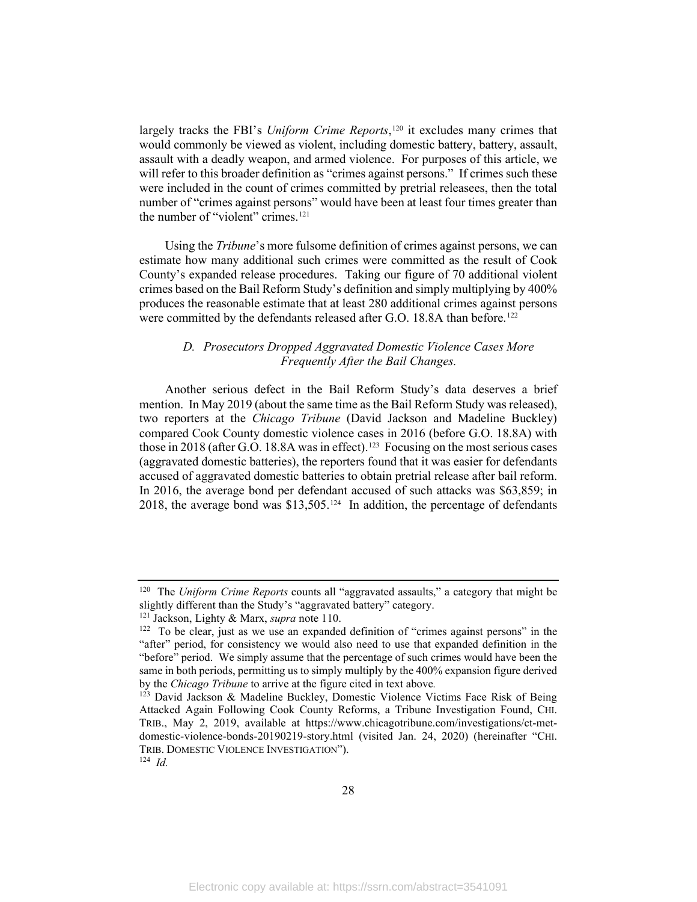largely tracks the FBI's *Uniform Crime Reports*,[120] it excludes many crimes that would commonly be viewed as violent, including domestic battery, battery, assault, assault with a deadly weapon, and armed violence. For purposes of this article, we will refer to this broader definition as "crimes against persons." If crimes such these were included in the count of crimes committed by pretrial releasees, then the total number of "crimes against persons" would have been at least four times greater than the number of "violent" crimes.[121]

Using the *Tribune*'s more fulsome definition of crimes against persons, we can estimate how many additional such crimes were committed as the result of Cook County's expanded release procedures. Taking our figure of 70 additional violent crimes based on the Bail Reform Study's definition and simply multiplying by 400% produces the reasonable estimate that at least 280 additional crimes against persons were committed by the defendants released after G.O. 18.8A than before.[122]

### *D. Prosecutors Dropped Aggravated Domestic Violence Cases More Frequently After the Bail Changes.*

Another serious defect in the Bail Reform Study's data deserves a brief mention. In May 2019 (about the same time as the Bail Reform Study was released), two reporters at the *Chicago Tribune* (David Jackson and Madeline Buckley) compared Cook County domestic violence cases in 2016 (before G.O. 18.8A) with those in 2018 (after G.O. 18.8A was in effect).[123] Focusing on the most serious cases (aggravated domestic batteries), the reporters found that it was easier for defendants accused of aggravated domestic batteries to obtain pretrial release after bail reform. In 2016, the average bond per defendant accused of such attacks was $63,859; in 2018, the average bond was $13,505.[124] In addition, the percentage of defendants

---

[120] The *Uniform Crime Reports* counts all "aggravated assaults," a category that might be slightly different than the Study's "aggravated battery" category.

[121] Jackson, Lighty & Marx, *supra* note 110.

[122] To be clear, just as we use an expanded definition of "crimes against persons" in the "after" period, for consistency we would also need to use that expanded definition in the "before" period. We simply assume that the percentage of such crimes would have been the same in both periods, permitting us to simply multiply by the 400% expansion figure derived by the *Chicago Tribune* to arrive at the figure cited in text above.

[123] David Jackson & Madeline Buckley, Domestic Violence Victims Face Risk of Being Attacked Again Following Cook County Reforms, a Tribune Investigation Found, CHI. TRIB., May 2, 2019, available at https://www.chicagotribune.com/investigations/ct-met-domestic-violence-bonds-20190219-story.html (visited Jan. 24, 2020) (hereinafter "CHI. TRIB. DOMESTIC VIOLENCE INVESTIGATION").

[124] *Id.*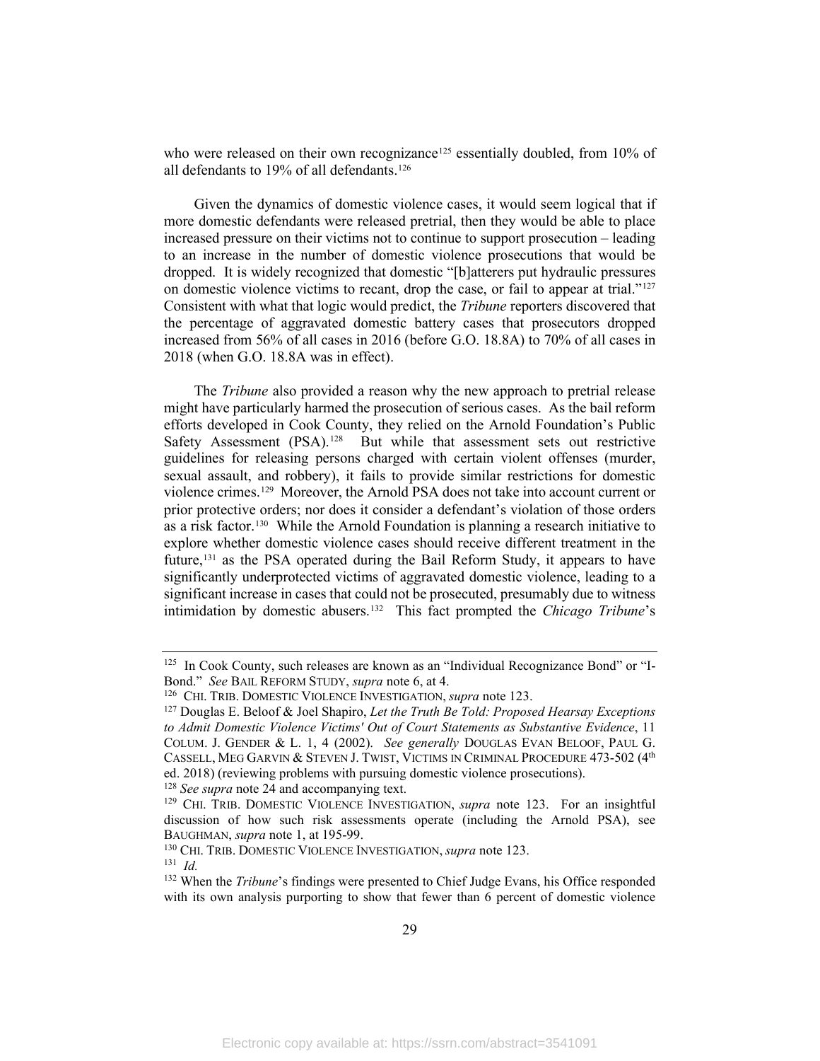who were released on their own recognizance[125] essentially doubled, from 10% of all defendants to 19% of all defendants.[126]

Given the dynamics of domestic violence cases, it would seem logical that if more domestic defendants were released pretrial, then they would be able to place increased pressure on their victims not to continue to support prosecution – leading to an increase in the number of domestic violence prosecutions that would be dropped. It is widely recognized that domestic "[b]atterers put hydraulic pressures on domestic violence victims to recant, drop the case, or fail to appear at trial."[127] Consistent with what that logic would predict, the *Tribune* reporters discovered that the percentage of aggravated domestic battery cases that prosecutors dropped increased from 56% of all cases in 2016 (before G.O. 18.8A) to 70% of all cases in 2018 (when G.O. 18.8A was in effect).

The *Tribune* also provided a reason why the new approach to pretrial release might have particularly harmed the prosecution of serious cases. As the bail reform efforts developed in Cook County, they relied on the Arnold Foundation's Public Safety Assessment (PSA).[128] But while that assessment sets out restrictive guidelines for releasing persons charged with certain violent offenses (murder, sexual assault, and robbery), it fails to provide similar restrictions for domestic violence crimes.[129] Moreover, the Arnold PSA does not take into account current or prior protective orders; nor does it consider a defendant's violation of those orders as a risk factor.[130] While the Arnold Foundation is planning a research initiative to explore whether domestic violence cases should receive different treatment in the future,[131] as the PSA operated during the Bail Reform Study, it appears to have significantly underprotected victims of aggravated domestic violence, leading to a significant increase in cases that could not be prosecuted, presumably due to witness intimidation by domestic abusers.[132] This fact prompted the *Chicago Tribune*'s

---

[125] In Cook County, such releases are known as an "Individual Recognizance Bond" or "I-Bond." *See* BAIL REFORM STUDY, *supra* note 6, at 4.

[126] CHI. TRIB. DOMESTIC VIOLENCE INVESTIGATION, *supra* note 123.

[127] Douglas E. Beloof & Joel Shapiro, *Let the Truth Be Told: Proposed Hearsay Exceptions to Admit Domestic Violence Victims' Out of Court Statements as Substantive Evidence*, 11 COLUM. J. GENDER & L. 1, 4 (2002). *See generally* DOUGLAS EVAN BELOOF, PAUL G. CASSELL, MEG GARVIN & STEVEN J. TWIST, VICTIMS IN CRIMINAL PROCEDURE 473-502 (4th ed. 2018) (reviewing problems with pursuing domestic violence prosecutions).

[128] *See supra* note 24 and accompanying text.

[129] CHI. TRIB. DOMESTIC VIOLENCE INVESTIGATION, *supra* note 123. For an insightful discussion of how such risk assessments operate (including the Arnold PSA), see BAUGHMAN, *supra* note 1, at 195-99.

[130] CHI. TRIB. DOMESTIC VIOLENCE INVESTIGATION, *supra* note 123.

[131] *Id.*

[132] When the *Tribune*'s findings were presented to Chief Judge Evans, his Office responded with its own analysis purporting to show that fewer than 6 percent of domestic violence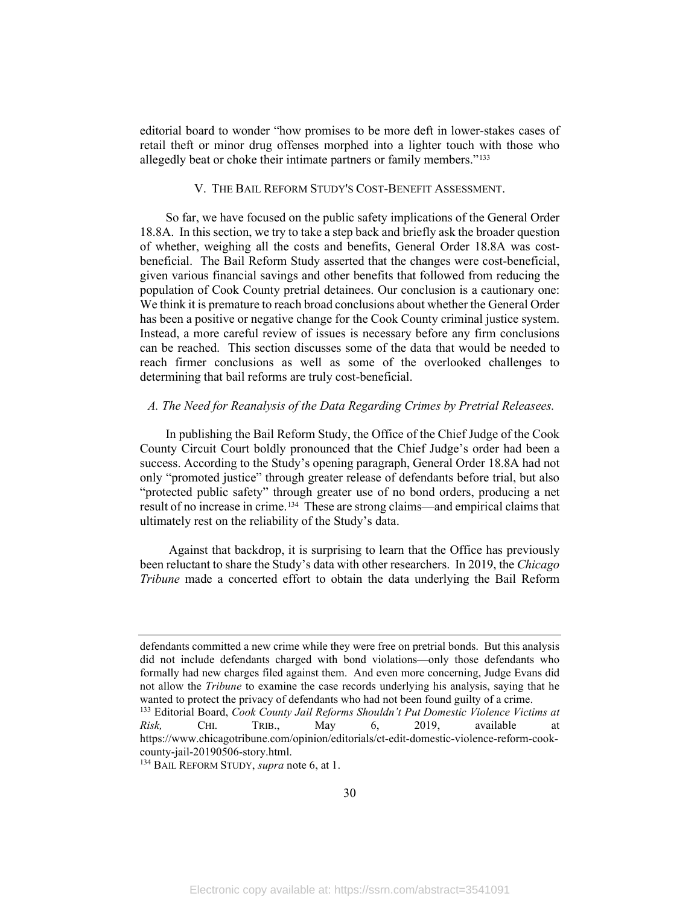editorial board to wonder "how promises to be more deft in lower-stakes cases of retail theft or minor drug offenses morphed into a lighter touch with those who allegedly beat or choke their intimate partners or family members."[133]

## V. The Bail Reform Study's Cost-Benefit Assessment.

So far, we have focused on the public safety implications of the General Order 18.8A. In this section, we try to take a step back and briefly ask the broader question of whether, weighing all the costs and benefits, General Order 18.8A was cost-beneficial. The Bail Reform Study asserted that the changes were cost-beneficial, given various financial savings and other benefits that followed from reducing the population of Cook County pretrial detainees. Our conclusion is a cautionary one: We think it is premature to reach broad conclusions about whether the General Order has been a positive or negative change for the Cook County criminal justice system. Instead, a more careful review of issues is necessary before any firm conclusions can be reached. This section discusses some of the data that would be needed to reach firmer conclusions as well as some of the overlooked challenges to determining that bail reforms are truly cost-beneficial.

### *A. The Need for Reanalysis of the Data Regarding Crimes by Pretrial Releasees.*

In publishing the Bail Reform Study, the Office of the Chief Judge of the Cook County Circuit Court boldly pronounced that the Chief Judge's order had been a success. According to the Study's opening paragraph, General Order 18.8A had not only "promoted justice" through greater release of defendants before trial, but also "protected public safety" through greater use of no bond orders, producing a net result of no increase in crime.[134] These are strong claims—and empirical claims that ultimately rest on the reliability of the Study's data.

Against that backdrop, it is surprising to learn that the Office has previously been reluctant to share the Study's data with other researchers. In 2019, the *Chicago Tribune* made a concerted effort to obtain the data underlying the Bail Reform

---

defendants committed a new crime while they were free on pretrial bonds. But this analysis did not include defendants charged with bond violations—only those defendants who formally had new charges filed against them. And even more concerning, Judge Evans did not allow the *Tribune* to examine the case records underlying his analysis, saying that he wanted to protect the privacy of defendants who had not been found guilty of a crime.

[133] Editorial Board, *Cook County Jail Reforms Shouldn't Put Domestic Violence Victims at Risk,* CHI. TRIB., May 6, 2019, available at https://www.chicagotribune.com/opinion/editorials/ct-edit-domestic-violence-reform-cook-county-jail-20190506-story.html.

[134] BAIL REFORM STUDY, *supra* note 6, at 1.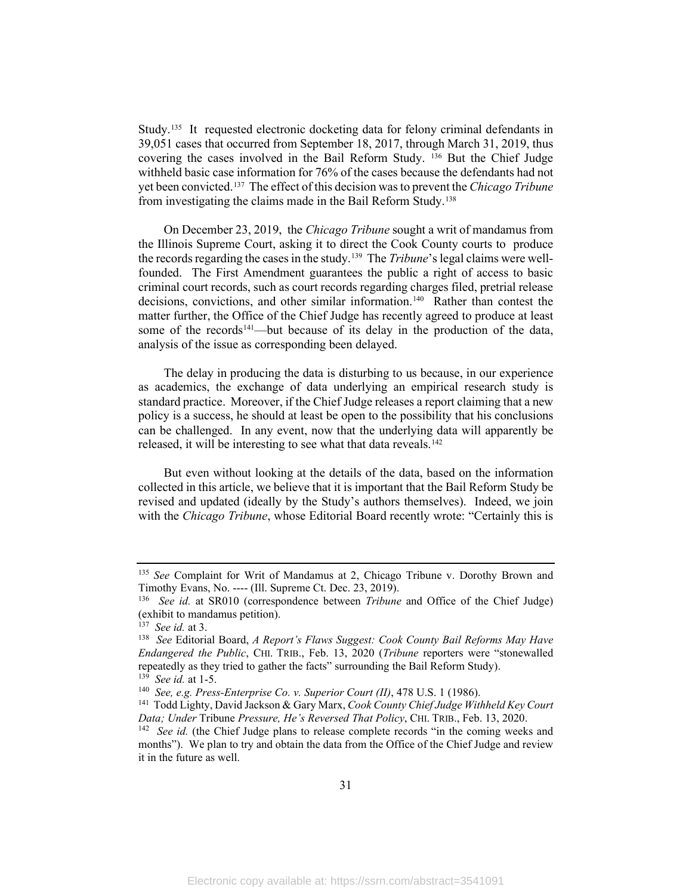Study.[135] It requested electronic docketing data for felony criminal defendants in 39,051 cases that occurred from September 18, 2017, through March 31, 2019, thus covering the cases involved in the Bail Reform Study. [136] But the Chief Judge withheld basic case information for 76% of the cases because the defendants had not yet been convicted.[137] The effect of this decision was to prevent the *Chicago Tribune* from investigating the claims made in the Bail Reform Study.[138]

On December 23, 2019, the *Chicago Tribune* sought a writ of mandamus from the Illinois Supreme Court, asking it to direct the Cook County courts to produce the records regarding the cases in the study.[139] The *Tribune*'s legal claims were well-founded. The First Amendment guarantees the public a right of access to basic criminal court records, such as court records regarding charges filed, pretrial release decisions, convictions, and other similar information.[140] Rather than contest the matter further, the Office of the Chief Judge has recently agreed to produce at least some of the records[141]—but because of its delay in the production of the data, analysis of the issue as corresponding been delayed.

The delay in producing the data is disturbing to us because, in our experience as academics, the exchange of data underlying an empirical research study is standard practice. Moreover, if the Chief Judge releases a report claiming that a new policy is a success, he should at least be open to the possibility that his conclusions can be challenged. In any event, now that the underlying data will apparently be released, it will be interesting to see what that data reveals.[142]

But even without looking at the details of the data, based on the information collected in this article, we believe that it is important that the Bail Reform Study be revised and updated (ideally by the Study's authors themselves). Indeed, we join with the *Chicago Tribune*, whose Editorial Board recently wrote: "Certainly this is

---

[135] *See* Complaint for Writ of Mandamus at 2, Chicago Tribune v. Dorothy Brown and Timothy Evans, No. ---- (Ill. Supreme Ct. Dec. 23, 2019).

[136] *See id.* at SR010 (correspondence between *Tribune* and Office of the Chief Judge) (exhibit to mandamus petition).

[137] *See id.* at 3.

[138] *See* Editorial Board, *A Report's Flaws Suggest: Cook County Bail Reforms May Have Endangered the Public*, CHI. TRIB., Feb. 13, 2020 (*Tribune* reporters were "stonewalled repeatedly as they tried to gather the facts" surrounding the Bail Reform Study).

[139] *See id.* at 1-5.

[140] *See, e.g. Press-Enterprise Co. v. Superior Court (II)*, 478 U.S. 1 (1986).

[141] Todd Lighty, David Jackson & Gary Marx, *Cook County Chief Judge Withheld Key Court Data; Under* Tribune *Pressure, He's Reversed That Policy*, CHI. TRIB., Feb. 13, 2020.

[142] *See id.* (the Chief Judge plans to release complete records "in the coming weeks and months"). We plan to try and obtain the data from the Office of the Chief Judge and review it in the future as well.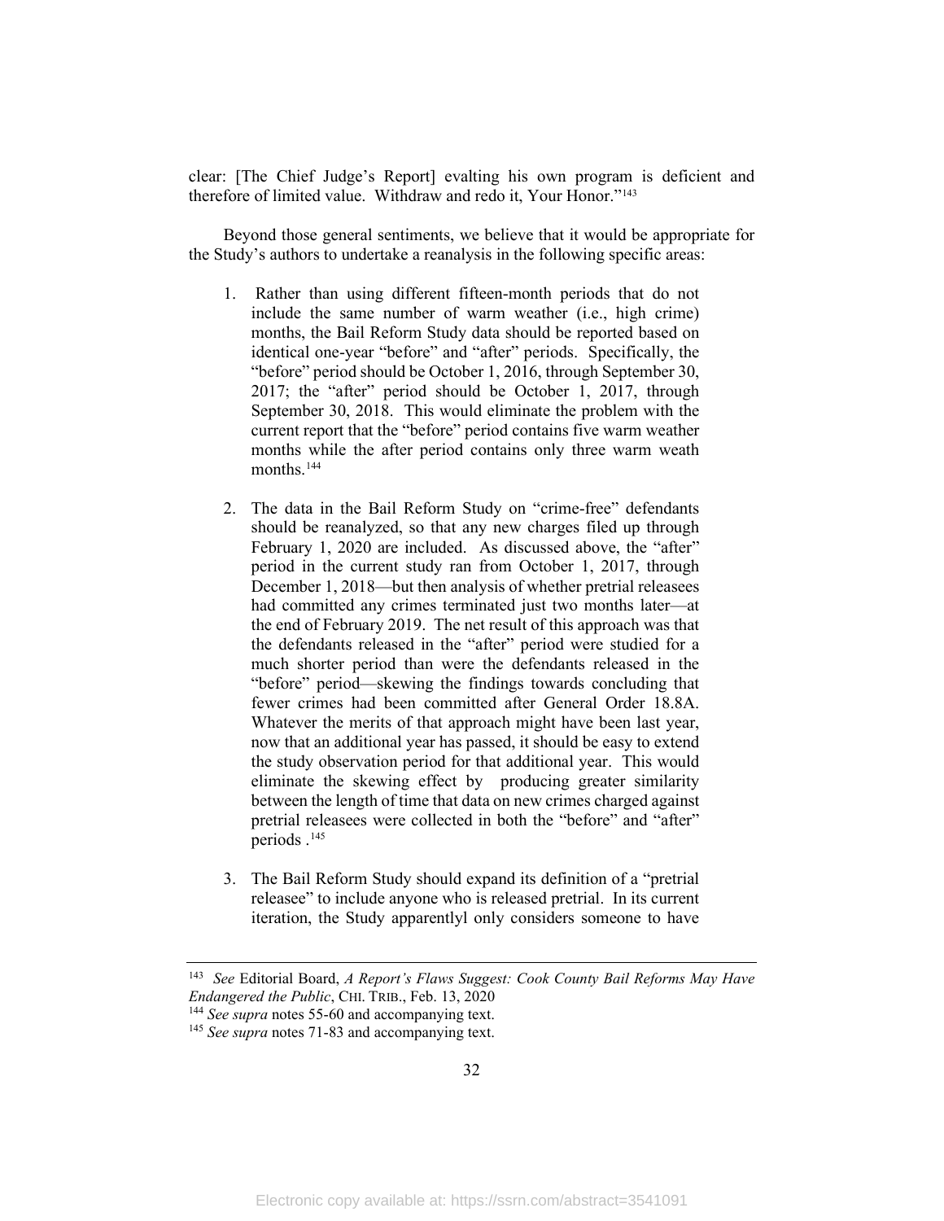clear: [The Chief Judge's Report] evalting his own program is deficient and therefore of limited value. Withdraw and redo it, Your Honor."[143]

Beyond those general sentiments, we believe that it would be appropriate for the Study's authors to undertake a reanalysis in the following specific areas:

1. Rather than using different fifteen-month periods that do not include the same number of warm weather (i.e., high crime) months, the Bail Reform Study data should be reported based on identical one-year "before" and "after" periods. Specifically, the "before" period should be October 1, 2016, through September 30, 2017; the "after" period should be October 1, 2017, through September 30, 2018. This would eliminate the problem with the current report that the "before" period contains five warm weather months while the after period contains only three warm weath months.[144]

2. The data in the Bail Reform Study on "crime-free" defendants should be reanalyzed, so that any new charges filed up through February 1, 2020 are included. As discussed above, the "after" period in the current study ran from October 1, 2017, through December 1, 2018—but then analysis of whether pretrial releasees had committed any crimes terminated just two months later—at the end of February 2019. The net result of this approach was that the defendants released in the "after" period were studied for a much shorter period than were the defendants released in the "before" period—skewing the findings towards concluding that fewer crimes had been committed after General Order 18.8A. Whatever the merits of that approach might have been last year, now that an additional year has passed, it should be easy to extend the study observation period for that additional year. This would eliminate the skewing effect by producing greater similarity between the length of time that data on new crimes charged against pretrial releasees were collected in both the "before" and "after" periods .[145]

3. The Bail Reform Study should expand its definition of a "pretrial releasee" to include anyone who is released pretrial. In its current iteration, the Study apparentlyl only considers someone to have

---

[143] *See* Editorial Board, *A Report's Flaws Suggest: Cook County Bail Reforms May Have Endangered the Public*, CHI. TRIB., Feb. 13, 2020

[144] *See supra* notes 55-60 and accompanying text.

[145] *See supra* notes 71-83 and accompanying text.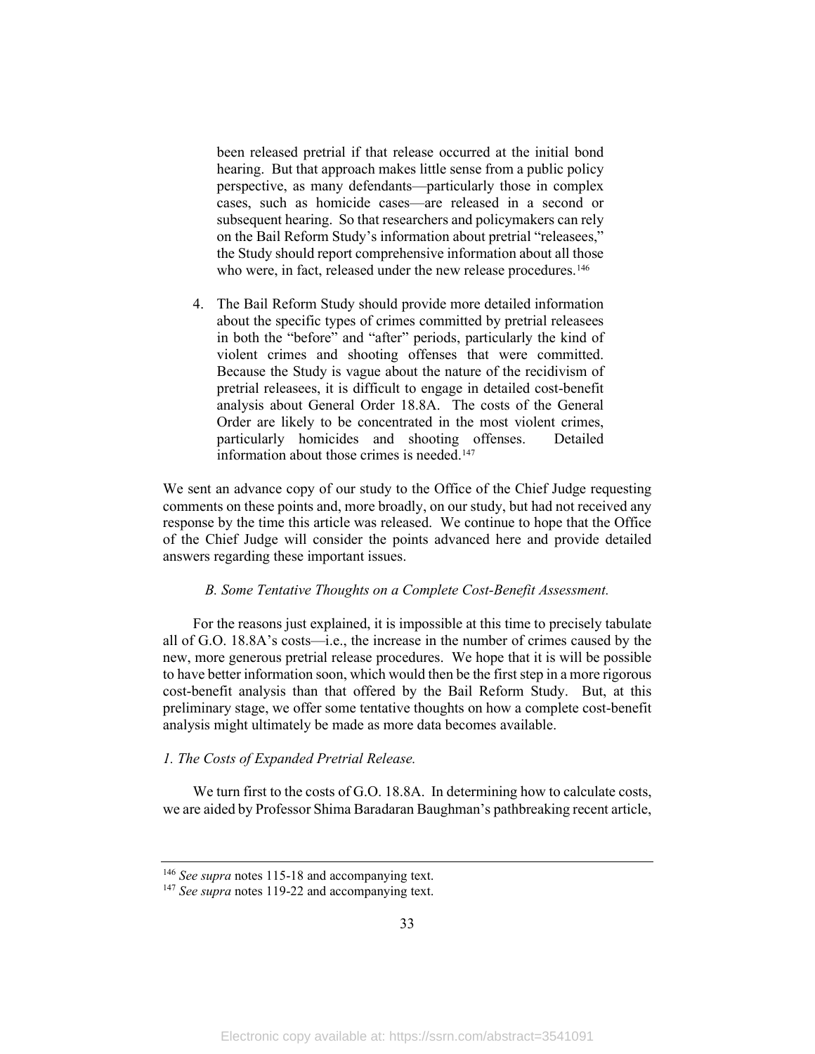been released pretrial if that release occurred at the initial bond hearing. But that approach makes little sense from a public policy perspective, as many defendants—particularly those in complex cases, such as homicide cases—are released in a second or subsequent hearing. So that researchers and policymakers can rely on the Bail Reform Study's information about pretrial "releasees," the Study should report comprehensive information about all those who were, in fact, released under the new release procedures.[146]

4. The Bail Reform Study should provide more detailed information about the specific types of crimes committed by pretrial releasees in both the "before" and "after" periods, particularly the kind of violent crimes and shooting offenses that were committed. Because the Study is vague about the nature of the recidivism of pretrial releasees, it is difficult to engage in detailed cost-benefit analysis about General Order 18.8A. The costs of the General Order are likely to be concentrated in the most violent crimes, particularly homicides and shooting offenses. Detailed information about those crimes is needed.[147]

We sent an advance copy of our study to the Office of the Chief Judge requesting comments on these points and, more broadly, on our study, but had not received any response by the time this article was released. We continue to hope that the Office of the Chief Judge will consider the points advanced here and provide detailed answers regarding these important issues.

### *B. Some Tentative Thoughts on a Complete Cost-Benefit Assessment.*

For the reasons just explained, it is impossible at this time to precisely tabulate all of G.O. 18.8A's costs—i.e., the increase in the number of crimes caused by the new, more generous pretrial release procedures. We hope that it is will be possible to have better information soon, which would then be the first step in a more rigorous cost-benefit analysis than that offered by the Bail Reform Study. But, at this preliminary stage, we offer some tentative thoughts on how a complete cost-benefit analysis might ultimately be made as more data becomes available.

#### *1. The Costs of Expanded Pretrial Release.*

We turn first to the costs of G.O. 18.8A. In determining how to calculate costs, we are aided by Professor Shima Baradaran Baughman's pathbreaking recent article,

---

[146] *See supra* notes 115-18 and accompanying text.

[147] *See supra* notes 119-22 and accompanying text.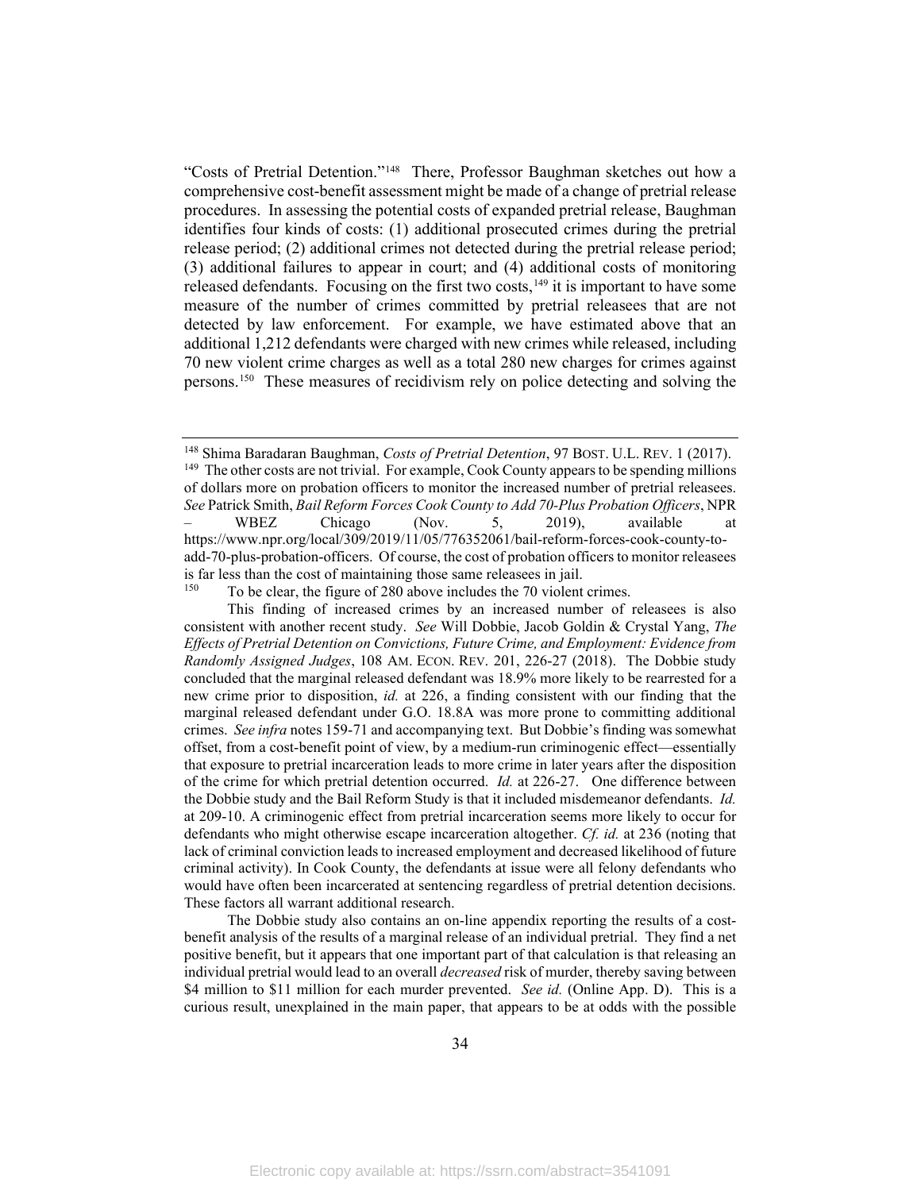"Costs of Pretrial Detention."[148] There, Professor Baughman sketches out how a comprehensive cost-benefit assessment might be made of a change of pretrial release procedures. In assessing the potential costs of expanded pretrial release, Baughman identifies four kinds of costs: (1) additional prosecuted crimes during the pretrial release period; (2) additional crimes not detected during the pretrial release period; (3) additional failures to appear in court; and (4) additional costs of monitoring released defendants. Focusing on the first two costs,[149] it is important to have some measure of the number of crimes committed by pretrial releasees that are not detected by law enforcement. For example, we have estimated above that an additional 1,212 defendants were charged with new crimes while released, including 70 new violent crime charges as well as a total 280 new charges for crimes against persons.[150] These measures of recidivism rely on police detecting and solving the

---

[148] Shima Baradaran Baughman, *Costs of Pretrial Detention*, 97 BOST. U.L. REV. 1 (2017).

[149] The other costs are not trivial. For example, Cook County appears to be spending millions of dollars more on probation officers to monitor the increased number of pretrial releasees. *See* Patrick Smith, *Bail Reform Forces Cook County to Add 70-Plus Probation Officers*, NPR – WBEZ Chicago (Nov. 5, 2019), available at https://www.npr.org/local/309/2019/11/05/776352061/bail-reform-forces-cook-county-to-add-70-plus-probation-officers. Of course, the cost of probation officers to monitor releasees is far less than the cost of maintaining those same releasees in jail.

[150] To be clear, the figure of 280 above includes the 70 violent crimes.

This finding of increased crimes by an increased number of releasees is also consistent with another recent study. *See* Will Dobbie, Jacob Goldin & Crystal Yang, *The Effects of Pretrial Detention on Convictions, Future Crime, and Employment: Evidence from Randomly Assigned Judges*, 108 AM. ECON. REV. 201, 226-27 (2018). The Dobbie study concluded that the marginal released defendant was 18.9% more likely to be rearrested for a new crime prior to disposition, *id.* at 226, a finding consistent with our finding that the marginal released defendant under G.O. 18.8A was more prone to committing additional crimes. *See infra* notes 159-71 and accompanying text. But Dobbie's finding was somewhat offset, from a cost-benefit point of view, by a medium-run criminogenic effect—essentially that exposure to pretrial incarceration leads to more crime in later years after the disposition of the crime for which pretrial detention occurred. *Id.* at 226-27. One difference between the Dobbie study and the Bail Reform Study is that it included misdemeanor defendants. *Id.* at 209-10. A criminogenic effect from pretrial incarceration seems more likely to occur for defendants who might otherwise escape incarceration altogether. *Cf. id.* at 236 (noting that lack of criminal conviction leads to increased employment and decreased likelihood of future criminal activity). In Cook County, the defendants at issue were all felony defendants who would have often been incarcerated at sentencing regardless of pretrial detention decisions. These factors all warrant additional research.

The Dobbie study also contains an on-line appendix reporting the results of a cost-benefit analysis of the results of a marginal release of an individual pretrial. They find a net positive benefit, but it appears that one important part of that calculation is that releasing an individual pretrial would lead to an overall *decreased* risk of murder, thereby saving between \$4 million to \$11 million for each murder prevented. *See id.* (Online App. D). This is a curious result, unexplained in the main paper, that appears to be at odds with the possible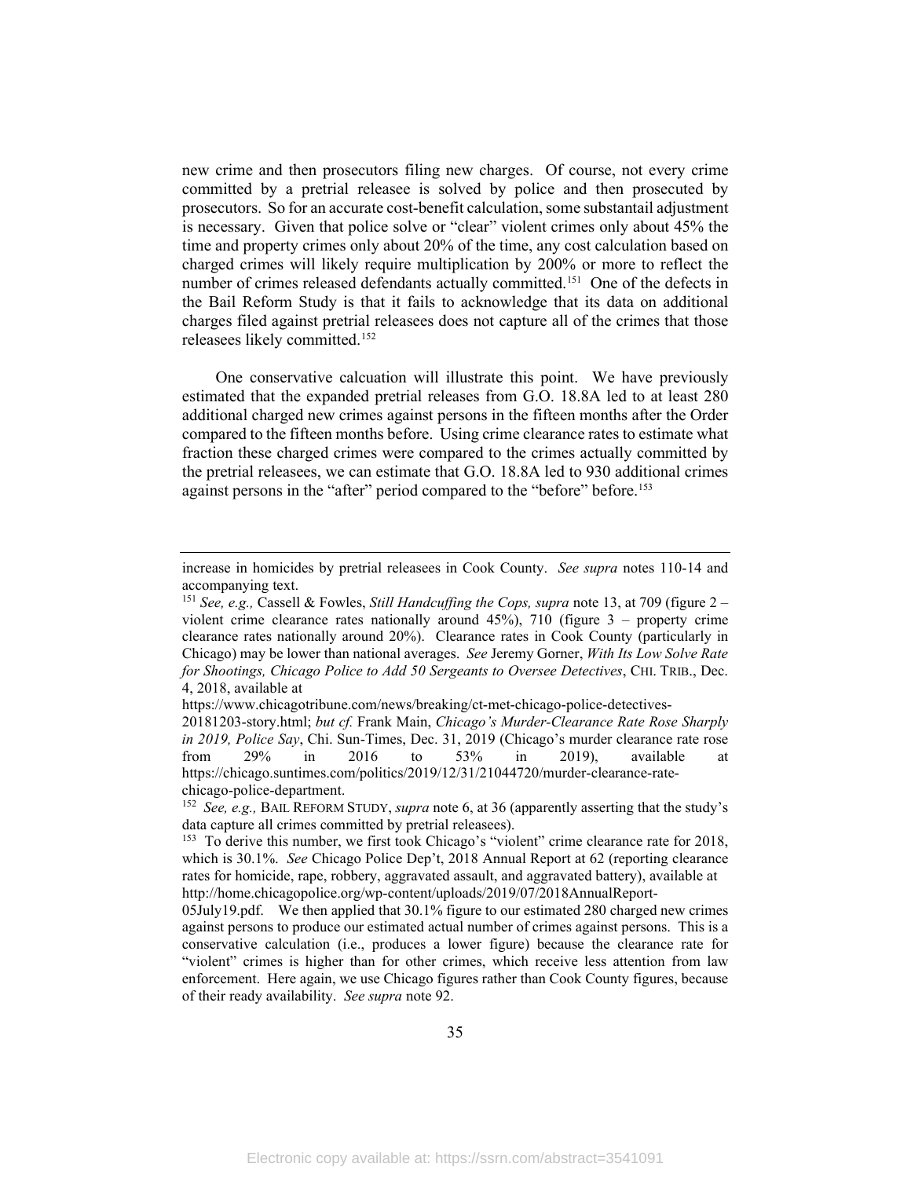new crime and then prosecutors filing new charges. Of course, not every crime committed by a pretrial releasee is solved by police and then prosecuted by prosecutors. So for an accurate cost-benefit calculation, some substantail adjustment is necessary. Given that police solve or "clear" violent crimes only about 45% the time and property crimes only about 20% of the time, any cost calculation based on charged crimes will likely require multiplication by 200% or more to reflect the number of crimes released defendants actually committed.[151] One of the defects in the Bail Reform Study is that it fails to acknowledge that its data on additional charges filed against pretrial releasees does not capture all of the crimes that those releasees likely committed.[152]

One conservative calcuation will illustrate this point. We have previously estimated that the expanded pretrial releases from G.O. 18.8A led to at least 280 additional charged new crimes against persons in the fifteen months after the Order compared to the fifteen months before. Using crime clearance rates to estimate what fraction these charged crimes were compared to the crimes actually committed by the pretrial releasees, we can estimate that G.O. 18.8A led to 930 additional crimes against persons in the "after" period compared to the "before" before.[153]

---

increase in homicides by pretrial releasees in Cook County. *See supra* notes 110-14 and accompanying text.

[151] *See, e.g.,* Cassell & Fowles, *Still Handcuffing the Cops, supra* note 13, at 709 (figure 2 – violent crime clearance rates nationally around 45%), 710 (figure 3 – property crime clearance rates nationally around 20%). Clearance rates in Cook County (particularly in Chicago) may be lower than national averages. *See* Jeremy Gorner, *With Its Low Solve Rate for Shootings, Chicago Police to Add 50 Sergeants to Oversee Detectives*, CHI. TRIB., Dec. 4, 2018, available at https://www.chicagotribune.com/news/breaking/ct-met-chicago-police-detectives-20181203-story.html; *but cf.* Frank Main, *Chicago's Murder-Clearance Rate Rose Sharply in 2019, Police Say*, Chi. Sun-Times, Dec. 31, 2019 (Chicago's murder clearance rate rose from 29% in 2016 to 53% in 2019), available at https://chicago.suntimes.com/politics/2019/12/31/21044720/murder-clearance-rate-chicago-police-department.

[152] *See, e.g.,* BAIL REFORM STUDY, *supra* note 6, at 36 (apparently asserting that the study's data capture all crimes committed by pretrial releasees).

[153] To derive this number, we first took Chicago's "violent" crime clearance rate for 2018, which is 30.1%. *See* Chicago Police Dep't, 2018 Annual Report at 62 (reporting clearance rates for homicide, rape, robbery, aggravated assault, and aggravated battery), available at http://home.chicagopolice.org/wp-content/uploads/2019/07/2018AnnualReport-05July19.pdf. We then applied that 30.1% figure to our estimated 280 charged new crimes against persons to produce our estimated actual number of crimes against persons. This is a conservative calculation (i.e., produces a lower figure) because the clearance rate for "violent" crimes is higher than for other crimes, which receive less attention from law enforcement. Here again, we use Chicago figures rather than Cook County figures, because of their ready availability. *See supra* note 92.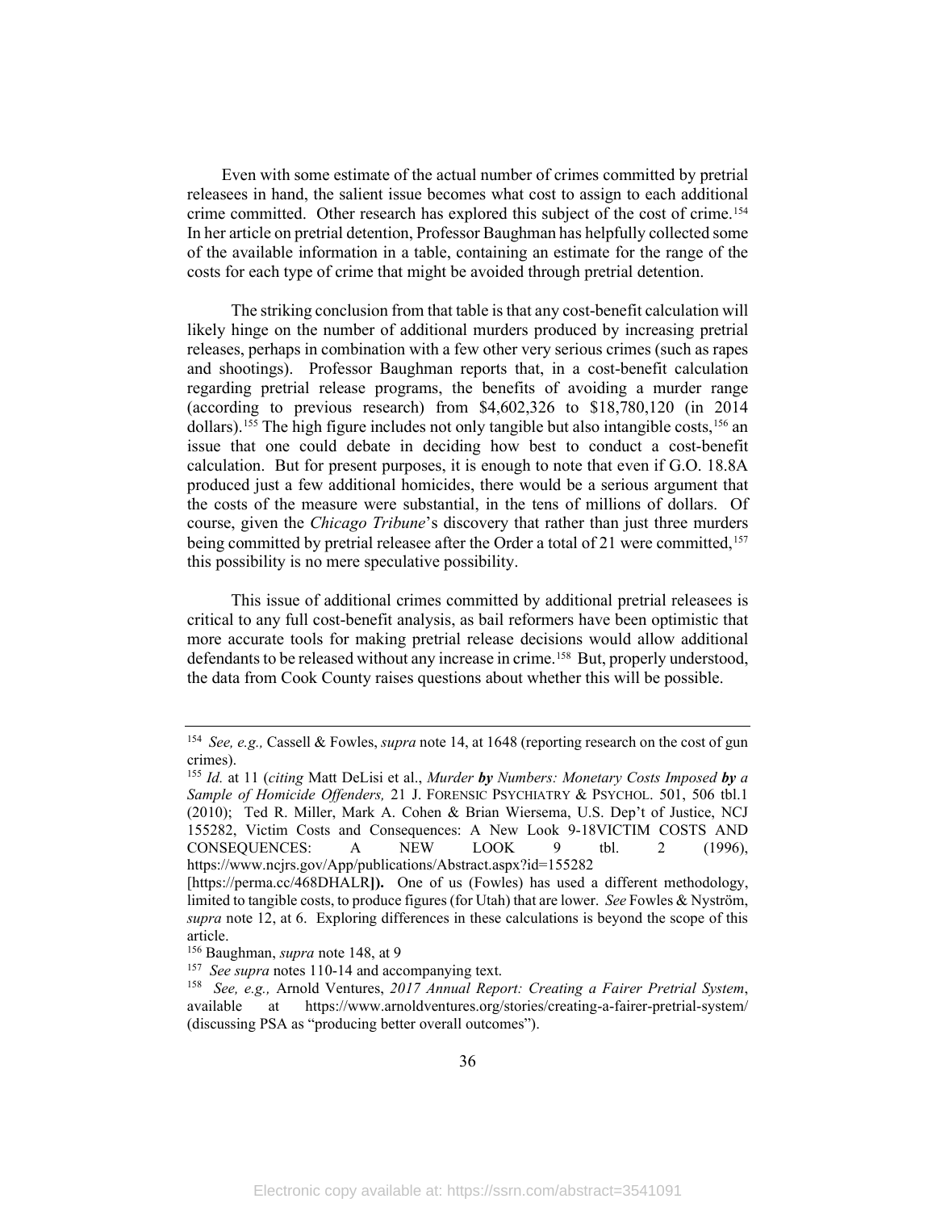Even with some estimate of the actual number of crimes committed by pretrial releasees in hand, the salient issue becomes what cost to assign to each additional crime committed. Other research has explored this subject of the cost of crime.[154] In her article on pretrial detention, Professor Baughman has helpfully collected some of the available information in a table, containing an estimate for the range of the costs for each type of crime that might be avoided through pretrial detention.

The striking conclusion from that table is that any cost-benefit calculation will likely hinge on the number of additional murders produced by increasing pretrial releases, perhaps in combination with a few other very serious crimes (such as rapes and shootings). Professor Baughman reports that, in a cost-benefit calculation regarding pretrial release programs, the benefits of avoiding a murder range (according to previous research) from $4,602,326 to $18,780,120 (in 2014 dollars).[155] The high figure includes not only tangible but also intangible costs,[156] an issue that one could debate in deciding how best to conduct a cost-benefit calculation. But for present purposes, it is enough to note that even if G.O. 18.8A produced just a few additional homicides, there would be a serious argument that the costs of the measure were substantial, in the tens of millions of dollars. Of course, given the *Chicago Tribune*'s discovery that rather than just three murders being committed by pretrial releasee after the Order a total of 21 were committed,[157] this possibility is no mere speculative possibility.

This issue of additional crimes committed by additional pretrial releasees is critical to any full cost-benefit analysis, as bail reformers have been optimistic that more accurate tools for making pretrial release decisions would allow additional defendants to be released without any increase in crime.[158] But, properly understood, the data from Cook County raises questions about whether this will be possible.

---

[154] *See, e.g.,* Cassell & Fowles, *supra* note 14, at 1648 (reporting research on the cost of gun crimes).

[155] *Id.* at 11 (*citing* Matt DeLisi et al., *Murder **by** Numbers: Monetary Costs Imposed **by** a Sample of Homicide Offenders,* 21 J. FORENSIC PSYCHIATRY & PSYCHOL. 501, 506 tbl.1 (2010); Ted R. Miller, Mark A. Cohen & Brian Wiersema, U.S. Dep't of Justice, NCJ 155282, Victim Costs and Consequences: A New Look 9-18VICTIM COSTS AND CONSEQUENCES: A NEW LOOK 9 tbl. 2 (1996), https://www.ncjrs.gov/App/publications/Abstract.aspx?id=155282 [https://perma.cc/468DHALR**]).** One of us (Fowles) has used a different methodology, limited to tangible costs, to produce figures (for Utah) that are lower. *See* Fowles & Nyström, *supra* note 12, at 6. Exploring differences in these calculations is beyond the scope of this article.

[156] Baughman, *supra* note 148, at 9

[157] *See supra* notes 110-14 and accompanying text.

[158] *See, e.g.,* Arnold Ventures, *2017 Annual Report: Creating a Fairer Pretrial System*, available at https://www.arnoldventures.org/stories/creating-a-fairer-pretrial-system/ (discussing PSA as "producing better overall outcomes").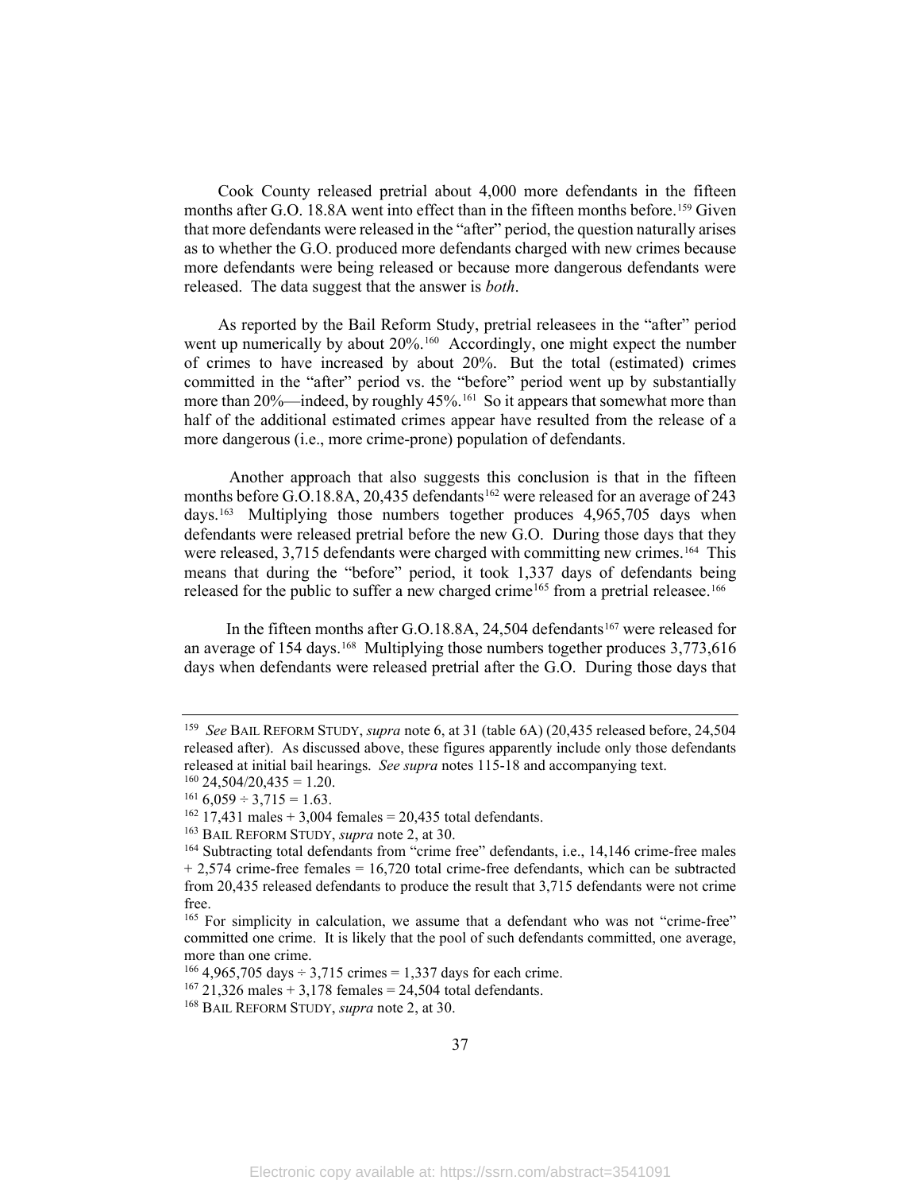Cook County released pretrial about 4,000 more defendants in the fifteen months after G.O. 18.8A went into effect than in the fifteen months before.[159] Given that more defendants were released in the "after" period, the question naturally arises as to whether the G.O. produced more defendants charged with new crimes because more defendants were being released or because more dangerous defendants were released. The data suggest that the answer is *both*.

As reported by the Bail Reform Study, pretrial releasees in the "after" period went up numerically by about 20%.[160] Accordingly, one might expect the number of crimes to have increased by about 20%. But the total (estimated) crimes committed in the "after" period vs. the "before" period went up by substantially more than 20%—indeed, by roughly 45%.[161] So it appears that somewhat more than half of the additional estimated crimes appear have resulted from the release of a more dangerous (i.e., more crime-prone) population of defendants.

Another approach that also suggests this conclusion is that in the fifteen months before G.O.18.8A, 20,435 defendants[162] were released for an average of 243 days.[163] Multiplying those numbers together produces 4,965,705 days when defendants were released pretrial before the new G.O. During those days that they were released, 3,715 defendants were charged with committing new crimes.[164] This means that during the "before" period, it took 1,337 days of defendants being released for the public to suffer a new charged crime[165] from a pretrial releasee.[166]

In the fifteen months after G.O.18.8A, 24,504 defendants[167] were released for an average of 154 days.[168] Multiplying those numbers together produces 3,773,616 days when defendants were released pretrial after the G.O. During those days that

---

[159] *See* BAIL REFORM STUDY, *supra* note 6, at 31 (table 6A) (20,435 released before, 24,504 released after). As discussed above, these figures apparently include only those defendants released at initial bail hearings. *See supra* notes 115-18 and accompanying text.

[160] 24,504/20,435 = 1.20.

[161] 6,059 ÷ 3,715 = 1.63.

[162] 17,431 males + 3,004 females = 20,435 total defendants.

[163] BAIL REFORM STUDY, *supra* note 2, at 30.

[164] Subtracting total defendants from "crime free" defendants, i.e., 14,146 crime-free males + 2,574 crime-free females = 16,720 total crime-free defendants, which can be subtracted from 20,435 released defendants to produce the result that 3,715 defendants were not crime free.

[165] For simplicity in calculation, we assume that a defendant who was not "crime-free" committed one crime. It is likely that the pool of such defendants committed, one average, more than one crime.

[166] 4,965,705 days ÷ 3,715 crimes = 1,337 days for each crime.

[167] 21,326 males + 3,178 females = 24,504 total defendants.

[168] BAIL REFORM STUDY, *supra* note 2, at 30.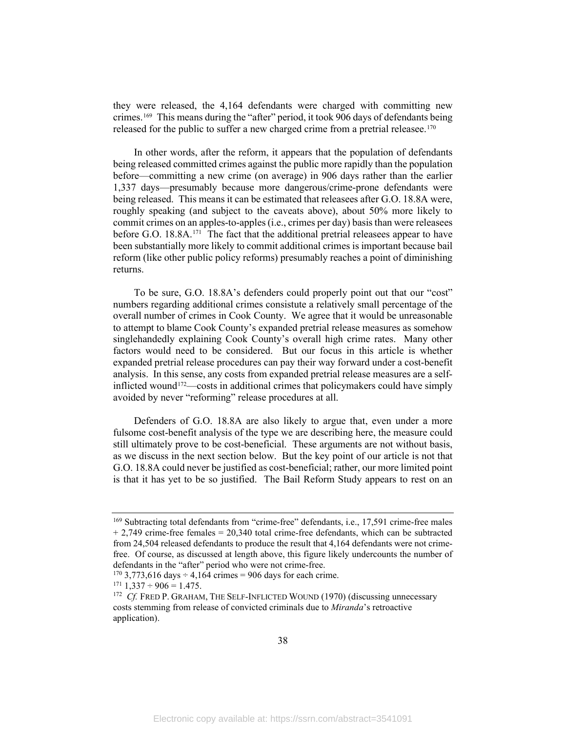they were released, the 4,164 defendants were charged with committing new crimes.[169] This means during the "after" period, it took 906 days of defendants being released for the public to suffer a new charged crime from a pretrial releasee.[170]

In other words, after the reform, it appears that the population of defendants being released committed crimes against the public more rapidly than the population before—committing a new crime (on average) in 906 days rather than the earlier 1,337 days—presumably because more dangerous/crime-prone defendants were being released. This means it can be estimated that releasees after G.O. 18.8A were, roughly speaking (and subject to the caveats above), about 50% more likely to commit crimes on an apples-to-apples (i.e., crimes per day) basis than were releasees before G.O. 18.8A.[171] The fact that the additional pretrial releasees appear to have been substantially more likely to commit additional crimes is important because bail reform (like other public policy reforms) presumably reaches a point of diminishing returns.

To be sure, G.O. 18.8A's defenders could properly point out that our "cost" numbers regarding additional crimes consistute a relatively small percentage of the overall number of crimes in Cook County. We agree that it would be unreasonable to attempt to blame Cook County's expanded pretrial release measures as somehow singlehandedly explaining Cook County's overall high crime rates. Many other factors would need to be considered. But our focus in this article is whether expanded pretrial release procedures can pay their way forward under a cost-benefit analysis. In this sense, any costs from expanded pretrial release measures are a self-inflicted wound[172]—costs in additional crimes that policymakers could have simply avoided by never "reforming" release procedures at all.

Defenders of G.O. 18.8A are also likely to argue that, even under a more fulsome cost-benefit analysis of the type we are describing here, the measure could still ultimately prove to be cost-beneficial. These arguments are not without basis, as we discuss in the next section below. But the key point of our article is not that G.O. 18.8A could never be justified as cost-beneficial; rather, our more limited point is that it has yet to be so justified. The Bail Reform Study appears to rest on an

---

[169] Subtracting total defendants from "crime-free" defendants, i.e., 17,591 crime-free males + 2,749 crime-free females = 20,340 total crime-free defendants, which can be subtracted from 24,504 released defendants to produce the result that 4,164 defendants were not crime-free. Of course, as discussed at length above, this figure likely undercounts the number of defendants in the "after" period who were not crime-free.

[170] 3,773,616 days ÷ 4,164 crimes = 906 days for each crime.

[171] 1,337 ÷ 906 = 1.475.

[172] *Cf.* FRED P. GRAHAM, THE SELF-INFLICTED WOUND (1970) (discussing unnecessary costs stemming from release of convicted criminals due to *Miranda*'s retroactive application).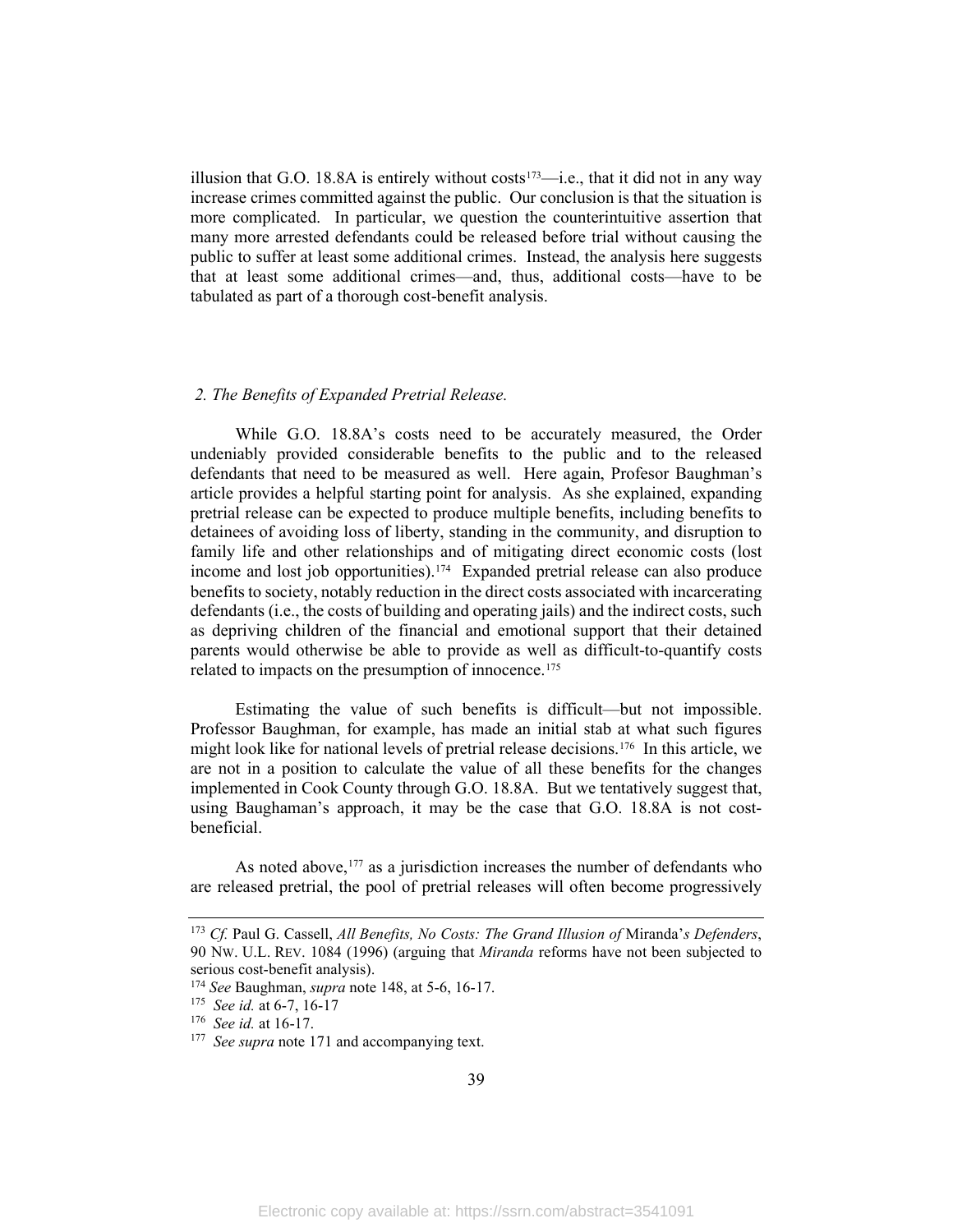illusion that G.O. 18.8A is entirely without costs[173]—i.e., that it did not in any way increase crimes committed against the public. Our conclusion is that the situation is more complicated. In particular, we question the counterintuitive assertion that many more arrested defendants could be released before trial without causing the public to suffer at least some additional crimes. Instead, the analysis here suggests that at least some additional crimes—and, thus, additional costs—have to be tabulated as part of a thorough cost-benefit analysis.

### *2. The Benefits of Expanded Pretrial Release.*

While G.O. 18.8A's costs need to be accurately measured, the Order undeniably provided considerable benefits to the public and to the released defendants that need to be measured as well. Here again, Profesor Baughman's article provides a helpful starting point for analysis. As she explained, expanding pretrial release can be expected to produce multiple benefits, including benefits to detainees of avoiding loss of liberty, standing in the community, and disruption to family life and other relationships and of mitigating direct economic costs (lost income and lost job opportunities).[174] Expanded pretrial release can also produce benefits to society, notably reduction in the direct costs associated with incarcerating defendants (i.e., the costs of building and operating jails) and the indirect costs, such as depriving children of the financial and emotional support that their detained parents would otherwise be able to provide as well as difficult-to-quantify costs related to impacts on the presumption of innocence.[175]

Estimating the value of such benefits is difficult—but not impossible. Professor Baughman, for example, has made an initial stab at what such figures might look like for national levels of pretrial release decisions.[176] In this article, we are not in a position to calculate the value of all these benefits for the changes implemented in Cook County through G.O. 18.8A. But we tentatively suggest that, using Baughaman's approach, it may be the case that G.O. 18.8A is not cost-beneficial.

As noted above,[177] as a jurisdiction increases the number of defendants who are released pretrial, the pool of pretrial releases will often become progressively

---

[173] *Cf.* Paul G. Cassell, *All Benefits, No Costs: The Grand Illusion of* Miranda'*s Defenders*, 90 NW. U.L. REV. 1084 (1996) (arguing that *Miranda* reforms have not been subjected to serious cost-benefit analysis).

[174] *See* Baughman, *supra* note 148, at 5-6, 16-17.

[175] *See id.* at 6-7, 16-17

[176] *See id.* at 16-17.

[177] *See supra* note 171 and accompanying text.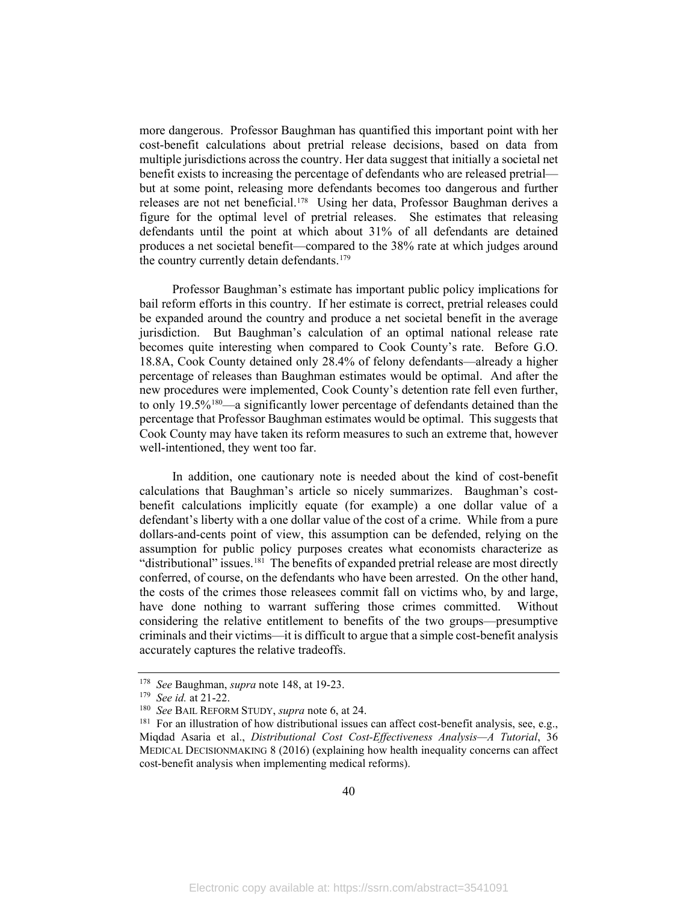more dangerous. Professor Baughman has quantified this important point with her cost-benefit calculations about pretrial release decisions, based on data from multiple jurisdictions across the country. Her data suggest that initially a societal net benefit exists to increasing the percentage of defendants who are released pretrial—but at some point, releasing more defendants becomes too dangerous and further releases are not net beneficial.[178] Using her data, Professor Baughman derives a figure for the optimal level of pretrial releases. She estimates that releasing defendants until the point at which about 31% of all defendants are detained produces a net societal benefit—compared to the 38% rate at which judges around the country currently detain defendants.[179]

Professor Baughman's estimate has important public policy implications for bail reform efforts in this country. If her estimate is correct, pretrial releases could be expanded around the country and produce a net societal benefit in the average jurisdiction. But Baughman's calculation of an optimal national release rate becomes quite interesting when compared to Cook County's rate. Before G.O. 18.8A, Cook County detained only 28.4% of felony defendants—already a higher percentage of releases than Baughman estimates would be optimal. And after the new procedures were implemented, Cook County's detention rate fell even further, to only 19.5%[180]—a significantly lower percentage of defendants detained than the percentage that Professor Baughman estimates would be optimal. This suggests that Cook County may have taken its reform measures to such an extreme that, however well-intentioned, they went too far.

In addition, one cautionary note is needed about the kind of cost-benefit calculations that Baughman's article so nicely summarizes. Baughman's cost-benefit calculations implicitly equate (for example) a one dollar value of a defendant's liberty with a one dollar value of the cost of a crime. While from a pure dollars-and-cents point of view, this assumption can be defended, relying on the assumption for public policy purposes creates what economists characterize as "distributional" issues.[181] The benefits of expanded pretrial release are most directly conferred, of course, on the defendants who have been arrested. On the other hand, the costs of the crimes those releasees commit fall on victims who, by and large, have done nothing to warrant suffering those crimes committed. Without considering the relative entitlement to benefits of the two groups—presumptive criminals and their victims—it is difficult to argue that a simple cost-benefit analysis accurately captures the relative tradeoffs.

---

[178] *See* Baughman, *supra* note 148, at 19-23.

[179] *See id.* at 21-22.

[180] *See* BAIL REFORM STUDY, *supra* note 6, at 24.

[181] For an illustration of how distributional issues can affect cost-benefit analysis, see, e.g., Miqdad Asaria et al., *Distributional Cost Cost-Effectiveness Analysis—A Tutorial*, 36 MEDICAL DECISIONMAKING 8 (2016) (explaining how health inequality concerns can affect cost-benefit analysis when implementing medical reforms).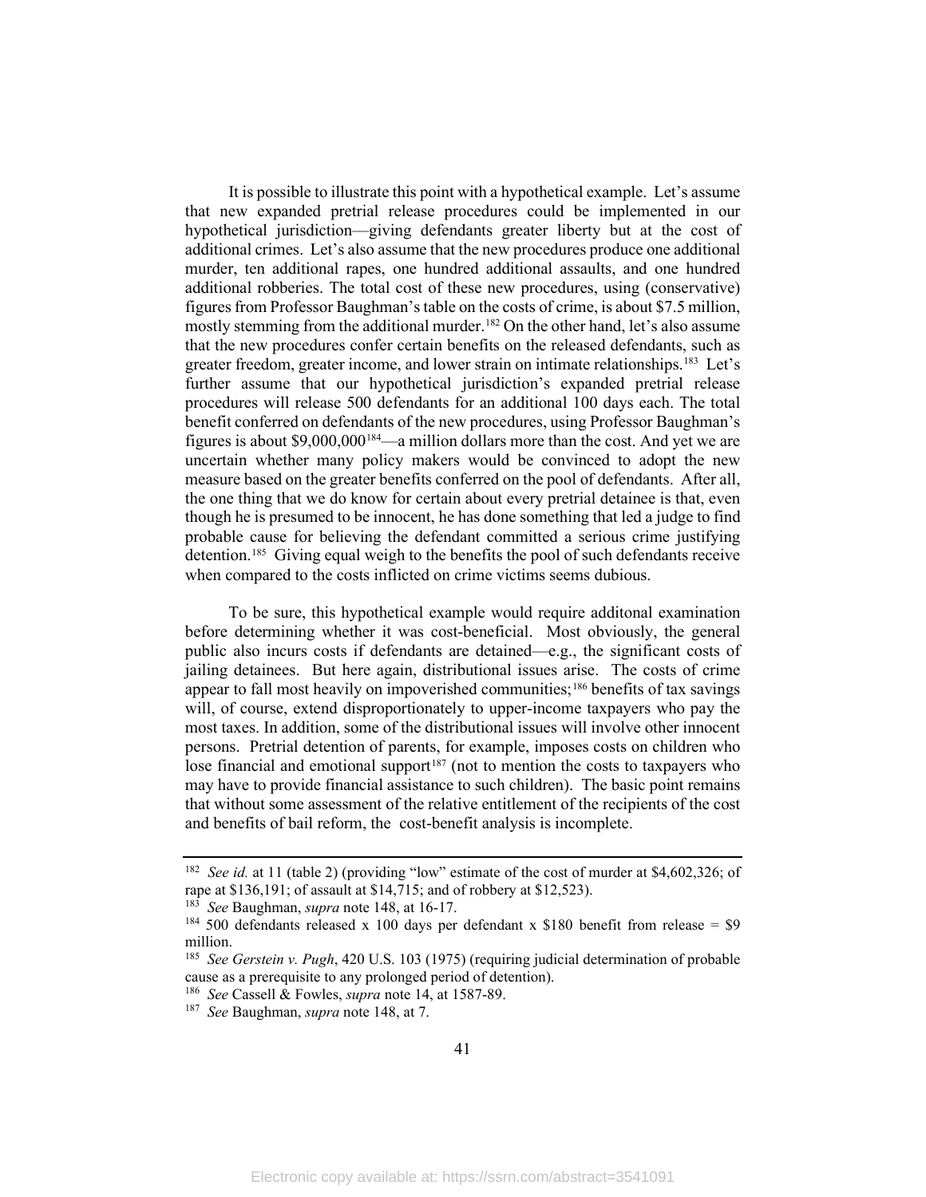It is possible to illustrate this point with a hypothetical example. Let's assume that new expanded pretrial release procedures could be implemented in our hypothetical jurisdiction—giving defendants greater liberty but at the cost of additional crimes. Let's also assume that the new procedures produce one additional murder, ten additional rapes, one hundred additional assaults, and one hundred additional robberies. The total cost of these new procedures, using (conservative) figures from Professor Baughman's table on the costs of crime, is about $7.5 million, mostly stemming from the additional murder.[182] On the other hand, let's also assume that the new procedures confer certain benefits on the released defendants, such as greater freedom, greater income, and lower strain on intimate relationships.[183] Let's further assume that our hypothetical jurisdiction's expanded pretrial release procedures will release 500 defendants for an additional 100 days each. The total benefit conferred on defendants of the new procedures, using Professor Baughman's figures is about $9,000,000[184]—a million dollars more than the cost. And yet we are uncertain whether many policy makers would be convinced to adopt the new measure based on the greater benefits conferred on the pool of defendants. After all, the one thing that we do know for certain about every pretrial detainee is that, even though he is presumed to be innocent, he has done something that led a judge to find probable cause for believing the defendant committed a serious crime justifying detention.[185] Giving equal weigh to the benefits the pool of such defendants receive when compared to the costs inflicted on crime victims seems dubious.

To be sure, this hypothetical example would require additonal examination before determining whether it was cost-beneficial. Most obviously, the general public also incurs costs if defendants are detained—e.g., the significant costs of jailing detainees. But here again, distributional issues arise. The costs of crime appear to fall most heavily on impoverished communities;[186] benefits of tax savings will, of course, extend disproportionately to upper-income taxpayers who pay the most taxes. In addition, some of the distributional issues will involve other innocent persons. Pretrial detention of parents, for example, imposes costs on children who lose financial and emotional support[187] (not to mention the costs to taxpayers who may have to provide financial assistance to such children). The basic point remains that without some assessment of the relative entitlement of the recipients of the cost and benefits of bail reform, the cost-benefit analysis is incomplete.

---

[182] *See id.* at 11 (table 2) (providing "low" estimate of the cost of murder at $4,602,326; of rape at $136,191; of assault at $14,715; and of robbery at $12,523).

[183] *See* Baughman, *supra* note 148, at 16-17.

[184] 500 defendants released x 100 days per defendant x $180 benefit from release = $9 million.

[185] *See Gerstein v. Pugh*, 420 U.S. 103 (1975) (requiring judicial determination of probable cause as a prerequisite to any prolonged period of detention).

[186] *See* Cassell & Fowles, *supra* note 14, at 1587-89.

[187] *See* Baughman, *supra* note 148, at 7.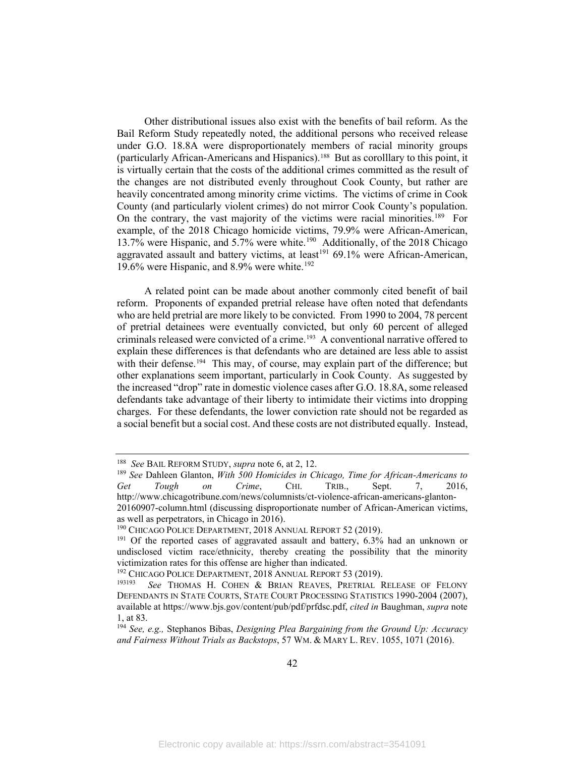Other distributional issues also exist with the benefits of bail reform. As the Bail Reform Study repeatedly noted, the additional persons who received release under G.O. 18.8A were disproportionately members of racial minority groups (particularly African-Americans and Hispanics).[188] But as corolllary to this point, it is virtually certain that the costs of the additional crimes committed as the result of the changes are not distributed evenly throughout Cook County, but rather are heavily concentrated among minority crime victims. The victims of crime in Cook County (and particularly violent crimes) do not mirror Cook County's population. On the contrary, the vast majority of the victims were racial minorities.[189] For example, of the 2018 Chicago homicide victims, 79.9% were African-American, 13.7% were Hispanic, and 5.7% were white.[190] Additionally, of the 2018 Chicago aggravated assault and battery victims, at least[191] 69.1% were African-American, 19.6% were Hispanic, and 8.9% were white.[192]

A related point can be made about another commonly cited benefit of bail reform. Proponents of expanded pretrial release have often noted that defendants who are held pretrial are more likely to be convicted. From 1990 to 2004, 78 percent of pretrial detainees were eventually convicted, but only 60 percent of alleged criminals released were convicted of a crime.[193] A conventional narrative offered to explain these differences is that defendants who are detained are less able to assist with their defense.[194] This may, of course, may explain part of the difference; but other explanations seem important, particularly in Cook County. As suggested by the increased "drop" rate in domestic violence cases after G.O. 18.8A, some released defendants take advantage of their liberty to intimidate their victims into dropping charges. For these defendants, the lower conviction rate should not be regarded as a social benefit but a social cost. And these costs are not distributed equally. Instead,

---

[188] *See* BAIL REFORM STUDY, *supra* note 6, at 2, 12.

[189] *See* Dahleen Glanton, *With 500 Homicides in Chicago, Time for African-Americans to Get Tough on Crime*, CHI. TRIB., Sept. 7, 2016, http://www.chicagotribune.com/news/columnists/ct-violence-african-americans-glanton-20160907-column.html (discussing disproportionate number of African-American victims, as well as perpetrators, in Chicago in 2016).

[190] CHICAGO POLICE DEPARTMENT, 2018 ANNUAL REPORT 52 (2019).

[191] Of the reported cases of aggravated assault and battery, 6.3% had an unknown or undisclosed victim race/ethnicity, thereby creating the possibility that the minority victimization rates for this offense are higher than indicated.

[192] CHICAGO POLICE DEPARTMENT, 2018 ANNUAL REPORT 53 (2019).

[193193] *See* THOMAS H. COHEN & BRIAN REAVES, PRETRIAL RELEASE OF FELONY DEFENDANTS IN STATE COURTS, STATE COURT PROCESSING STATISTICS 1990-2004 (2007), available at https://www.bjs.gov/content/pub/pdf/prfdsc.pdf, *cited in* Baughman, *supra* note 1, at 83.

[194] *See, e.g.,* Stephanos Bibas, *Designing Plea Bargaining from the Ground Up: Accuracy and Fairness Without Trials as Backstops*, 57 WM. & MARY L. REV. 1055, 1071 (2016).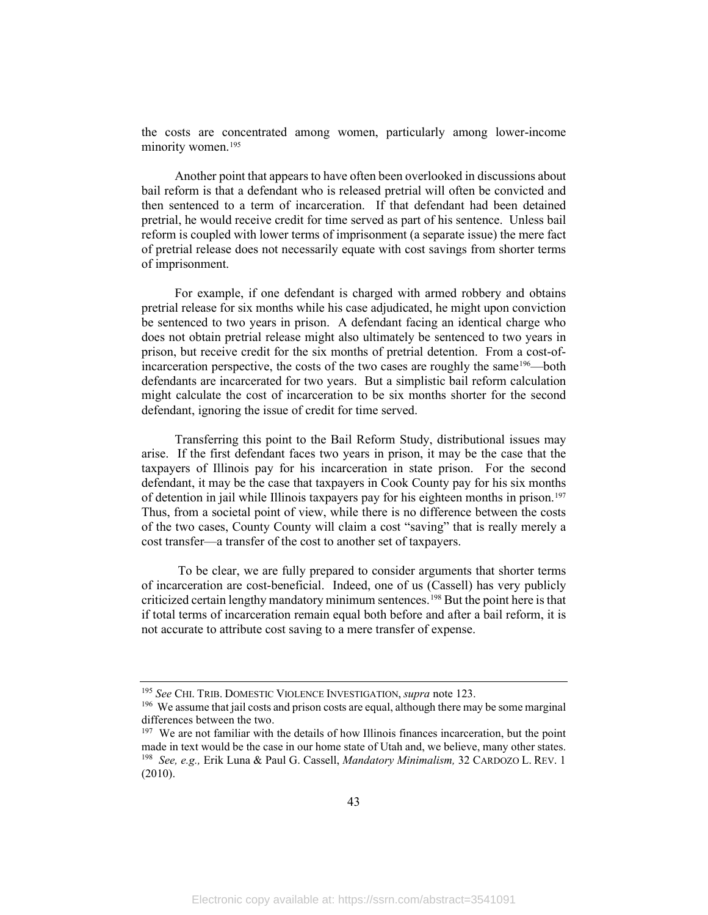the costs are concentrated among women, particularly among lower-income minority women.[195]

Another point that appears to have often been overlooked in discussions about bail reform is that a defendant who is released pretrial will often be convicted and then sentenced to a term of incarceration. If that defendant had been detained pretrial, he would receive credit for time served as part of his sentence. Unless bail reform is coupled with lower terms of imprisonment (a separate issue) the mere fact of pretrial release does not necessarily equate with cost savings from shorter terms of imprisonment.

For example, if one defendant is charged with armed robbery and obtains pretrial release for six months while his case adjudicated, he might upon conviction be sentenced to two years in prison. A defendant facing an identical charge who does not obtain pretrial release might also ultimately be sentenced to two years in prison, but receive credit for the six months of pretrial detention. From a cost-of-incarceration perspective, the costs of the two cases are roughly the same[196]—both defendants are incarcerated for two years. But a simplistic bail reform calculation might calculate the cost of incarceration to be six months shorter for the second defendant, ignoring the issue of credit for time served.

Transferring this point to the Bail Reform Study, distributional issues may arise. If the first defendant faces two years in prison, it may be the case that the taxpayers of Illinois pay for his incarceration in state prison. For the second defendant, it may be the case that taxpayers in Cook County pay for his six months of detention in jail while Illinois taxpayers pay for his eighteen months in prison.[197] Thus, from a societal point of view, while there is no difference between the costs of the two cases, County County will claim a cost "saving" that is really merely a cost transfer—a transfer of the cost to another set of taxpayers.

To be clear, we are fully prepared to consider arguments that shorter terms of incarceration are cost-beneficial. Indeed, one of us (Cassell) has very publicly criticized certain lengthy mandatory minimum sentences.[198] But the point here is that if total terms of incarceration remain equal both before and after a bail reform, it is not accurate to attribute cost saving to a mere transfer of expense.

---

[195] *See* CHI. TRIB. DOMESTIC VIOLENCE INVESTIGATION, *supra* note 123.

[196] We assume that jail costs and prison costs are equal, although there may be some marginal differences between the two.

[197] We are not familiar with the details of how Illinois finances incarceration, but the point made in text would be the case in our home state of Utah and, we believe, many other states.

[198] *See, e.g.,* Erik Luna & Paul G. Cassell, *Mandatory Minimalism,* 32 CARDOZO L. REV. 1 (2010).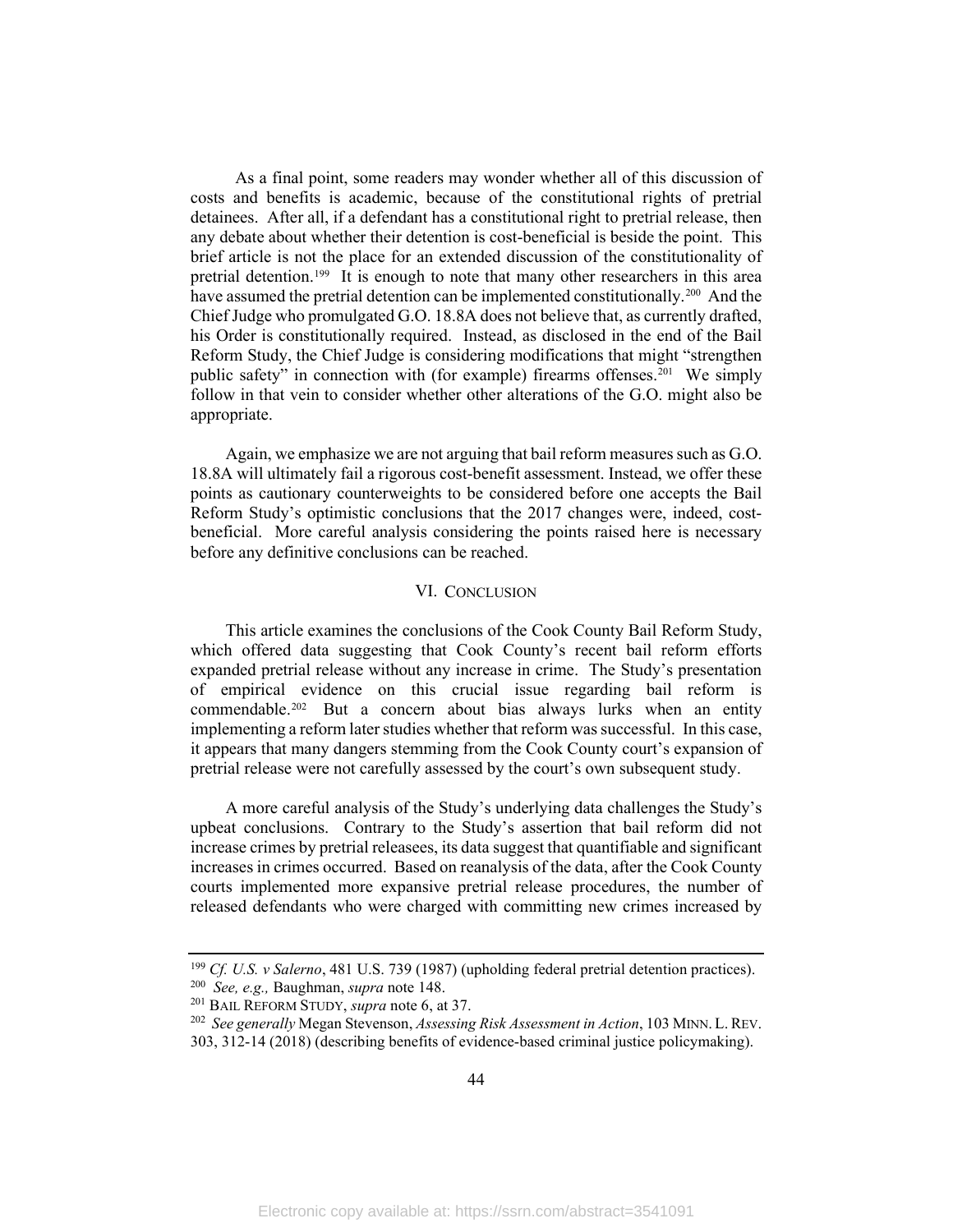As a final point, some readers may wonder whether all of this discussion of costs and benefits is academic, because of the constitutional rights of pretrial detainees. After all, if a defendant has a constitutional right to pretrial release, then any debate about whether their detention is cost-beneficial is beside the point. This brief article is not the place for an extended discussion of the constitutionality of pretrial detention.[199] It is enough to note that many other researchers in this area have assumed the pretrial detention can be implemented constitutionally.[200] And the Chief Judge who promulgated G.O. 18.8A does not believe that, as currently drafted, his Order is constitutionally required. Instead, as disclosed in the end of the Bail Reform Study, the Chief Judge is considering modifications that might "strengthen public safety" in connection with (for example) firearms offenses.[201] We simply follow in that vein to consider whether other alterations of the G.O. might also be appropriate.

Again, we emphasize we are not arguing that bail reform measures such as G.O. 18.8A will ultimately fail a rigorous cost-benefit assessment. Instead, we offer these points as cautionary counterweights to be considered before one accepts the Bail Reform Study's optimistic conclusions that the 2017 changes were, indeed, cost-beneficial. More careful analysis considering the points raised here is necessary before any definitive conclusions can be reached.

## VI. Conclusion

This article examines the conclusions of the Cook County Bail Reform Study, which offered data suggesting that Cook County's recent bail reform efforts expanded pretrial release without any increase in crime. The Study's presentation of empirical evidence on this crucial issue regarding bail reform is commendable.[202] But a concern about bias always lurks when an entity implementing a reform later studies whether that reform was successful. In this case, it appears that many dangers stemming from the Cook County court's expansion of pretrial release were not carefully assessed by the court's own subsequent study.

A more careful analysis of the Study's underlying data challenges the Study's upbeat conclusions. Contrary to the Study's assertion that bail reform did not increase crimes by pretrial releasees, its data suggest that quantifiable and significant increases in crimes occurred. Based on reanalysis of the data, after the Cook County courts implemented more expansive pretrial release procedures, the number of released defendants who were charged with committing new crimes increased by

---

[199] *Cf. U.S. v Salerno*, 481 U.S. 739 (1987) (upholding federal pretrial detention practices).

[200] *See, e.g.,* Baughman, *supra* note 148.

[201] Bail Reform Study, *supra* note 6, at 37.

[202] *See generally* Megan Stevenson, *Assessing Risk Assessment in Action*, 103 Minn. L. Rev. 303, 312-14 (2018) (describing benefits of evidence-based criminal justice policymaking).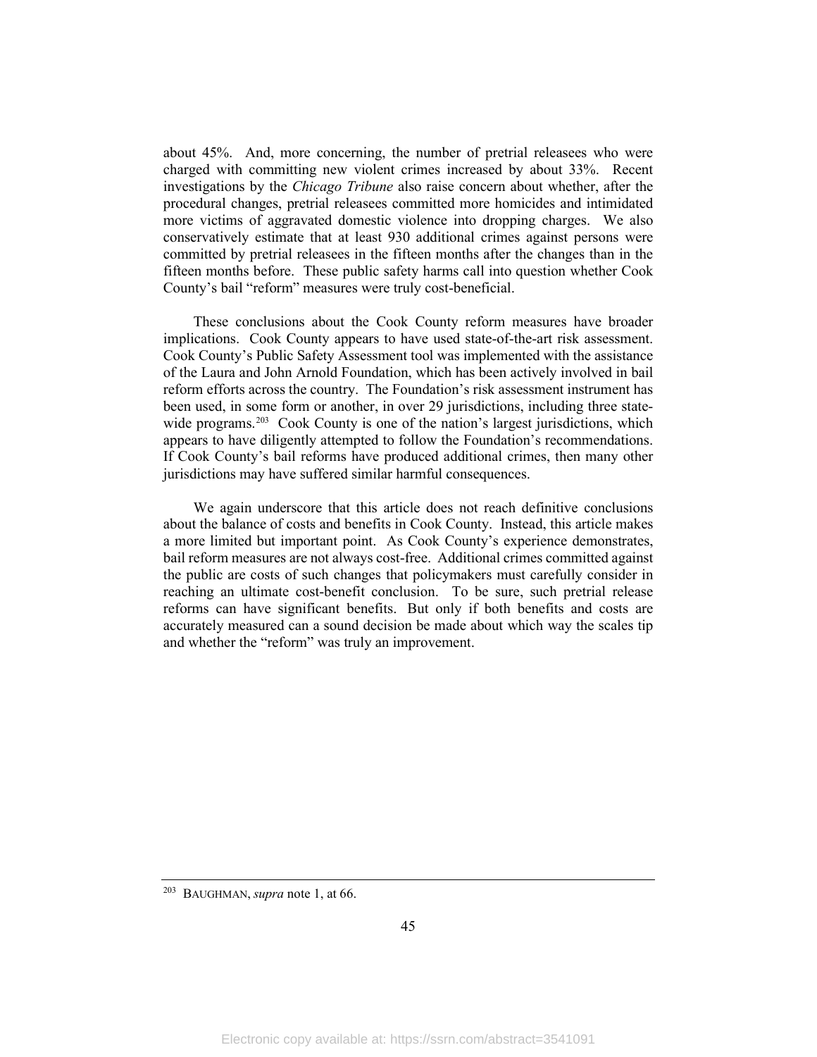about 45%. And, more concerning, the number of pretrial releasees who were charged with committing new violent crimes increased by about 33%. Recent investigations by the *Chicago Tribune* also raise concern about whether, after the procedural changes, pretrial releasees committed more homicides and intimidated more victims of aggravated domestic violence into dropping charges. We also conservatively estimate that at least 930 additional crimes against persons were committed by pretrial releasees in the fifteen months after the changes than in the fifteen months before. These public safety harms call into question whether Cook County's bail "reform" measures were truly cost-beneficial.

These conclusions about the Cook County reform measures have broader implications. Cook County appears to have used state-of-the-art risk assessment. Cook County's Public Safety Assessment tool was implemented with the assistance of the Laura and John Arnold Foundation, which has been actively involved in bail reform efforts across the country. The Foundation's risk assessment instrument has been used, in some form or another, in over 29 jurisdictions, including three state-wide programs.[203] Cook County is one of the nation's largest jurisdictions, which appears to have diligently attempted to follow the Foundation's recommendations. If Cook County's bail reforms have produced additional crimes, then many other jurisdictions may have suffered similar harmful consequences.

We again underscore that this article does not reach definitive conclusions about the balance of costs and benefits in Cook County. Instead, this article makes a more limited but important point. As Cook County's experience demonstrates, bail reform measures are not always cost-free. Additional crimes committed against the public are costs of such changes that policymakers must carefully consider in reaching an ultimate cost-benefit conclusion. To be sure, such pretrial release reforms can have significant benefits. But only if both benefits and costs are accurately measured can a sound decision be made about which way the scales tip and whether the "reform" was truly an improvement.

---

[203] BAUGHMAN, *supra* note 1, at 66.